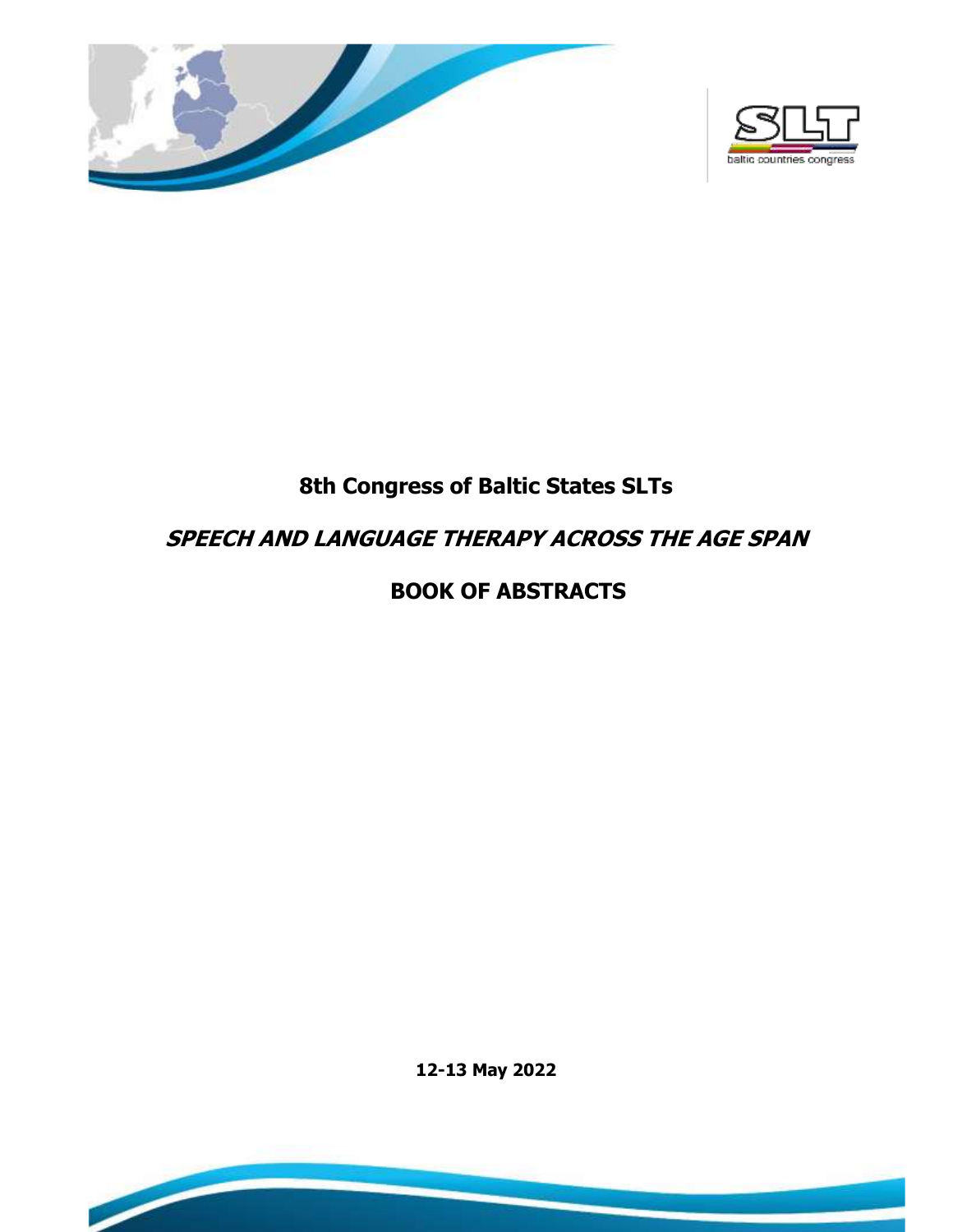# 8th Congress of Baltic States SLTs

## *SPEECH AND LANGUAGE THERAPY ACROSS THE AGE SPAN*

## BOOK OF ABSTRACTS

**12-13 May 2022**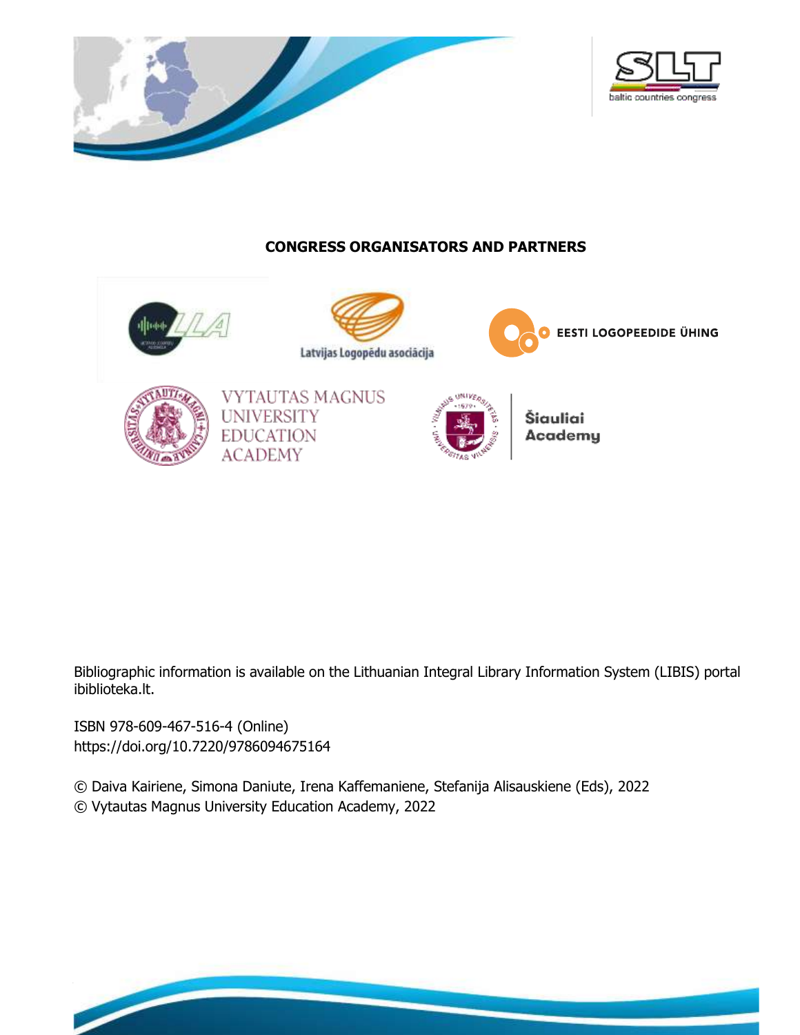**CONGRESS ORGANISATORS AND PARTNERS**

Bibliographic information is available on the Lithuanian Integral Library Information System (LIBIS) portal ibiblioteka.lt.

ISBN 978-609-467-516-4 (Online)
https://doi.org/10.7220/9786094675164

© Daiva Kairiene, Simona Daniute, Irena Kaffemaniene, Stefanija Alisauskiene (Eds), 2022
© Vytautas Magnus University Education Academy, 2022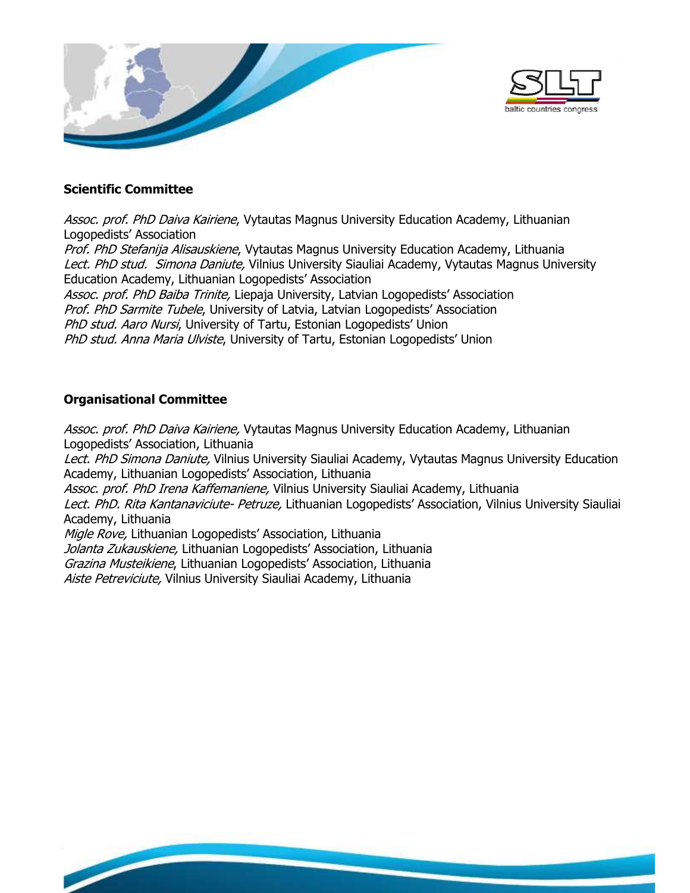## Scientific Committee

*Assoc. prof. PhD Daiva Kairiene*, Vytautas Magnus University Education Academy, Lithuanian Logopedists' Association
*Prof. PhD Stefanija Alisauskiene*, Vytautas Magnus University Education Academy, Lithuania
*Lect. PhD stud. Simona Daniute,* Vilnius University Siauliai Academy, Vytautas Magnus University Education Academy, Lithuanian Logopedists' Association
*Assoc. prof. PhD Baiba Trinite,* Liepaja University, Latvian Logopedists' Association
*Prof. PhD Sarmite Tubele*, University of Latvia, Latvian Logopedists' Association
*PhD stud. Aaro Nursi*, University of Tartu, Estonian Logopedists' Union
*PhD stud. Anna Maria Ulviste*, University of Tartu, Estonian Logopedists' Union

## Organisational Committee

*Assoc. prof. PhD Daiva Kairiene,* Vytautas Magnus University Education Academy, Lithuanian Logopedists' Association, Lithuania
*Lect. PhD Simona Daniute,* Vilnius University Siauliai Academy, Vytautas Magnus University Education Academy, Lithuanian Logopedists' Association, Lithuania
*Assoc. prof. PhD Irena Kaffemaniene,* Vilnius University Siauliai Academy, Lithuania
*Lect. PhD. Rita Kantanaviciute- Petruze,* Lithuanian Logopedists' Association, Vilnius University Siauliai Academy, Lithuania
*Migle Rove,* Lithuanian Logopedists' Association, Lithuania
*Jolanta Zukauskiene,* Lithuanian Logopedists' Association, Lithuania
*Grazina Musteikiene*, Lithuanian Logopedists' Association, Lithuania
*Aiste Petreviciute,* Vilnius University Siauliai Academy, Lithuania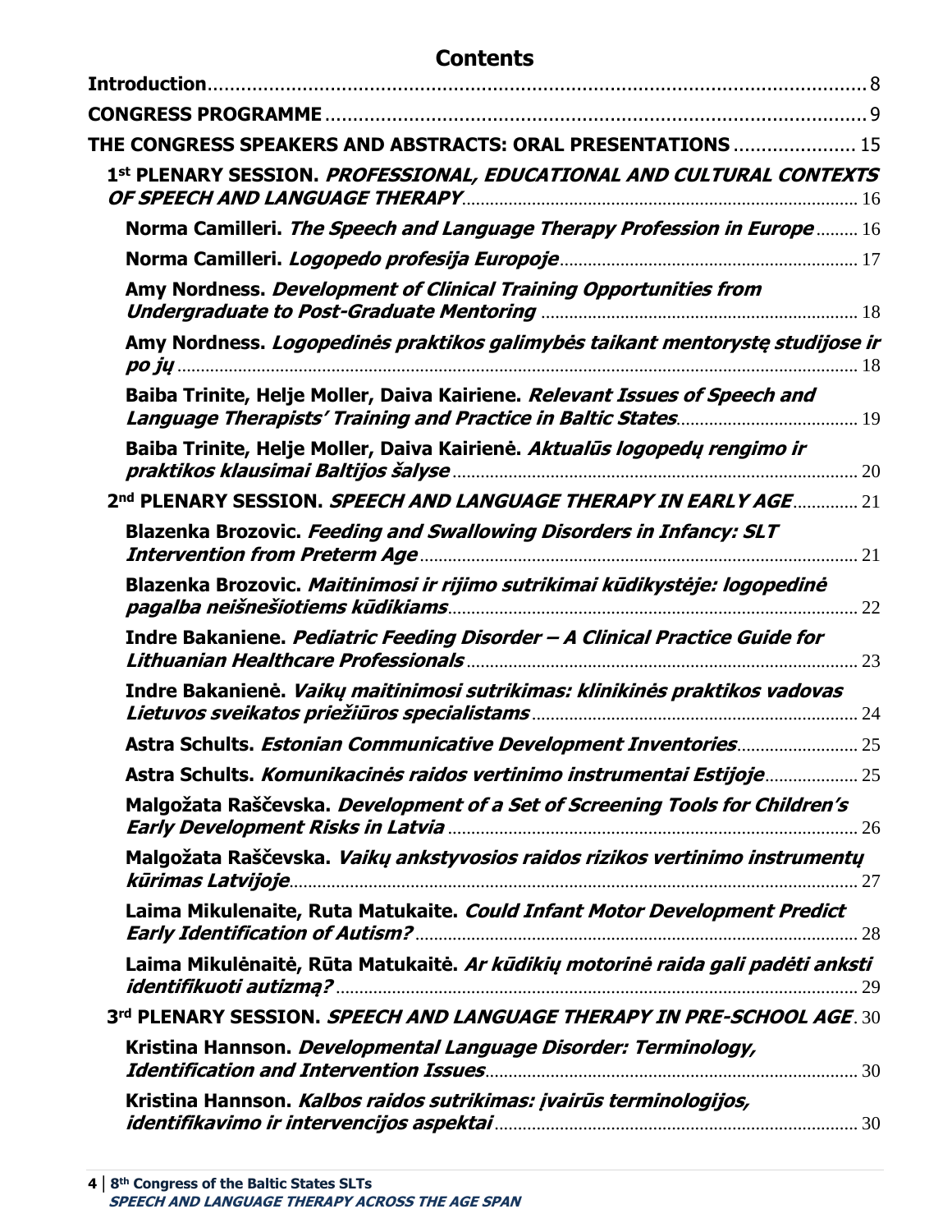# Contents

**Introduction** ........ 8

**CONGRESS PROGRAMME** ........ 9

**THE CONGRESS SPEAKERS AND ABSTRACTS: ORAL PRESENTATIONS** ........ 15

**1st PLENARY SESSION. *PROFESSIONAL, EDUCATIONAL AND CULTURAL CONTEXTS OF SPEECH AND LANGUAGE THERAPY*** ........ 16

**Norma Camilleri. *The Speech and Language Therapy Profession in Europe*** ........ 16

**Norma Camilleri. *Logopedo profesija Europoje*** ........ 17

**Amy Nordness. *Development of Clinical Training Opportunities from Undergraduate to Post-Graduate Mentoring*** ........ 18

**Amy Nordness. *Logopedinės praktikos galimybės taikant mentorystę studijose ir po jų*** ........ 18

**Baiba Trinite, Helje Moller, Daiva Kairiene. *Relevant Issues of Speech and Language Therapists' Training and Practice in Baltic States*** ........ 19

**Baiba Trinite, Helje Moller, Daiva Kairienė. *Aktualūs logopedų rengimo ir praktikos klausimai Baltijos šalyse*** ........ 20

**2nd PLENARY SESSION. *SPEECH AND LANGUAGE THERAPY IN EARLY AGE*** ........ 21

**Blazenka Brozovic. *Feeding and Swallowing Disorders in Infancy: SLT Intervention from Preterm Age*** ........ 21

**Blazenka Brozovic. *Maitinimosi ir rijimo sutrikimai kūdikystėje: logopedinė pagalba neišnešiotiems kūdikiams*** ........ 22

**Indre Bakaniene. *Pediatric Feeding Disorder – A Clinical Practice Guide for Lithuanian Healthcare Professionals*** ........ 23

**Indre Bakanienė. *Vaikų maitinimosi sutrikimas: klinikinės praktikos vadovas Lietuvos sveikatos priežiūros specialistams*** ........ 24

**Astra Schults. *Estonian Communicative Development Inventories*** ........ 25

**Astra Schults. *Komunikacinės raidos vertinimo instrumentai Estijoje*** ........ 25

**Malgožata Raščevska. *Development of a Set of Screening Tools for Children's Early Development Risks in Latvia*** ........ 26

**Malgožata Raščevska. *Vaikų ankstyvosios raidos rizikos vertinimo instrumentų kūrimas Latvijoje*** ........ 27

**Laima Mikulenaite, Ruta Matukaite. *Could Infant Motor Development Predict Early Identification of Autism?*** ........ 28

**Laima Mikulėnaitė, Rūta Matukaitė. *Ar kūdikių motorinė raida gali padėti anksti identifikuoti autizmą?*** ........ 29

**3rd PLENARY SESSION. *SPEECH AND LANGUAGE THERAPY IN PRE-SCHOOL AGE*** ........ 30

**Kristina Hannson. *Developmental Language Disorder: Terminology, Identification and Intervention Issues*** ........ 30

**Kristina Hannson. *Kalbos raidos sutrikimas: įvairūs terminologijos, identifikavimo ir intervencijos aspektai*** ........ 30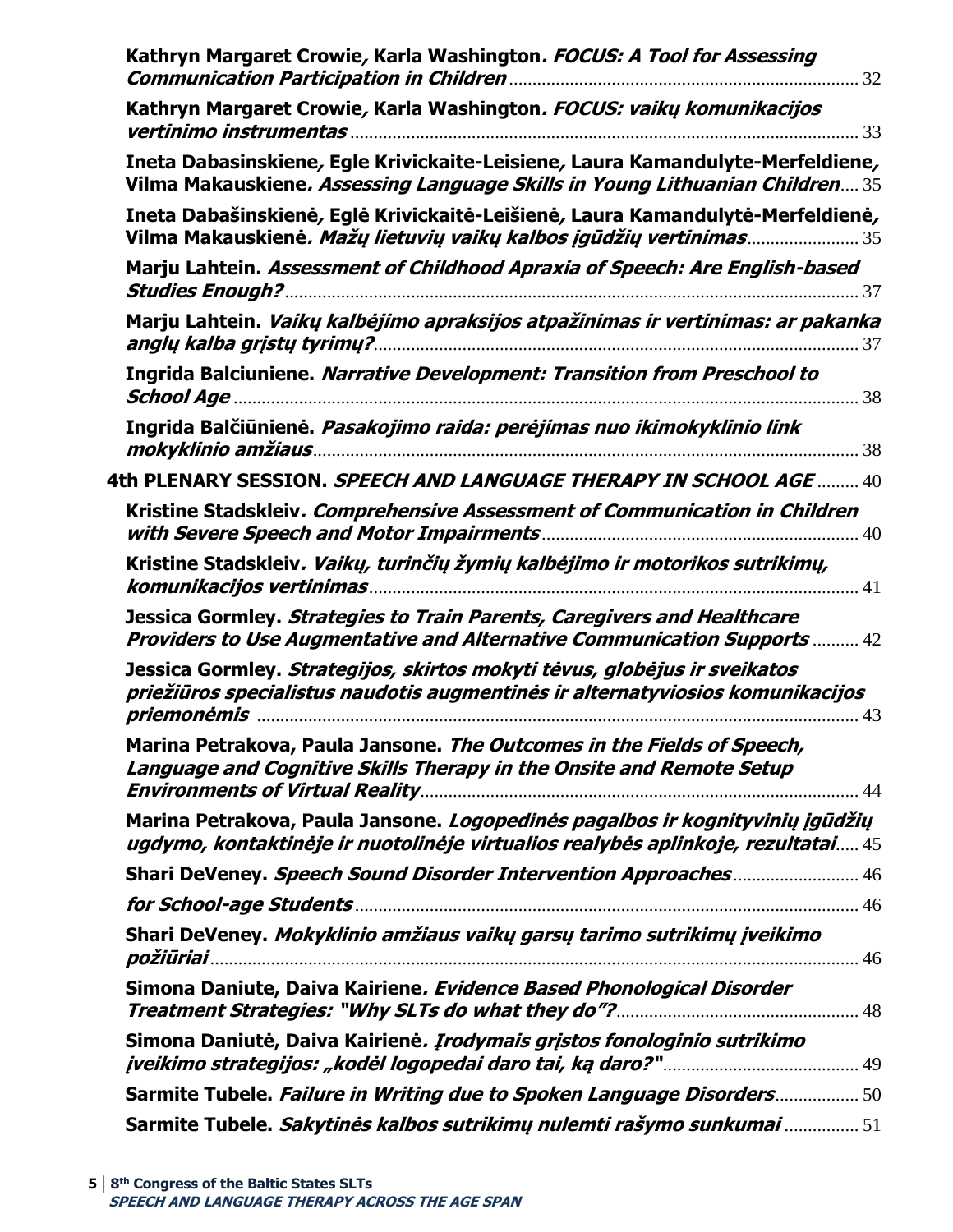**Kathryn Margaret Crowie, Karla Washington.** ***FOCUS: A Tool for Assessing Communication Participation in Children*** ... 32

**Kathryn Margaret Crowie, Karla Washington.** ***FOCUS: vaikų komunikacijos vertinimo instrumentas*** ... 33

**Ineta Dabasinskiene, Egle Krivickaite-Leisiene, Laura Kamandulyte-Merfeldiene, Vilma Makauskiene.** ***Assessing Language Skills in Young Lithuanian Children*** ... 35

**Ineta Dabašinskienė, Eglė Krivickaitė-Leišienė, Laura Kamandulytė-Merfeldienė, Vilma Makauskienė.** ***Mažų lietuvių vaikų kalbos įgūdžių vertinimas*** ... 35

**Marju Lahtein.** ***Assessment of Childhood Apraxia of Speech: Are English-based Studies Enough?*** ... 37

**Marju Lahtein.** ***Vaikų kalbėjimo apraksijos atpažinimas ir vertinimas: ar pakanka anglų kalba grįstų tyrimų?*** ... 37

**Ingrida Balciuniene.** ***Narrative Development: Transition from Preschool to School Age*** ... 38

**Ingrida Balčiūnienė.** ***Pasakojimo raida: perėjimas nuo ikimokyklinio link mokyklinio amžiaus*** ... 38

**4th PLENARY SESSION. *SPEECH AND LANGUAGE THERAPY IN SCHOOL AGE*** ... 40

**Kristine Stadskleiv.** ***Comprehensive Assessment of Communication in Children with Severe Speech and Motor Impairments*** ... 40

**Kristine Stadskleiv.** ***Vaikų, turinčių žymių kalbėjimo ir motorikos sutrikimų, komunikacijos vertinimas*** ... 41

**Jessica Gormley.** ***Strategies to Train Parents, Caregivers and Healthcare Providers to Use Augmentative and Alternative Communication Supports*** ... 42

**Jessica Gormley.** ***Strategijos, skirtos mokyti tėvus, globėjus ir sveikatos priežiūros specialistus naudotis augmentinės ir alternatyviosios komunikacijos priemonėmis*** ... 43

**Marina Petrakova, Paula Jansone.** ***The Outcomes in the Fields of Speech, Language and Cognitive Skills Therapy in the Onsite and Remote Setup Environments of Virtual Reality*** ... 44

**Marina Petrakova, Paula Jansone.** ***Logopedinės pagalbos ir kognityvinių įgūdžių ugdymo, kontaktinėje ir nuotolinėje virtualios realybės aplinkoje, rezultatai*** ... 45

**Shari DeVeney.** ***Speech Sound Disorder Intervention Approaches*** ... 46

***for School-age Students*** ... 46

**Shari DeVeney.** ***Mokyklinio amžiaus vaikų garsų tarimo sutrikimų įveikimo požiūriai*** ... 46

**Simona Daniute, Daiva Kairiene.** ***Evidence Based Phonological Disorder Treatment Strategies: "Why SLTs do what they do"?*** ... 48

**Simona Daniutė, Daiva Kairienė.** ***Įrodymais grįstos fonologinio sutrikimo įveikimo strategijos: „kodėl logopedai daro tai, ką daro?"*** ... 49

**Sarmite Tubele.** ***Failure in Writing due to Spoken Language Disorders*** ... 50

**Sarmite Tubele.** ***Sakytinės kalbos sutrikimų nulemti rašymo sunkumai*** ... 51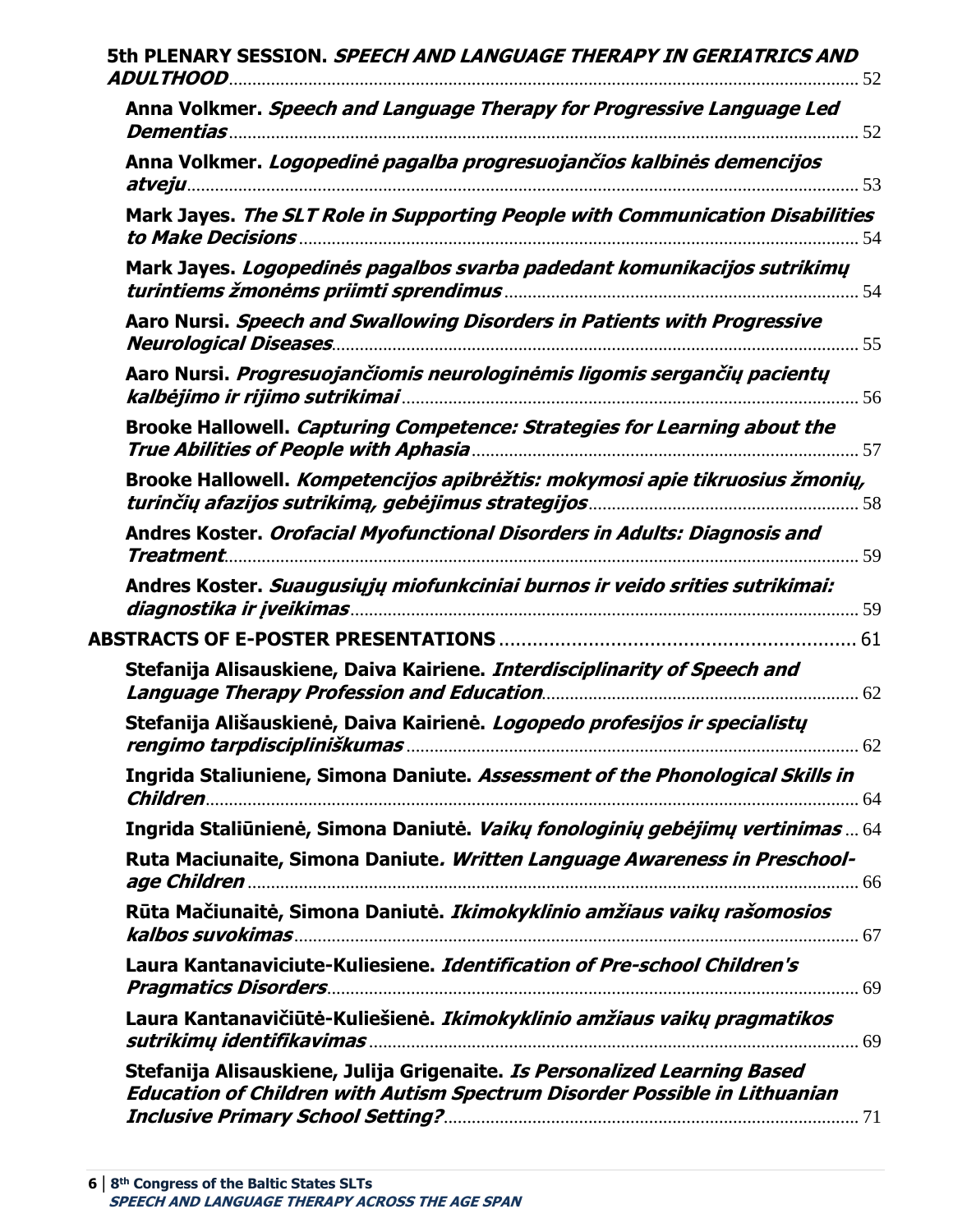**5th PLENARY SESSION. *SPEECH AND LANGUAGE THERAPY IN GERIATRICS AND ADULTHOOD*** ........ 52

**Anna Volkmer. *Speech and Language Therapy for Progressive Language Led Dementias*** ........ 52

**Anna Volkmer. *Logopedinė pagalba progresuojančios kalbinės demencijos atveju*** ........ 53

**Mark Jayes. *The SLT Role in Supporting People with Communication Disabilities to Make Decisions*** ........ 54

**Mark Jayes. *Logopedinės pagalbos svarba padedant komunikacijos sutrikimų turintiems žmonėms priimti sprendimus*** ........ 54

**Aaro Nursi. *Speech and Swallowing Disorders in Patients with Progressive Neurological Diseases*** ........ 55

**Aaro Nursi. *Progresuojančiomis neurologinėmis ligomis sergančių pacientų kalbėjimo ir rijimo sutrikimai*** ........ 56

**Brooke Hallowell. *Capturing Competence: Strategies for Learning about the True Abilities of People with Aphasia*** ........ 57

**Brooke Hallowell. *Kompetencijos apibrėžtis: mokymosi apie tikruosius žmonių, turinčių afazijos sutrikimą, gebėjimus strategijos*** ........ 58

**Andres Koster. *Orofacial Myofunctional Disorders in Adults: Diagnosis and Treatment*** ........ 59

**Andres Koster. *Suaugusiųjų miofunkciniai burnos ir veido srities sutrikimai: diagnostika ir įveikimas*** ........ 59

**ABSTRACTS OF E-POSTER PRESENTATIONS** ........ 61

**Stefanija Alisauskiene, Daiva Kairiene. *Interdisciplinarity of Speech and Language Therapy Profession and Education*** ........ 62

**Stefanija Ališauskienė, Daiva Kairienė. *Logopedo profesijos ir specialistų rengimo tarpdiscipliniškumas*** ........ 62

**Ingrida Staliuniene, Simona Daniute. *Assessment of the Phonological Skills in Children*** ........ 64

**Ingrida Staliūnienė, Simona Daniutė. *Vaikų fonologinių gebėjimų vertinimas*** ........ 64

**Ruta Maciunaite, Simona Daniute*. Written Language Awareness in Preschool-age Children*** ........ 66

**Rūta Mačiunaitė, Simona Daniutė. *Ikimokyklinio amžiaus vaikų rašomosios kalbos suvokimas*** ........ 67

**Laura Kantanaviciute-Kuliesiene. *Identification of Pre-school Children's Pragmatics Disorders*** ........ 69

**Laura Kantanavičiūtė-Kuliešienė. *Ikimokyklinio amžiaus vaikų pragmatikos sutrikimų identifikavimas*** ........ 69

**Stefanija Alisauskiene, Julija Grigenaite. *Is Personalized Learning Based Education of Children with Autism Spectrum Disorder Possible in Lithuanian Inclusive Primary School Setting?*** ........ 71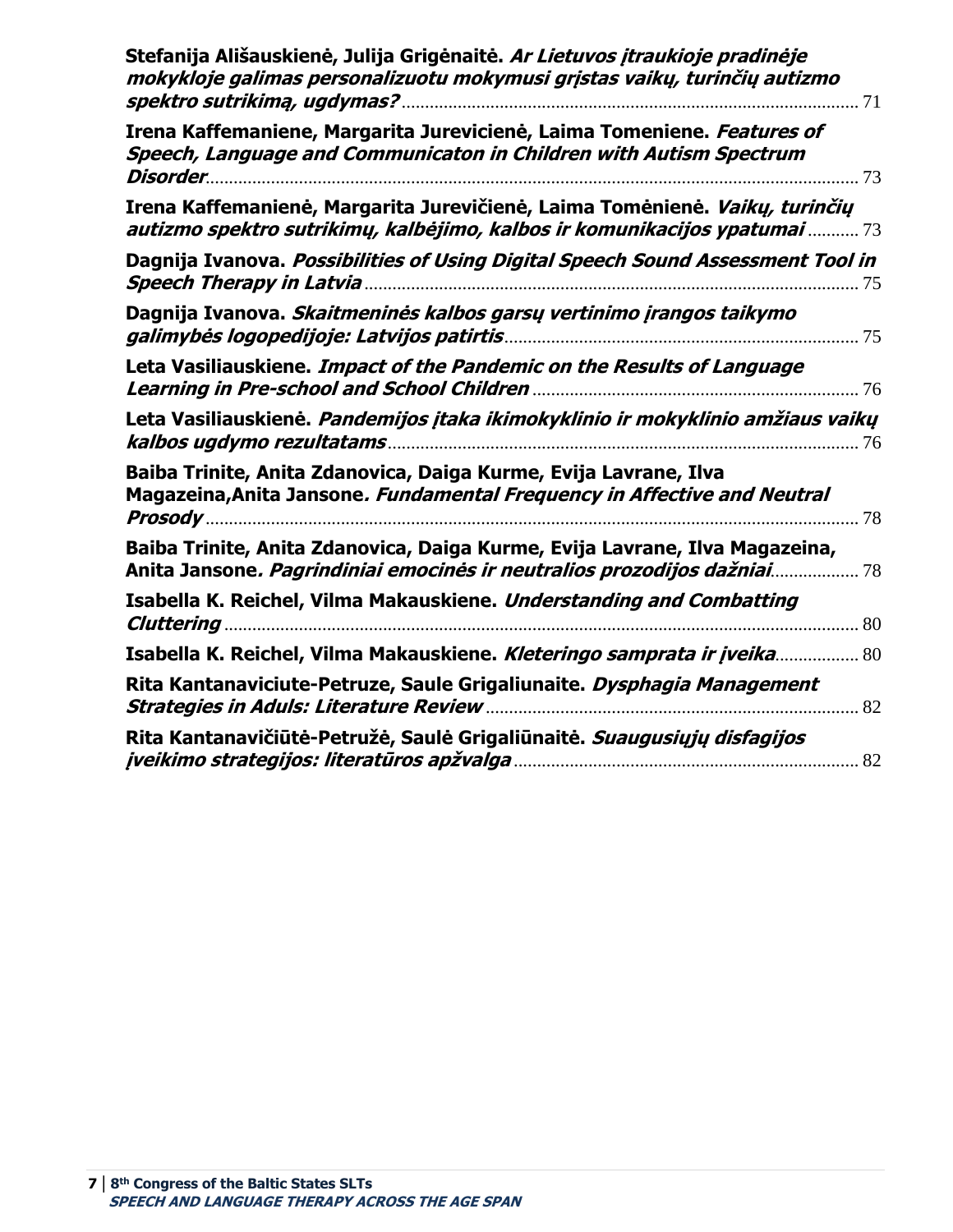**Stefanija Agnė Ališauskienė, Julija Grigėnaitė.** ***Ar Lietuvos įtraukioje pradinėje mokykloje galimas personalizuotu mokymusi grįstas vaikų, turinčių autizmo spektro sutrikimą, ugdymas?*** ........ 71

**Irena Kaffemaniene, Margarita Jureviciene, Laima Tomeniene.** ***Features of Speech, Language and Communicaton in Children with Autism Spectrum Disorder*** ........ 73

**Irena Kaffemanienė, Margarita Jurevičienė, Laima Tomėnienė.** ***Vaikų, turinčių autizmo spektro sutrikimų, kalbėjimo, kalbos ir komunikacijos ypatumai*** ........ 73

**Dagnija Ivanova.** ***Possibilities of Using Digital Speech Sound Assessment Tool in Speech Therapy in Latvia*** ........ 75

**Dagnija Ivanova.** ***Skaitmeninės kalbos garsų vertinimo įrangos taikymo galimybės logopedijoje: Latvijos patirtis*** ........ 75

**Leta Vasiliauskiene.** ***Impact of the Pandemic on the Results of Language Learning in Pre-school and School Children*** ........ 76

**Leta Vasiliauskienė.** ***Pandemijos įtaka ikimokyklinio ir mokyklinio amžiaus vaikų kalbos ugdymo rezultatams*** ........ 76

**Baiba Trinite, Anita Zdanovica, Daiga Kurme, Evija Lavrane, Ilva Magazeina,Anita Jansone.** ***Fundamental Frequency in Affective and Neutral Prosody*** ........ 78

**Baiba Trinite, Anita Zdanovica, Daiga Kurme, Evija Lavrane, Ilva Magazeina, Anita Jansone.** ***Pagrindiniai emocinės ir neutralios prozodijos dažniai*** ........ 78

**Isabella K. Reichel, Vilma Makauskiene.** ***Understanding and Combatting Cluttering*** ........ 80

**Isabella K. Reichel, Vilma Makauskiene.** ***Kleteringo samprata ir įveika*** ........ 80

**Rita Kantanaviciute-Petruze, Saule Grigaliunaite.** ***Dysphagia Management Strategies in Aduls: Literature Review*** ........ 82

**Rita Kantanavičiūtė-Petružė, Saulė Grigaliūnaitė.** ***Suaugusiųjų disfagijos įveikimo strategijos: literatūros apžvalga*** ........ 82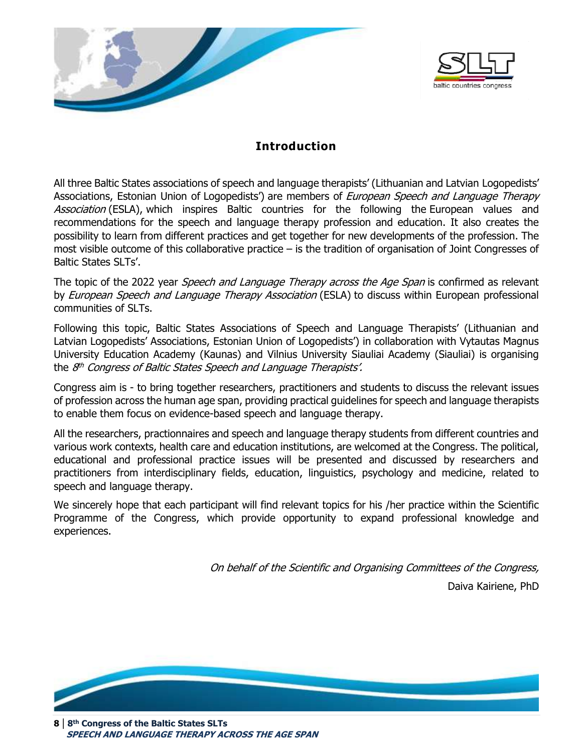## Introduction

All three Baltic States associations of speech and language therapists' (Lithuanian and Latvian Logopedists' Associations, Estonian Union of Logopedists') are members of *European Speech and Language Therapy Association* (ESLA), which inspires Baltic countries for the following the European values and recommendations for the speech and language therapy profession and education. It also creates the possibility to learn from different practices and get together for new developments of the profession. The most visible outcome of this collaborative practice – is the tradition of organisation of Joint Congresses of Baltic States SLTs'.

The topic of the 2022 year *Speech and Language Therapy across the Age Span* is confirmed as relevant by *European Speech and Language Therapy Association* (ESLA) to discuss within European professional communities of SLTs.

Following this topic, Baltic States Associations of Speech and Language Therapists' (Lithuanian and Latvian Logopedists' Associations, Estonian Union of Logopedists') in collaboration with Vytautas Magnus University Education Academy (Kaunas) and Vilnius University Siauliai Academy (Siauliai) is organising the *8th Congress of Baltic States Speech and Language Therapists'.*

Congress aim is - to bring together researchers, practitioners and students to discuss the relevant issues of profession across the human age span, providing practical guidelines for speech and language therapists to enable them focus on evidence-based speech and language therapy.

All the researchers, practionnaires and speech and language therapy students from different countries and various work contexts, health care and education institutions, are welcomed at the Congress. The political, educational and professional practice issues will be presented and discussed by researchers and practitioners from interdisciplinary fields, education, linguistics, psychology and medicine, related to speech and language therapy.

We sincerely hope that each participant will find relevant topics for his /her practice within the Scientific Programme of the Congress, which provide opportunity to expand professional knowledge and experiences.

*On behalf of the Scientific and Organising Committees of the Congress,*

Daiva Kairiene, PhD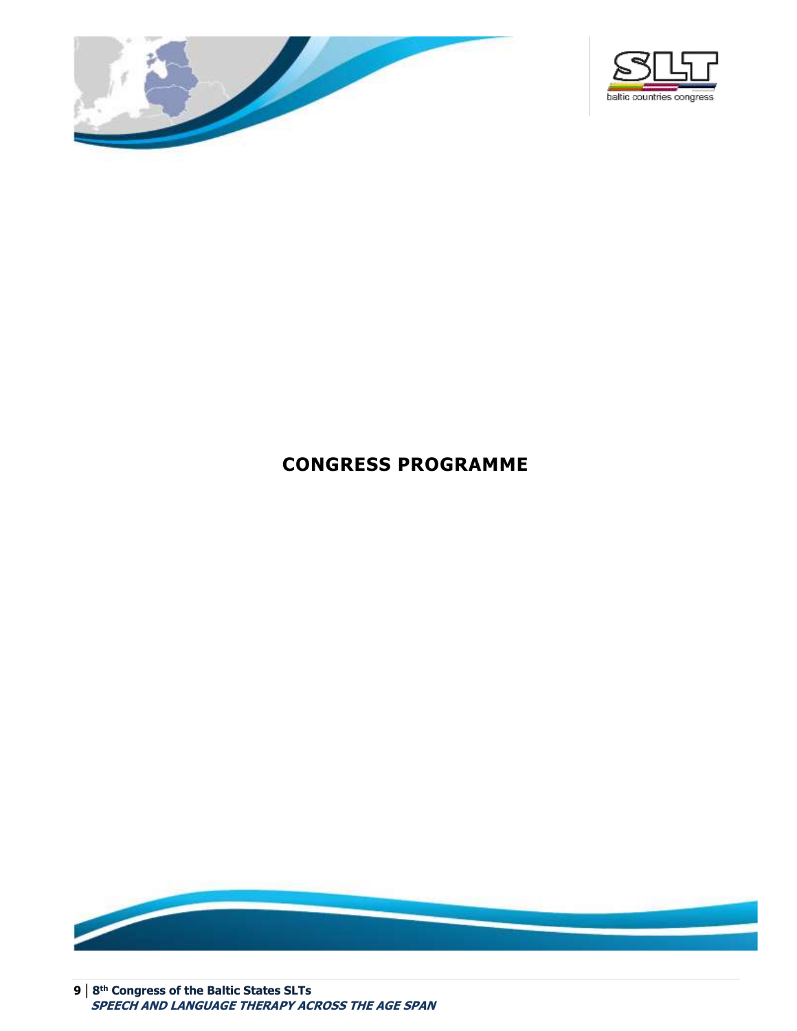# CONGRESS PROGRAMME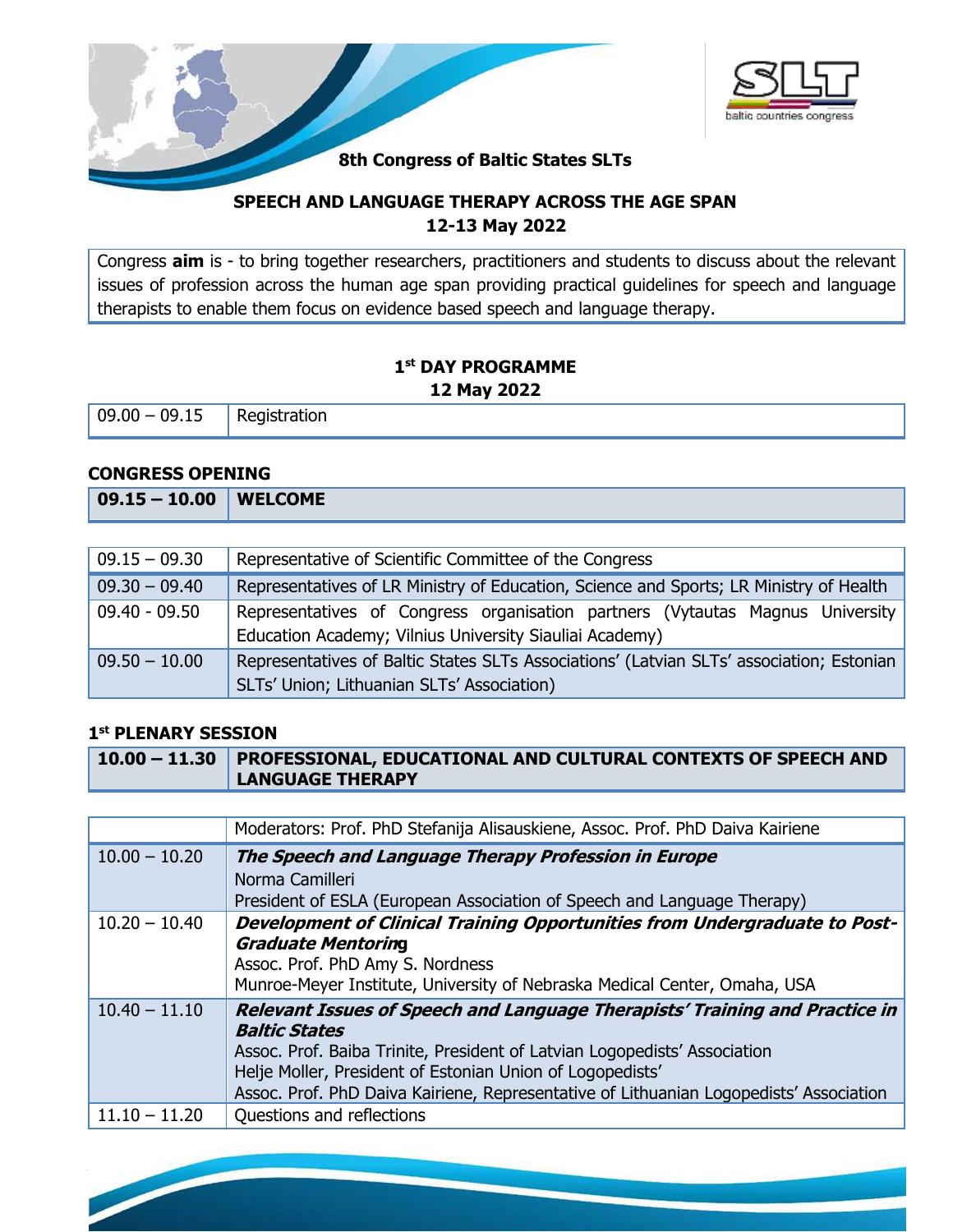**8th Congress of Baltic States SLTs**

## SPEECH AND LANGUAGE THERAPY ACROSS THE AGE SPAN
## 12-13 May 2022

Congress **aim** is - to bring together researchers, practitioners and students to discuss about the relevant issues of profession across the human age span providing practical guidelines for speech and language therapists to enable them focus on evidence based speech and language therapy.

### 1st DAY PROGRAMME
### 12 May 2022

| 09.00 – 09.15 | Registration |
|---|---|

### CONGRESS OPENING

| **09.15 – 10.00** | **WELCOME** |
|---|---|
| 09.15 – 09.30 | Representative of Scientific Committee of the Congress |
| 09.30 – 09.40 | Representatives of LR Ministry of Education, Science and Sports; LR Ministry of Health |
| 09.40 - 09.50 | Representatives of Congress organisation partners (Vytautas Magnus University Education Academy; Vilnius University Siauliai Academy) |
| 09.50 – 10.00 | Representatives of Baltic States SLTs Associations' (Latvian SLTs' association; Estonian SLTs' Union; Lithuanian SLTs' Association) |

### 1st PLENARY SESSION

| **10.00 – 11.30** | **PROFESSIONAL, EDUCATIONAL AND CULTURAL CONTEXTS OF SPEECH AND LANGUAGE THERAPY** |
|---|---|
| | Moderators: Prof. PhD Stefanija Alisauskiene, Assoc. Prof. PhD Daiva Kairiene |
| 10.00 – 10.20 | ***The Speech and Language Therapy Profession in Europe***<br>Norma Camilleri<br>President of ESLA (European Association of Speech and Language Therapy) |
| 10.20 – 10.40 | ***Development of Clinical Training Opportunities from Undergraduate to Post-Graduate Mentoring***<br>Assoc. Prof. PhD Amy S. Nordness<br>Munroe-Meyer Institute, University of Nebraska Medical Center, Omaha, USA |
| 10.40 – 11.10 | ***Relevant Issues of Speech and Language Therapists' Training and Practice in Baltic States***<br>Assoc. Prof. Baiba Trinite, President of Latvian Logopedists' Association<br>Helje Moller, President of Estonian Union of Logopedists'<br>Assoc. Prof. PhD Daiva Kairiene, Representative of Lithuanian Logopedists' Association |
| 11.10 – 11.20 | Questions and reflections |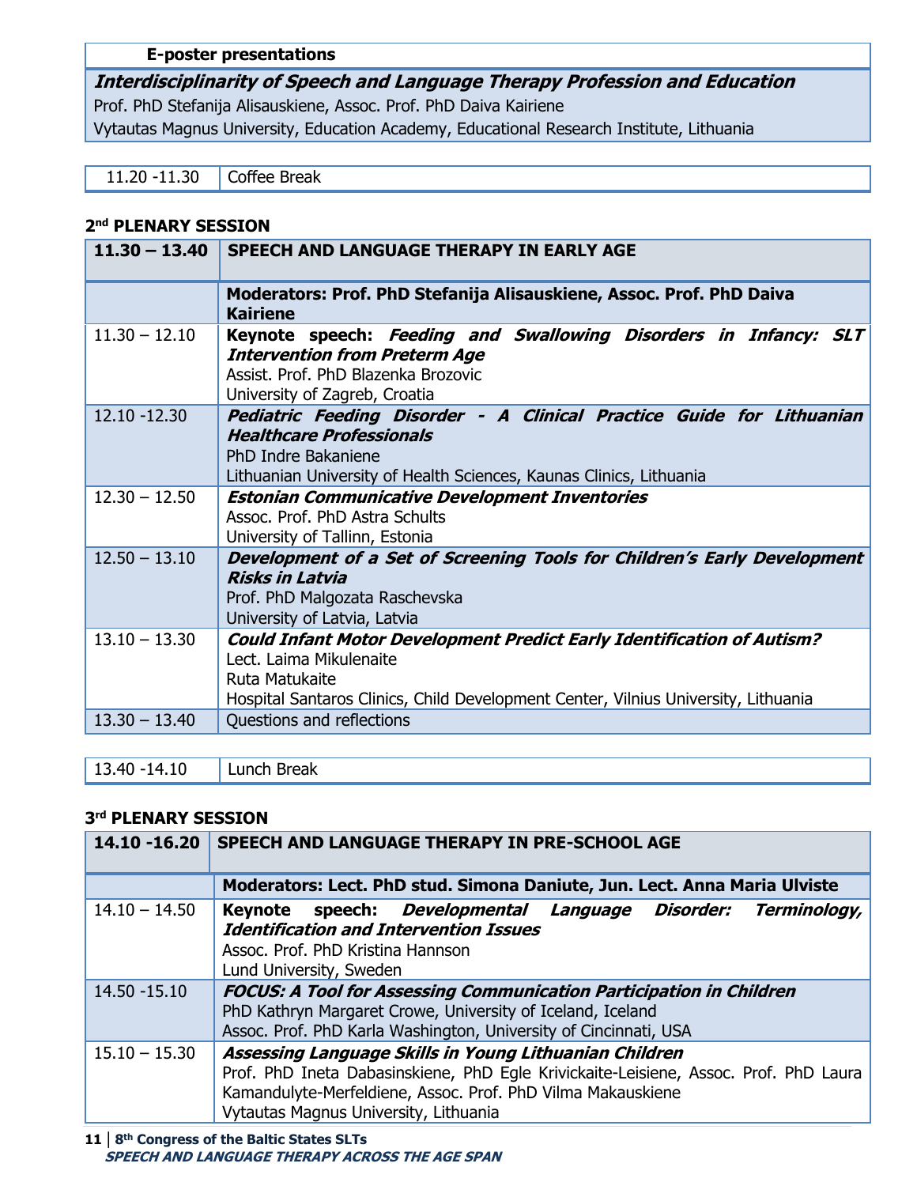| E-poster presentations |
| --- |
| ***Interdisciplinarity of Speech and Language Therapy Profession and Education***<br>Prof. PhD Stefanija Alisauskiene, Assoc. Prof. PhD Daiva Kairiene<br>Vytautas Magnus University, Education Academy, Educational Research Institute, Lithuania |

| 11.20 -11.30 | Coffee Break |
| --- | --- |

### 2nd PLENARY SESSION

| 11.30 – 13.40 | SPEECH AND LANGUAGE THERAPY IN EARLY AGE |
| --- | --- |
| | **Moderators: Prof. PhD Stefanija Alisauskiene, Assoc. Prof. PhD Daiva Kairiene** |
| 11.30 – 12.10 | **Keynote speech:** ***Feeding and Swallowing Disorders in Infancy: SLT Intervention from Preterm Age***<br>Assist. Prof. PhD Blazenka Brozovic<br>University of Zagreb, Croatia |
| 12.10 -12.30 | ***Pediatric Feeding Disorder - A Clinical Practice Guide for Lithuanian Healthcare Professionals***<br>PhD Indre Bakaniene<br>Lithuanian University of Health Sciences, Kaunas Clinics, Lithuania |
| 12.30 – 12.50 | ***Estonian Communicative Development Inventories***<br>Assoc. Prof. PhD Astra Schults<br>University of Tallinn, Estonia |
| 12.50 – 13.10 | ***Development of a Set of Screening Tools for Children's Early Development Risks in Latvia***<br>Prof. PhD Malgozata Raschevska<br>University of Latvia, Latvia |
| 13.10 – 13.30 | ***Could Infant Motor Development Predict Early Identification of Autism?***<br>Lect. Laima Mikulenaite<br>Ruta Matukaite<br>Hospital Santaros Clinics, Child Development Center, Vilnius University, Lithuania |
| 13.30 – 13.40 | Questions and reflections |

| 13.40 -14.10 | Lunch Break |
| --- | --- |

### 3rd PLENARY SESSION

| 14.10 -16.20 | SPEECH AND LANGUAGE THERAPY IN PRE-SCHOOL AGE |
| --- | --- |
| | **Moderators: Lect. PhD stud. Simona Daniute, Jun. Lect. Anna Maria Ulviste** |
| 14.10 – 14.50 | **Keynote speech:** ***Developmental Language Disorder: Terminology, Identification and Intervention Issues***<br>Assoc. Prof. PhD Kristina Hannson<br>Lund University, Sweden |
| 14.50 -15.10 | ***FOCUS: A Tool for Assessing Communication Participation in Children***<br>PhD Kathryn Margaret Crowe, University of Iceland, Iceland<br>Assoc. Prof. PhD Karla Washington, University of Cincinnati, USA |
| 15.10 – 15.30 | ***Assessing Language Skills in Young Lithuanian Children***<br>Prof. PhD Ineta Dabasinskiene, PhD Egle Krivickaite-Leisiene, Assoc. Prof. PhD Laura Kamandulyte-Merfeldiene, Assoc. Prof. PhD Vilma Makauskiene<br>Vytautas Magnus University, Lithuania |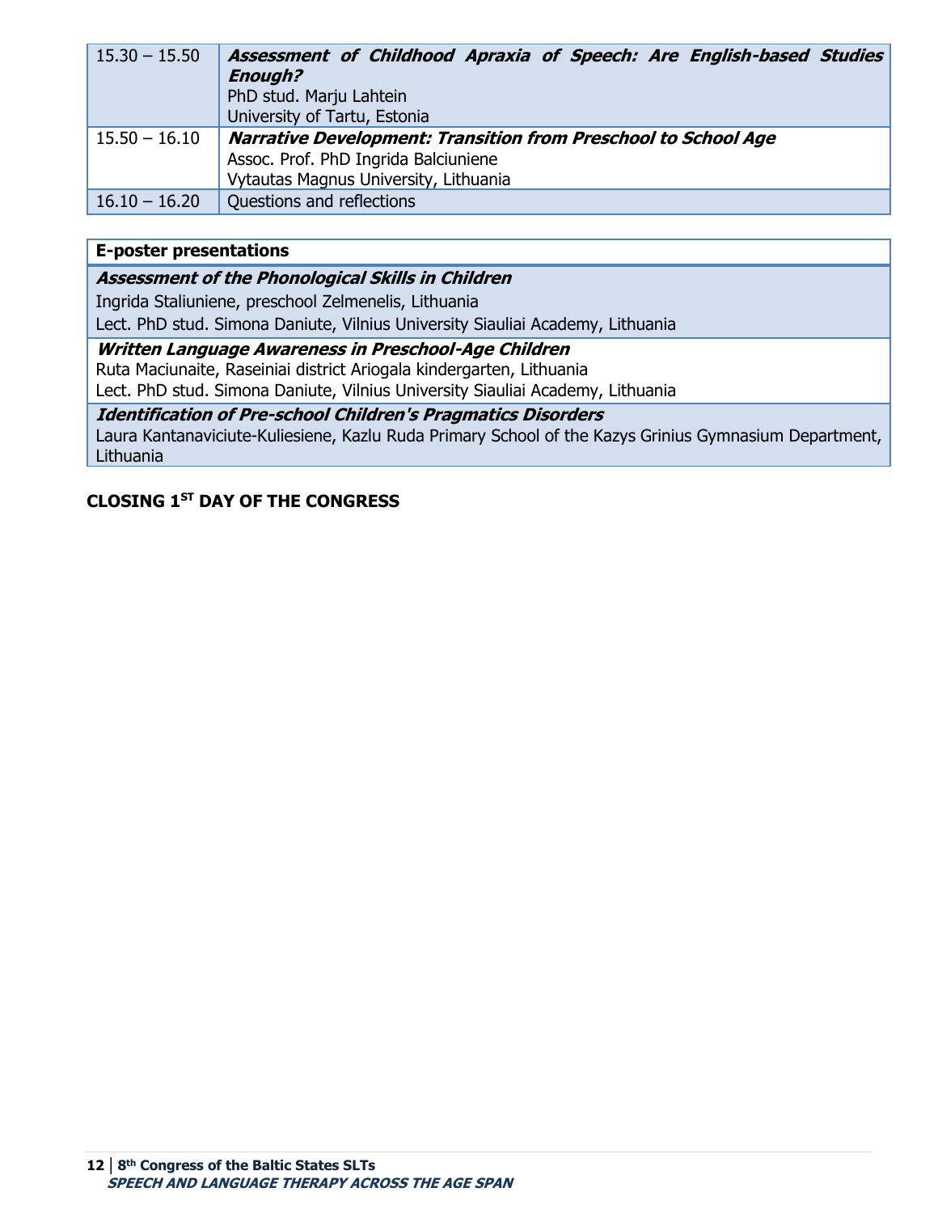| | |
|---|---|
| 15.30 – 15.50 | ***Assessment of Childhood Apraxia of Speech: Are English-based Studies Enough?***<br>PhD stud. Marju Lahtein<br>University of Tartu, Estonia |
| 15.50 – 16.10 | ***Narrative Development: Transition from Preschool to School Age***<br>Assoc. Prof. PhD Ingrida Balciuniene<br>Vytautas Magnus University, Lithuania |
| 16.10 – 16.20 | Questions and reflections |

| **E-poster presentations** |
|---|
| ***Assessment of the Phonological Skills in Children***<br>Ingrida Staliuniene, preschool Zelmenelis, Lithuania<br>Lect. PhD stud. Simona Daniute, Vilnius University Siauliai Academy, Lithuania |
| ***Written Language Awareness in Preschool-Age Children***<br>Ruta Maciunaite, Raseiniai district Ariogala kindergarten, Lithuania<br>Lect. PhD stud. Simona Daniute, Vilnius University Siauliai Academy, Lithuania |
| ***Identification of Pre-school Children's Pragmatics Disorders***<br>Laura Kantanaviciute-Kuliesiene, Kazlu Ruda Primary School of the Kazys Grinius Gymnasium Department, Lithuania |

**CLOSING 1ST DAY OF THE CONGRESS**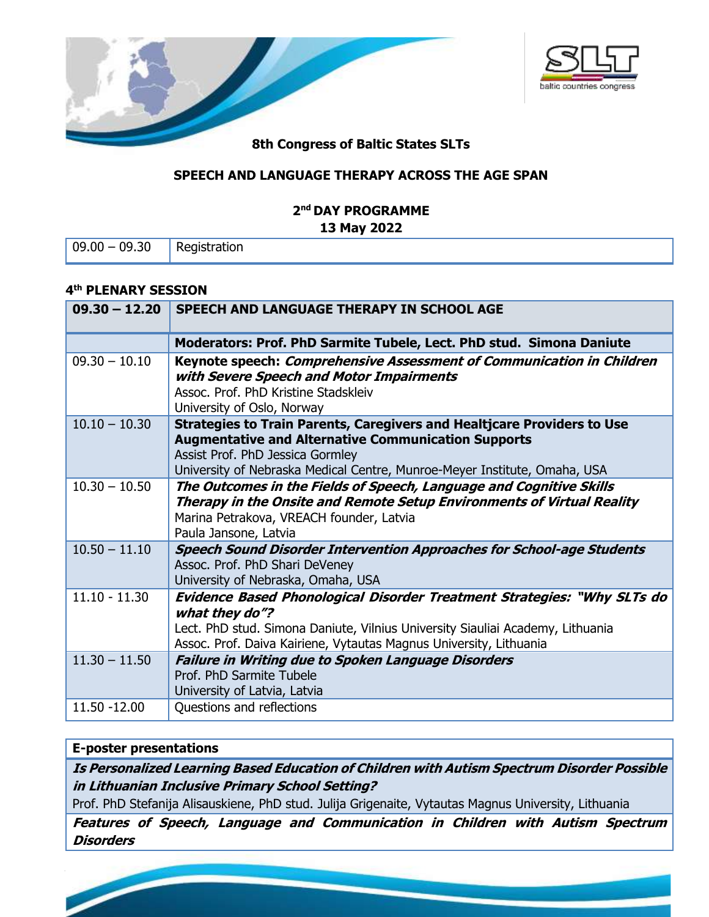**8th Congress of Baltic States SLTs**

**SPEECH AND LANGUAGE THERAPY ACROSS THE AGE SPAN**

**2nd DAY PROGRAMME**
**13 May 2022**

| 09.00 – 09.30 | Registration |
|---|---|

**4th PLENARY SESSION**

| **09.30 – 12.20** | **SPEECH AND LANGUAGE THERAPY IN SCHOOL AGE** |
|---|---|
| | **Moderators: Prof. PhD Sarmite Tubele, Lect. PhD stud. Simona Daniute** |
| 09.30 – 10.10 | **Keynote speech:** ***Comprehensive Assessment of Communication in Children with Severe Speech and Motor Impairments***<br>Assoc. Prof. PhD Kristine Stadskleiv<br>University of Oslo, Norway |
| 10.10 – 10.30 | **Strategies to Train Parents, Caregivers and Healtjcare Providers to Use Augmentative and Alternative Communication Supports**<br>Assist Prof. PhD Jessica Gormley<br>University of Nebraska Medical Centre, Munroe-Meyer Institute, Omaha, USA |
| 10.30 – 10.50 | ***The Outcomes in the Fields of Speech, Language and Cognitive Skills Therapy in the Onsite and Remote Setup Environments of Virtual Reality***<br>Marina Petrakova, VREACH founder, Latvia<br>Paula Jansone, Latvia |
| 10.50 – 11.10 | ***Speech Sound Disorder Intervention Approaches for School-age Students***<br>Assoc. Prof. PhD Shari DeVeney<br>University of Nebraska, Omaha, USA |
| 11.10 - 11.30 | ***Evidence Based Phonological Disorder Treatment Strategies: "Why SLTs do what they do"?***<br>Lect. PhD stud. Simona Daniute, Vilnius University Siauliai Academy, Lithuania<br>Assoc. Prof. Daiva Kairiene, Vytautas Magnus University, Lithuania |
| 11.30 – 11.50 | ***Failure in Writing due to Spoken Language Disorders***<br>Prof. PhD Sarmite Tubele<br>University of Latvia, Latvia |
| 11.50 -12.00 | Questions and reflections |

| **E-poster presentations** |
|---|
| ***Is Personalized Learning Based Education of Children with Autism Spectrum Disorder Possible in Lithuanian Inclusive Primary School Setting?***<br>Prof. PhD Stefanija Alisauskiene, PhD stud. Julija Grigenaite, Vytautas Magnus University, Lithuania |
| ***Features of Speech, Language and Communication in Children with Autism Spectrum Disorders*** |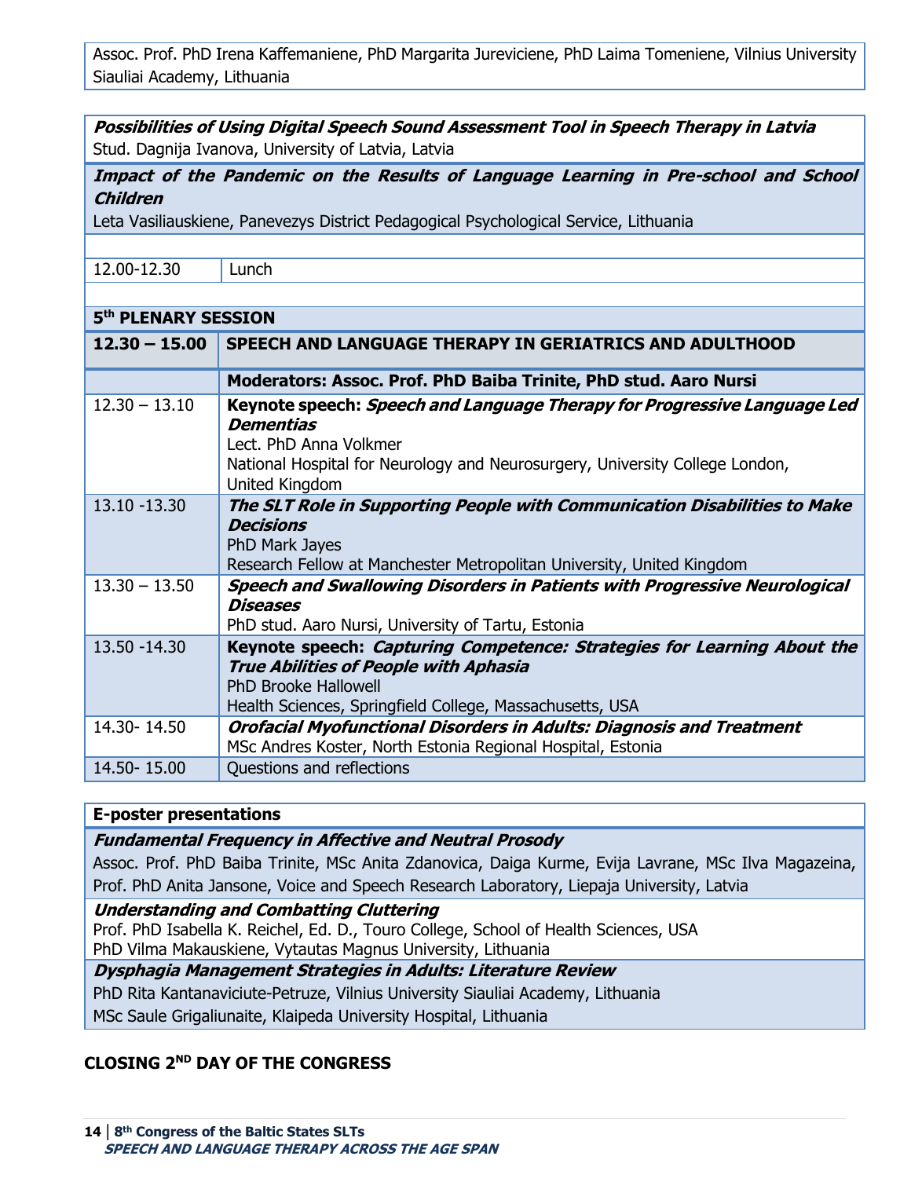Assoc. Prof. PhD Irena Kaffemaniene, PhD Margarita Jureviciene, PhD Laima Tomeniene, Vilnius University Siauliai Academy, Lithuania

***Possibilities of Using Digital Speech Sound Assessment Tool in Speech Therapy in Latvia***
Stud. Dagnija Ivanova, University of Latvia, Latvia

***Impact of the Pandemic on the Results of Language Learning in Pre-school and School Children***
Leta Vasiliauskiene, Panevezys District Pedagogical Psychological Service, Lithuania

| 12.00-12.30 | Lunch |
|---|---|

**5th PLENARY SESSION**

| **12.30 – 15.00** | **SPEECH AND LANGUAGE THERAPY IN GERIATRICS AND ADULTHOOD** |
|---|---|
| | **Moderators: Assoc. Prof. PhD Baiba Trinite, PhD stud. Aaro Nursi** |
| 12.30 – 13.10 | **Keynote speech:** ***Speech and Language Therapy for Progressive Language Led Dementias*** Lect. PhD Anna Volkmer National Hospital for Neurology and Neurosurgery, University College London, United Kingdom |
| 13.10 -13.30 | ***The SLT Role in Supporting People with Communication Disabilities to Make Decisions*** PhD Mark Jayes Research Fellow at Manchester Metropolitan University, United Kingdom |
| 13.30 – 13.50 | ***Speech and Swallowing Disorders in Patients with Progressive Neurological Diseases*** PhD stud. Aaro Nursi, University of Tartu, Estonia |
| 13.50 -14.30 | **Keynote speech:** ***Capturing Competence: Strategies for Learning About the True Abilities of People with Aphasia*** PhD Brooke Hallowell Health Sciences, Springfield College, Massachusetts, USA |
| 14.30- 14.50 | ***Orofacial Myofunctional Disorders in Adults: Diagnosis and Treatment*** MSc Andres Koster, North Estonia Regional Hospital, Estonia |
| 14.50- 15.00 | Questions and reflections |

**E-poster presentations**

***Fundamental Frequency in Affective and Neutral Prosody***
Assoc. Prof. PhD Baiba Trinite, MSc Anita Zdanovica, Daiga Kurme, Evija Lavrane, MSc Ilva Magazeina, Prof. PhD Anita Jansone, Voice and Speech Research Laboratory, Liepaja University, Latvia

***Understanding and Combatting Cluttering***
Prof. PhD Isabella K. Reichel, Ed. D., Touro College, School of Health Sciences, USA
PhD Vilma Makauskiene, Vytautas Magnus University, Lithuania

***Dysphagia Management Strategies in Adults: Literature Review***
PhD Rita Kantanaviciute-Petruze, Vilnius University Siauliai Academy, Lithuania
MSc Saule Grigaliunaite, Klaipeda University Hospital, Lithuania

**CLOSING 2ND DAY OF THE CONGRESS**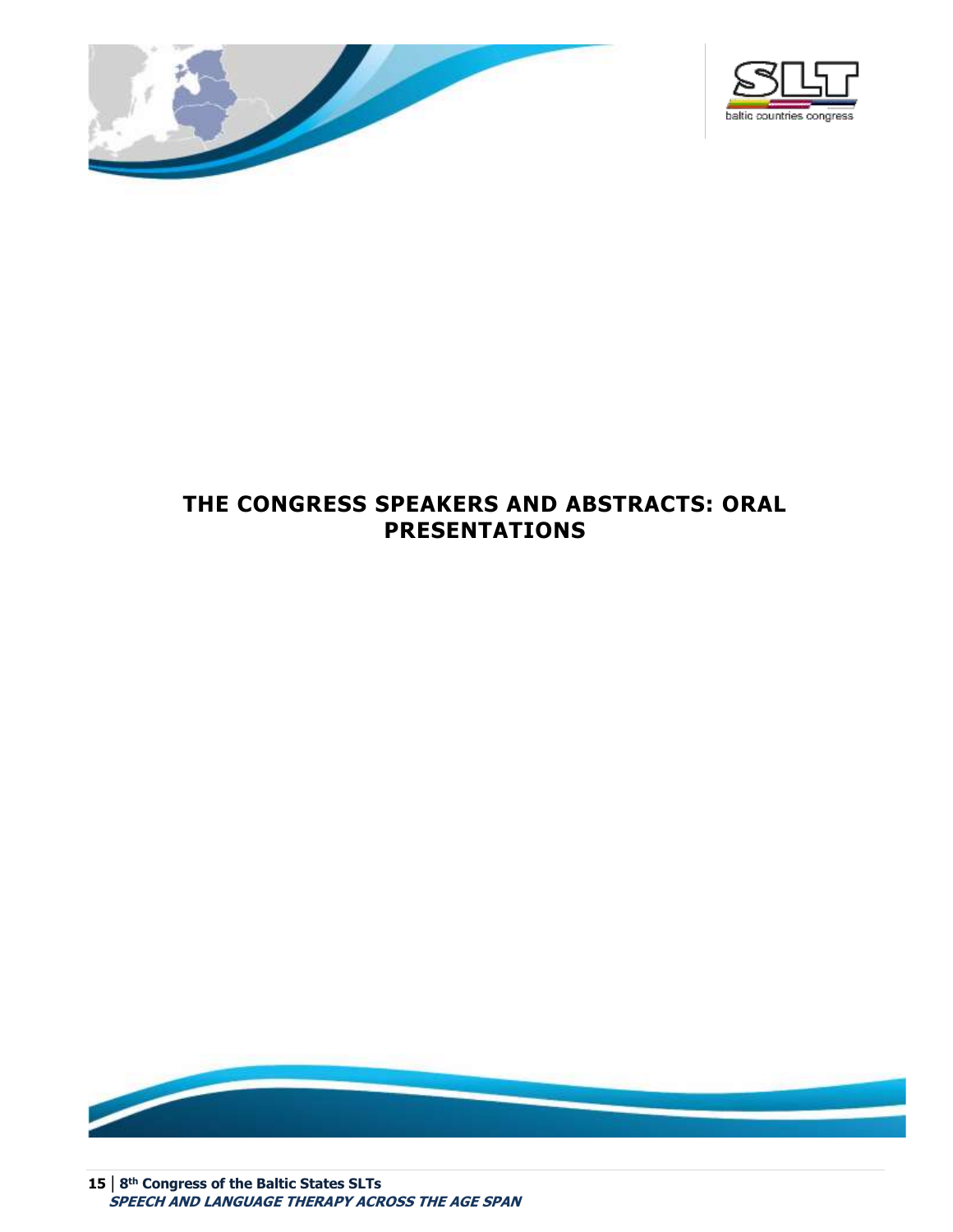# THE CONGRESS SPEAKERS AND ABSTRACTS: ORAL PRESENTATIONS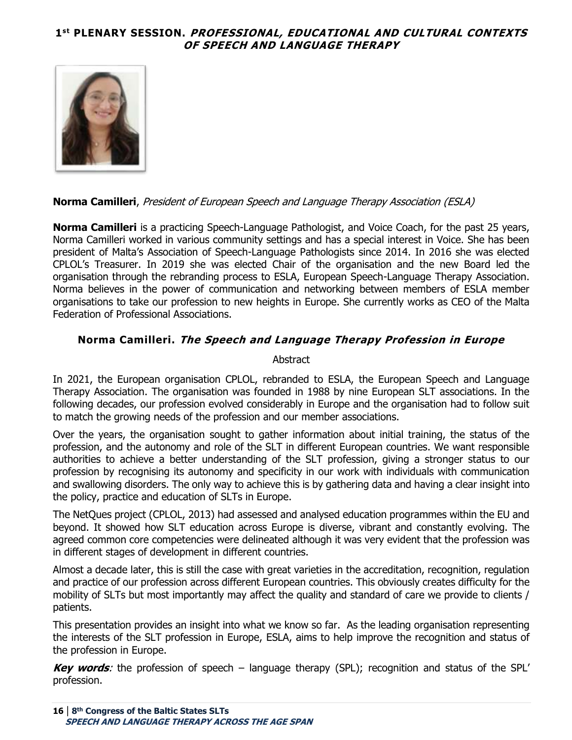# 1st PLENARY SESSION. *PROFESSIONAL, EDUCATIONAL AND CULTURAL CONTEXTS OF SPEECH AND LANGUAGE THERAPY*

**Norma Camilleri**, *President of European Speech and Language Therapy Association (ESLA)*

**Norma Camilleri** is a practicing Speech-Language Pathologist, and Voice Coach, for the past 25 years, Norma Camilleri worked in various community settings and has a special interest in Voice. She has been president of Malta's Association of Speech-Language Pathologists since 2014. In 2016 she was elected CPLOL's Treasurer. In 2019 she was elected Chair of the organisation and the new Board led the organisation through the rebranding process to ESLA, European Speech-Language Therapy Association. Norma believes in the power of communication and networking between members of ESLA member organisations to take our profession to new heights in Europe. She currently works as CEO of the Malta Federation of Professional Associations.

## Norma Camilleri. *The Speech and Language Therapy Profession in Europe*

Abstract

In 2021, the European organisation CPLOL, rebranded to ESLA, the European Speech and Language Therapy Association. The organisation was founded in 1988 by nine European SLT associations. In the following decades, our profession evolved considerably in Europe and the organisation had to follow suit to match the growing needs of the profession and our member associations.

Over the years, the organisation sought to gather information about initial training, the status of the profession, and the autonomy and role of the SLT in different European countries. We want responsible authorities to achieve a better understanding of the SLT profession, giving a stronger status to our profession by recognising its autonomy and specificity in our work with individuals with communication and swallowing disorders. The only way to achieve this is by gathering data and having a clear insight into the policy, practice and education of SLTs in Europe.

The NetQues project (CPLOL, 2013) had assessed and analysed education programmes within the EU and beyond. It showed how SLT education across Europe is diverse, vibrant and constantly evolving. The agreed common core competencies were delineated although it was very evident that the profession was in different stages of development in different countries.

Almost a decade later, this is still the case with great varieties in the accreditation, recognition, regulation and practice of our profession across different European countries. This obviously creates difficulty for the mobility of SLTs but most importantly may affect the quality and standard of care we provide to clients / patients.

This presentation provides an insight into what we know so far. As the leading organisation representing the interests of the SLT profession in Europe, ESLA, aims to help improve the recognition and status of the profession in Europe.

***Key words***: the profession of speech – language therapy (SPL); recognition and status of the SPL' profession.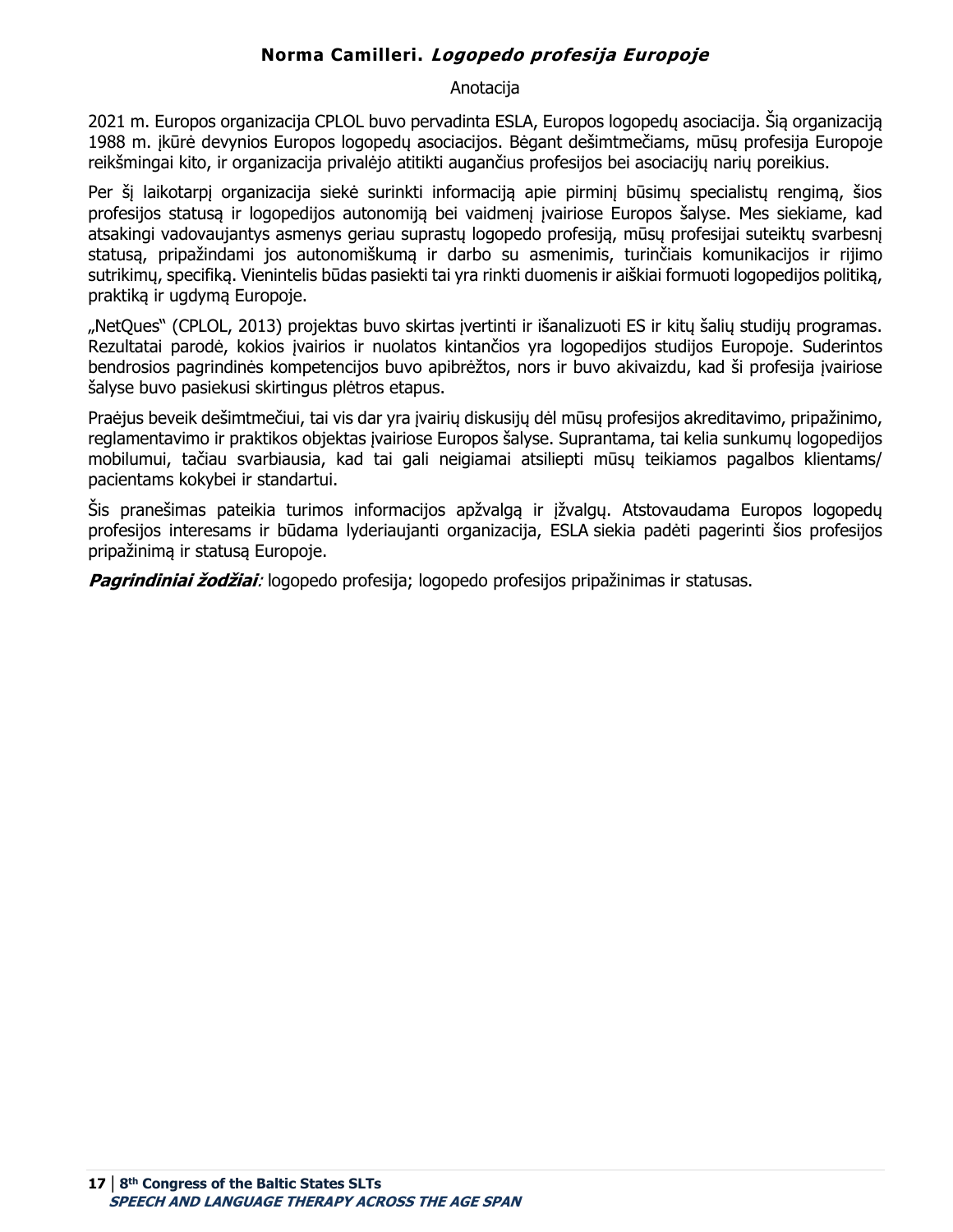## **Norma Camilleri.** ***Logopedo profesija Europoje***

Anotacija

2021 m. Europos organizacija CPLOL buvo pervadinta ESLA, Europos logopedų asociacija. Šią organizaciją 1988 m. įkūrė devynios Europos logopedų asociacijos. Bėgant dešimtmečiams, mūsų profesija Europoje reikšmingai kito, ir organizacija privalėjo atitikti augančius profesijos bei asociacijų narių poreikius.

Per šį laikotarpį organizacija siekė surinkti informaciją apie pirminį būsimų specialistų rengimą, šios profesijos statusą ir logopedijos autonomiją bei vaidmenį įvairiose Europos šalyse. Mes siekiame, kad atsakingi vadovaujantys asmenys geriau suprastų logopedo profesiją, mūsų profesijai suteiktų svarbesnį statusą, pripažindami jos autonomiškumą ir darbo su asmenimis, turinčiais komunikacijos ir rijimo sutrikimų, specifiką. Vienintelis būdas pasiekti tai yra rinkti duomenis ir aiškiai formuoti logopedijos politiką, praktiką ir ugdymą Europoje.

„NetQues" (CPLOL, 2013) projektas buvo skirtas įvertinti ir išanalizuoti ES ir kitų šalių studijų programas. Rezultatai parodė, kokios įvairios ir nuolatos kintančios yra logopedijos studijos Europoje. Suderintos bendrosios pagrindinės kompetencijos buvo apibrėžtos, nors ir buvo akivaizdu, kad ši profesija įvairiose šalyse buvo pasiekusi skirtingus plėtros etapus.

Praėjus beveik dešimtmečiui, tai vis dar yra įvairių diskusijų dėl mūsų profesijos akreditavimo, pripažinimo, reglamentavimo ir praktikos objektas įvairiose Europos šalyse. Suprantama, tai kelia sunkumų logopedijos mobilumui, tačiau svarbiausia, kad tai gali neigiamai atsilepti mūsų teikiamos pagalbos klientams/ pacientams kokybei ir standartui.

Šis pranešimas pateikia turimos informacijos apžvalgą ir įžvalgų. Atstovaudama Europos logopedų profesijos interesams ir būdama lyderiaujanti organizacija, ESLA siekia padėti pagerinti šios profesijos pripažinimą ir statusą Europoje.

***Pagrindiniai žodžiai**:* logopedo profesija; logopedo profesijos pripažinimas ir statusas.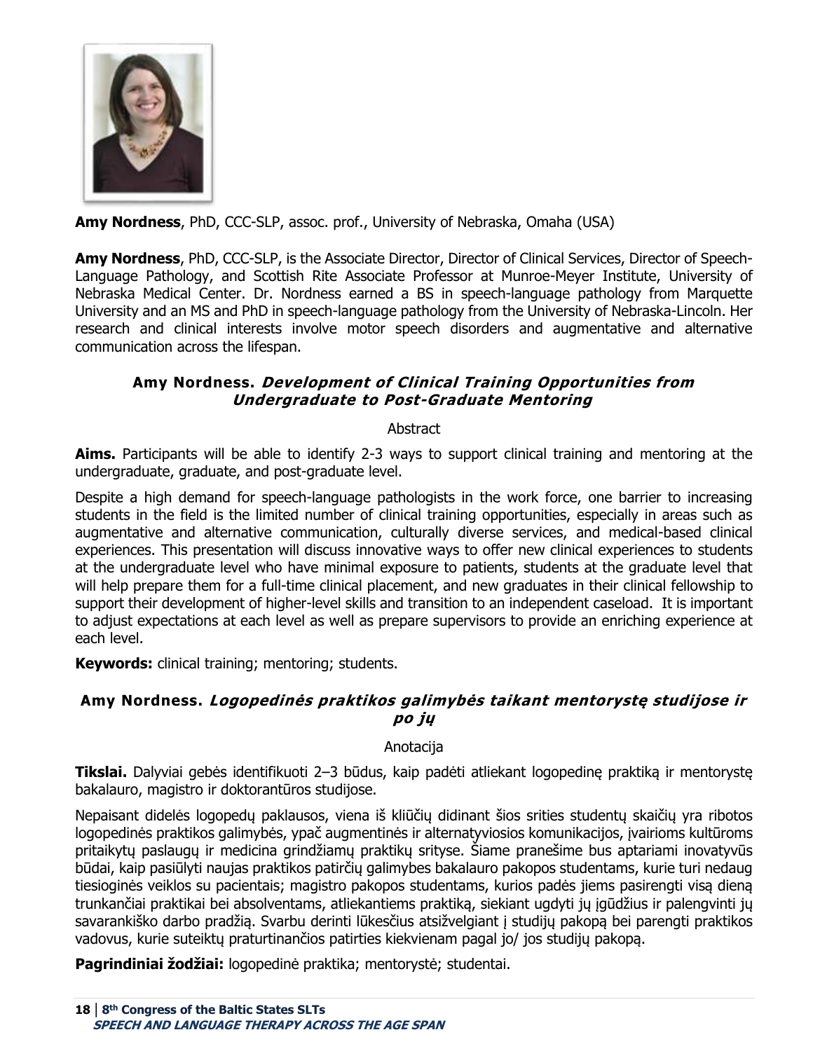**Amy Nordness**, PhD, CCC-SLP, assoc. prof., University of Nebraska, Omaha (USA)

**Amy Nordness**, PhD, CCC-SLP, is the Associate Director, Director of Clinical Services, Director of Speech-Language Pathology, and Scottish Rite Associate Professor at Munroe-Meyer Institute, University of Nebraska Medical Center. Dr. Nordness earned a BS in speech-language pathology from Marquette University and an MS and PhD in speech-language pathology from the University of Nebraska-Lincoln. Her research and clinical interests involve motor speech disorders and augmentative and alternative communication across the lifespan.

### Amy Nordness. *Development of Clinical Training Opportunities from Undergraduate to Post-Graduate Mentoring*

Abstract

**Aims.** Participants will be able to identify 2-3 ways to support clinical training and mentoring at the undergraduate, graduate, and post-graduate level.

Despite a high demand for speech-language pathologists in the work force, one barrier to increasing students in the field is the limited number of clinical training opportunities, especially in areas such as augmentative and alternative communication, culturally diverse services, and medical-based clinical experiences. This presentation will discuss innovative ways to offer new clinical experiences to students at the undergraduate level who have minimal exposure to patients, students at the graduate level that will help prepare them for a full-time clinical placement, and new graduates in their clinical fellowship to support their development of higher-level skills and transition to an independent caseload. It is important to adjust expectations at each level as well as prepare supervisors to provide an enriching experience at each level.

**Keywords:** clinical training; mentoring; students.

### Amy Nordness. *Logopedinės praktikos galimybės taikant mentorystę studijose ir po jų*

Anotacija

**Tikslai.** Dalyviai gebės identifikuoti 2–3 būdus, kaip padėti atliekant logopedinę praktiką ir mentorystę bakalauro, magistro ir doktorantūros studijose.

Nepaisant didelės logopedų paklausos, viena iš kliūčių didinant šios srities studentų skaičių yra ribotos logopedinės praktikos galimybės, ypač augmentinės ir alternatyviosios komunikacijos, įvairioms kultūroms pritaikytų paslaugų ir medicina grindžiamų praktikų srityse. Šiame pranešime bus aptariami inovatyvūs būdai, kaip pasiūlyti naujas praktikos patirčių galimybes bakalauro pakopos studentams, kurie turi nedaug tiesioginės veiklos su pacientais; magistro pakopos studentams, kurios padės jiems pasirengti visą dieną trunkančiai praktikai bei absolventams, atliekantiems praktiką, siekiant ugdyti jų įgūdžius ir palengvinti jų savarankiško darbo pradžią. Svarbu derinti lūkesčius atsižvelgiant į studijų pakopą bei parengti praktikos vadovus, kurie suteiktų praturtinančios patirties kiekvienam pagal jo/ jos studijų pakopą.

**Pagrindiniai žodžiai:** logopedinė praktika; mentorystė; studentai.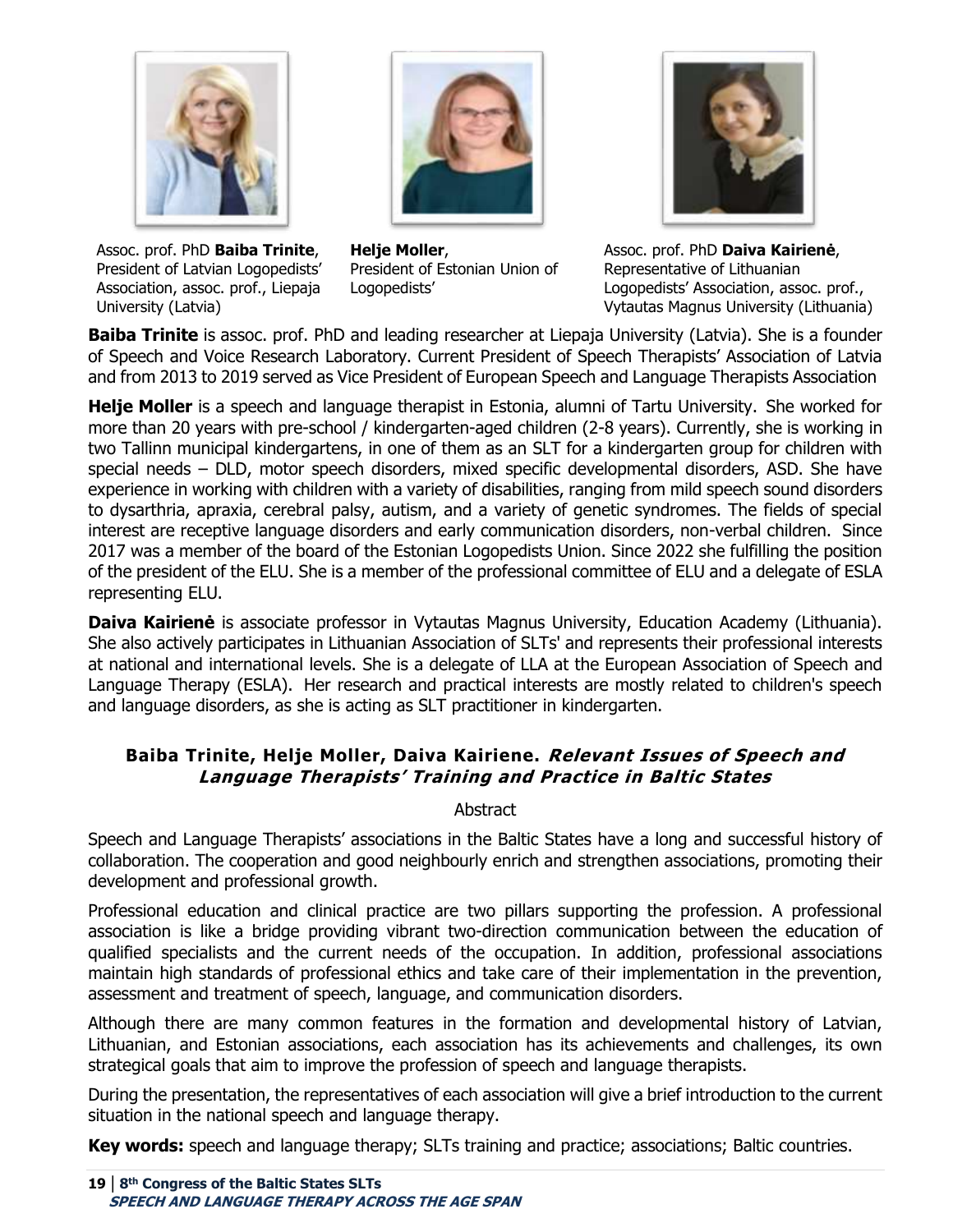Assoc. prof. PhD **Baiba Trinite**, President of Latvian Logopedists' Association, assoc. prof., Liepaja University (Latvia)

**Helje Moller**, President of Estonian Union of Logopedists'

Assoc. prof. PhD **Daiva Kairienė**, Representative of Lithuanian Logopedists' Association, assoc. prof., Vytautas Magnus University (Lithuania)

**Baiba Trinite** is assoc. prof. PhD and leading researcher at Liepaja University (Latvia). She is a founder of Speech and Voice Research Laboratory. Current President of Speech Therapists' Association of Latvia and from 2013 to 2019 served as Vice President of European Speech and Language Therapists Association

**Helje Moller** is a speech and language therapist in Estonia, alumni of Tartu University. She worked for more than 20 years with pre-school / kindergarten-aged children (2-8 years). Currently, she is working in two Tallinn municipal kindergartens, in one of them as an SLT for a kindergarten group for children with special needs – DLD, motor speech disorders, mixed specific developmental disorders, ASD. She have experience in working with children with a variety of disabilities, ranging from mild speech sound disorders to dysarthria, apraxia, cerebral palsy, autism, and a variety of genetic syndromes. The fields of special interest are receptive language disorders and early communication disorders, non-verbal children. Since 2017 was a member of the board of the Estonian Logopedists Union. Since 2022 she fulfilling the position of the president of the ELU. She is a member of the professional committee of ELU and a delegate of ESLA representing ELU.

**Daiva Kairienė** is associate professor in Vytautas Magnus University, Education Academy (Lithuania). She also actively participates in Lithuanian Association of SLTs' and represents their professional interests at national and international levels. She is a delegate of LLA at the European Association of Speech and Language Therapy (ESLA). Her research and practical interests are mostly related to children's speech and language disorders, as she is acting as SLT practitioner in kindergarten.

### Baiba Trinite, Helje Moller, Daiva Kairiene. *Relevant Issues of Speech and Language Therapists' Training and Practice in Baltic States*

Abstract

Speech and Language Therapists' associations in the Baltic States have a long and successful history of collaboration. The cooperation and good neighbourly enrich and strengthen associations, promoting their development and professional growth.

Professional education and clinical practice are two pillars supporting the profession. A professional association is like a bridge providing vibrant two-direction communication between the education of qualified specialists and the current needs of the occupation. In addition, professional associations maintain high standards of professional ethics and take care of their implementation in the prevention, assessment and treatment of speech, language, and communication disorders.

Although there are many common features in the formation and developmental history of Latvian, Lithuanian, and Estonian associations, each association has its achievements and challenges, its own strategical goals that aim to improve the profession of speech and language therapists.

During the presentation, the representatives of each association will give a brief introduction to the current situation in the national speech and language therapy.

**Key words:** speech and language therapy; SLTs training and practice; associations; Baltic countries.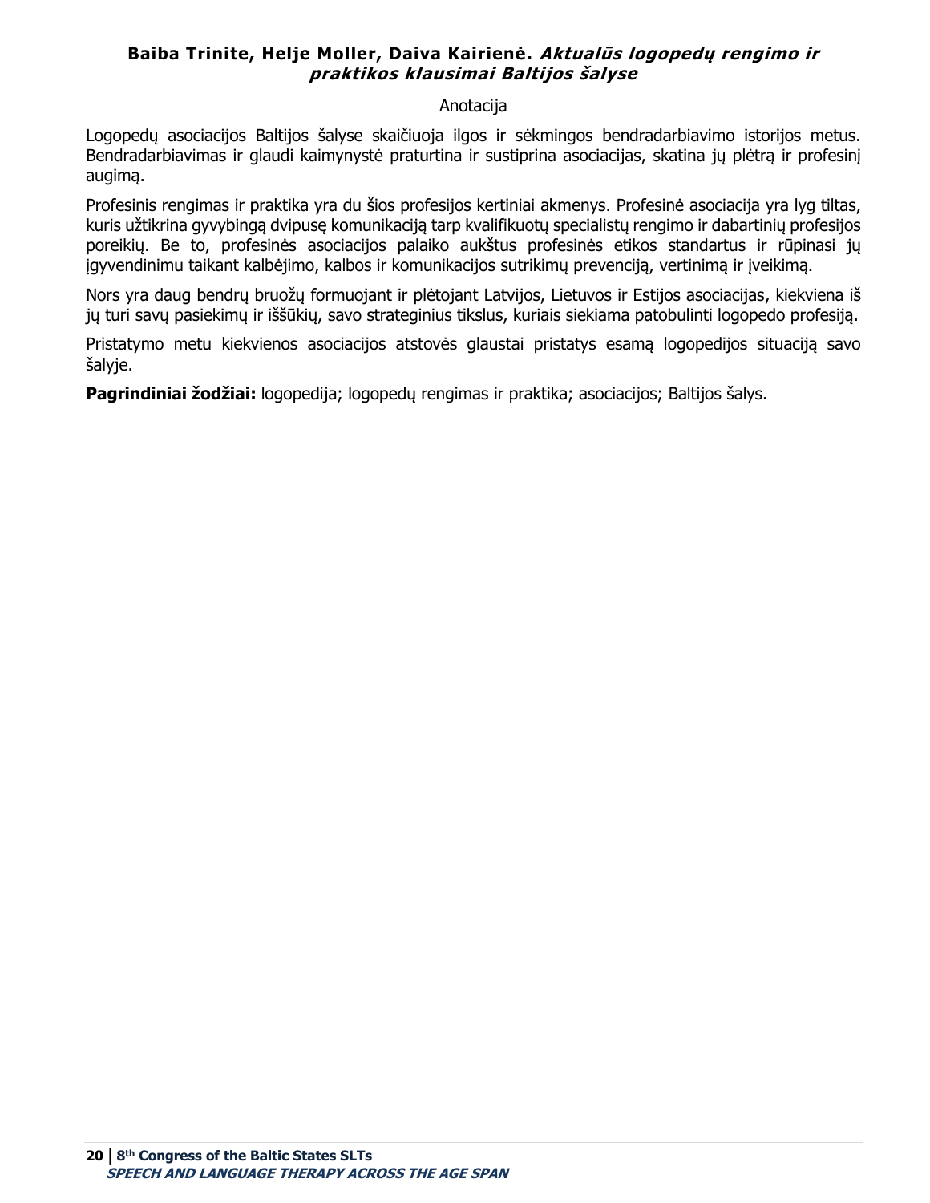**Baiba Trinite, Helje Moller, Daiva Kairienė.** ***Aktualūs logopedų rengimo ir praktikos klausimai Baltijos šalyse***

Anotacija

Logopedų asociacijos Baltijos šalyse skaičiuoja ilgos ir sėkmingos bendradarbiavimo istorijos metus. Bendradarbiavimas ir glaudi kaimynystė praturtina ir sustiprina asociacijas, skatina jų plėtrą ir profesinį augimą.

Profesinis rengimas ir praktika yra du šios profesijos kertiniai akmenys. Profesinė asociacija yra lyg tiltas, kuris užtikrina gyvybingą dvipusę komunikaciją tarp kvalifikuotų specialistų rengimo ir dabartinių profesijos poreikių. Be to, profesinės asociacijos palaiko aukštus profesinės etikos standartus ir rūpinasi jų įgyvendinimu taikant kalbėjimo, kalbos ir komunikacijos sutrikimų prevenciją, vertinimą ir įveikimą.

Nors yra daug bendrų bruožų formuojant ir plėtojant Latvijos, Lietuvos ir Estijos asociacijas, kiekviena iš jų turi savų pasiekimų ir iššūkių, savo strateginius tikslus, kuriais siekiama patobulinti logopedo profesiją.

Pristatymo metu kiekvienos asociacijos atstovės glaustai pristatys esamą logopedijos situaciją savo šalyje.

**Pagrindiniai žodžiai:** logopedija; logopedų rengimas ir praktika; asociacijos; Baltijos šalys.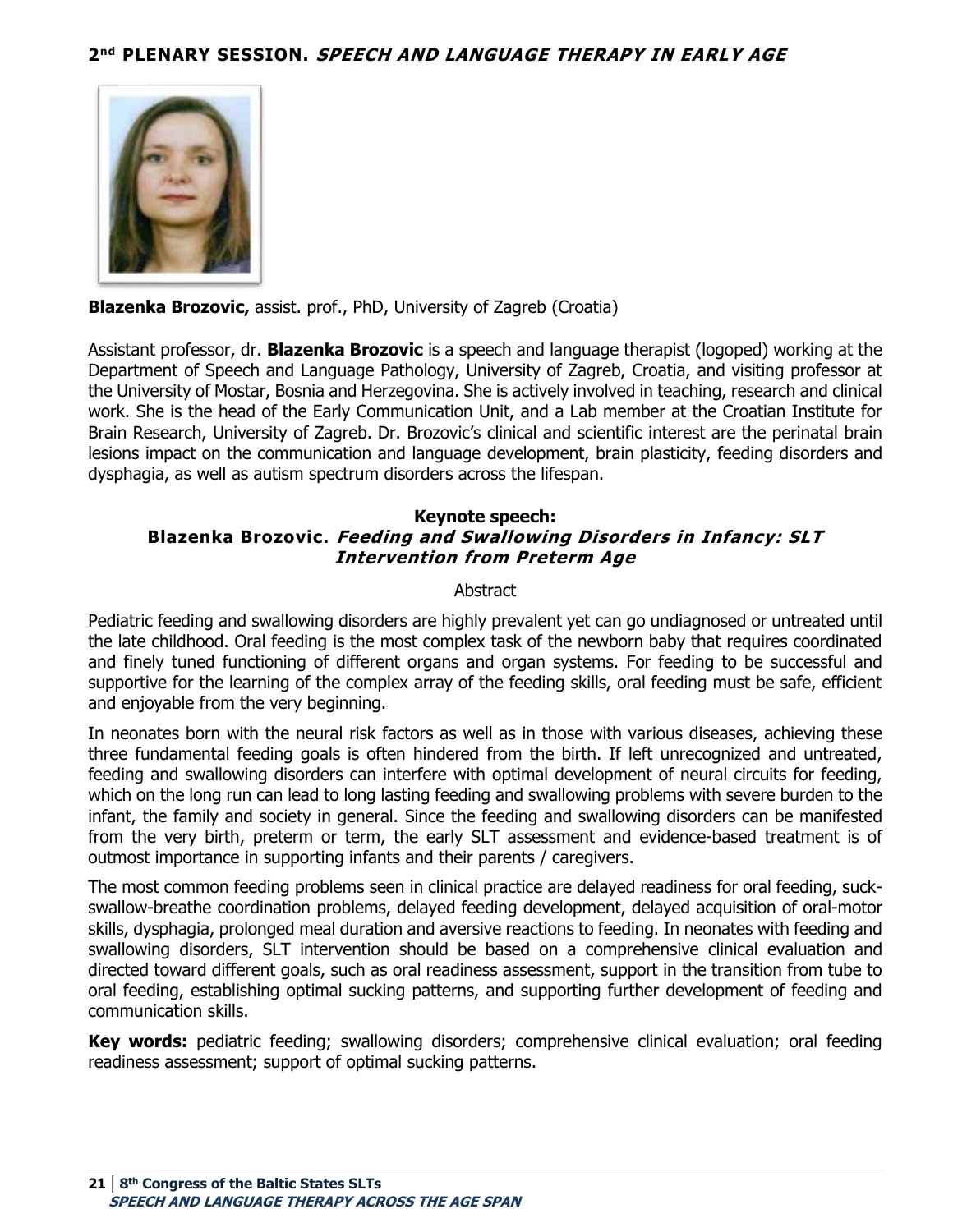## 2nd PLENARY SESSION. *SPEECH AND LANGUAGE THERAPY IN EARLY AGE*

**Blazenka Brozovic,** assist. prof., PhD, University of Zagreb (Croatia)

Assistant professor, dr. **Blazenka Brozovic** is a speech and language therapist (logoped) working at the Department of Speech and Language Pathology, University of Zagreb, Croatia, and visiting professor at the University of Mostar, Bosnia and Herzegovina. She is actively involved in teaching, research and clinical work. She is the head of the Early Communication Unit, and a Lab member at the Croatian Institute for Brain Research, University of Zagreb. Dr. Brozovic's clinical and scientific interest are the perinatal brain lesions impact on the communication and language development, brain plasticity, feeding disorders and dysphagia, as well as autism spectrum disorders across the lifespan.

### Keynote speech:
### Blazenka Brozovic. *Feeding and Swallowing Disorders in Infancy: SLT Intervention from Preterm Age*

Abstract

Pediatric feeding and swallowing disorders are highly prevalent yet can go undiagnosed or untreated until the late childhood. Oral feeding is the most complex task of the newborn baby that requires coordinated and finely tuned functioning of different organs and organ systems. For feeding to be successful and supportive for the learning of the complex array of the feeding skills, oral feeding must be safe, efficient and enjoyable from the very beginning.

In neonates born with the neural risk factors as well as in those with various diseases, achieving these three fundamental feeding goals is often hindered from the birth. If left unrecognized and untreated, feeding and swallowing disorders can interfere with optimal development of neural circuits for feeding, which on the long run can lead to long lasting feeding and swallowing problems with severe burden to the infant, the family and society in general. Since the feeding and swallowing disorders can be manifested from the very birth, preterm or term, the early SLT assessment and evidence-based treatment is of outmost importance in supporting infants and their parents / caregivers.

The most common feeding problems seen in clinical practice are delayed readiness for oral feeding, suck-swallow-breathe coordination problems, delayed feeding development, delayed acquisition of oral-motor skills, dysphagia, prolonged meal duration and aversive reactions to feeding. In neonates with feeding and swallowing disorders, SLT intervention should be based on a comprehensive clinical evaluation and directed toward different goals, such as oral readiness assessment, support in the transition from tube to oral feeding, establishing optimal sucking patterns, and supporting further development of feeding and communication skills.

**Key words:** pediatric feeding; swallowing disorders; comprehensive clinical evaluation; oral feeding readiness assessment; support of optimal sucking patterns.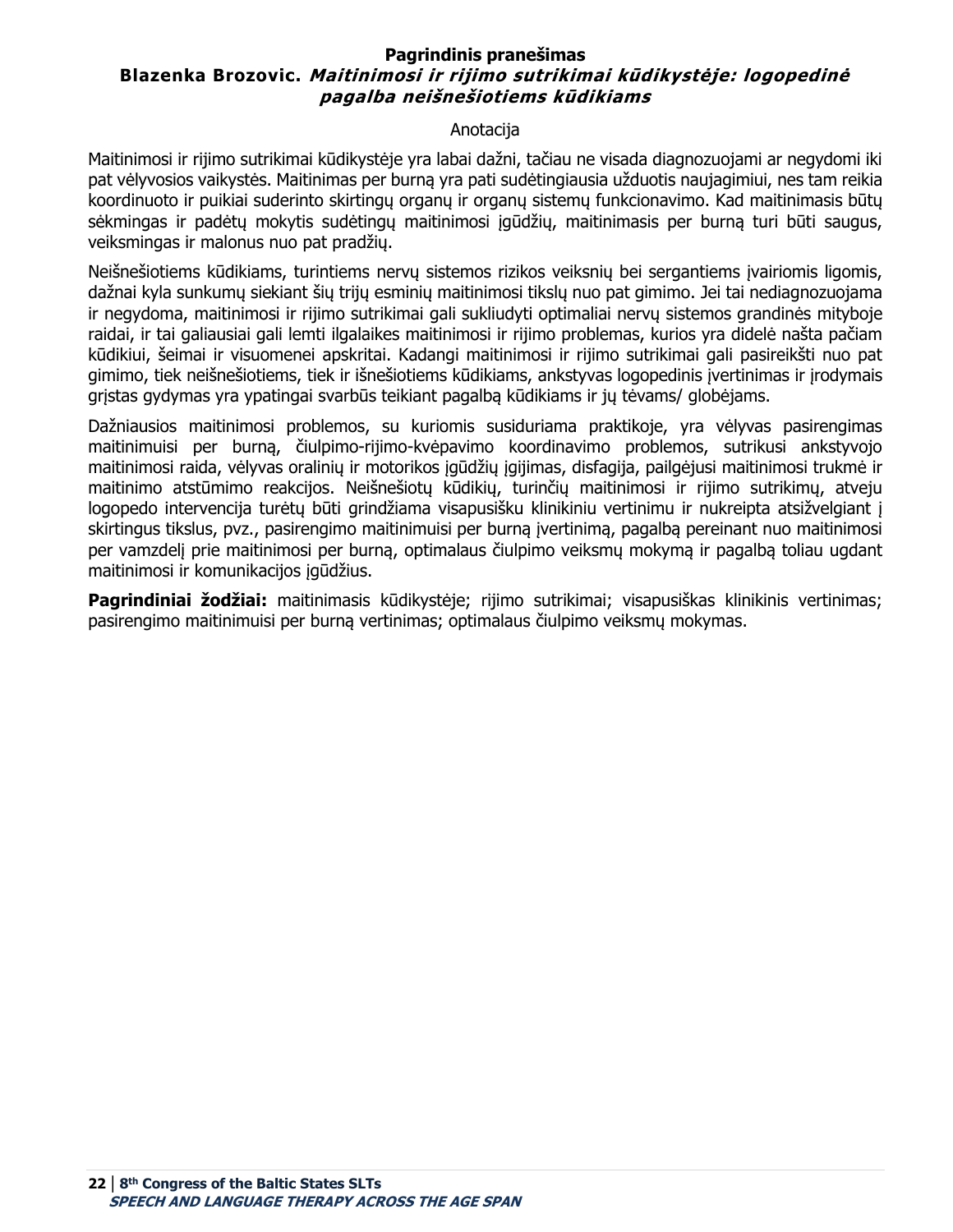**Pagrindinis pranešimas**

**Blazenka Brozovic.** ***Maitinimosi ir rijimo sutrikimai kūdikystėje: logopedinė pagalba neišnešiotiems kūdikiams***

Anotacija

Maitinimosi ir rijimo sutrikimai kūdikystėje yra labai dažni, tačiau ne visada diagnozuojami ar negydomi iki pat vėlyvosios vaikystės. Maitinimas per burną yra pati sudėtingiausia užduotis naujagimiui, nes tam reikia koordinuoto ir puikiai suderinto skirtingų organų ir organų sistemų funkcionavimo. Kad maitinimasis būtų sėkmingas ir padėtų mokytis sudėtingų maitinimosi įgūdžių, maitinimasis per burną turi būti saugus, veiksmingas ir malonus nuo pat pradžių.

Neišnešiotiems kūdikiams, turintiems nervų sistemos rizikos veiksnių bei sergantiems įvairiomis ligomis, dažnai kyla sunkumų siekiant šių trijų esminių maitinimosi tikslų nuo pat gimimo. Jei tai nediagnozuojama ir negydoma, maitinimosi ir rijimo sutrikimai gali sukliudyti optimaliai nervų sistemos grandinės mityboje raidai, ir tai galiausiai gali lemti ilgalaikes maitinimosi ir rijimo problemas, kurios yra didelė našta pačiam kūdikiui, šeimai ir visuomenei apskritai. Kadangi maitinimosi ir rijimo sutrikimai gali pasireikšti nuo pat gimimo, tiek neišnešiotiems, tiek ir išnešiotiems kūdikiams, ankstyvas logopedinis įvertinimas ir įrodymais grįstas gydymas yra ypatingai svarbūs teikiant pagalbą kūdikiams ir jų tėvams/ globėjams.

Dažniausios maitinimosi problemos, su kuriomis susiduriama praktikoje, yra vėlyvas pasirengimas maitinimuisi per burną, čiulpimo-rijimo-kvėpavimo koordinavimo problemos, sutrikusi ankstyvojo maitinimosi raida, vėlyvas oralinių ir motorikos įgūdžių įgijimas, disfagija, pailgėjusi maitinimosi trukmė ir maitinimo atstūmimo reakcijos. Neišnešiotų kūdikių, turinčių maitinimosi ir rijimo sutrikimų, atveju logopedo intervencija turėtų būti grindžiama visapusišku klinikiniu vertinimu ir nukreipta atsižvelgiant į skirtingus tikslus, pvz., pasirengimo maitinimuisi per burną įvertinimą, pagalbą pereinant nuo maitinimosi per vamzdelį prie maitinimosi per burną, optimalaus čiulpimo veiksmų mokymą ir pagalbą toliau ugdant maitinimosi ir komunikacijos įgūdžius.

**Pagrindiniai žodžiai:** maitinimasis kūdikystėje; rijimo sutrikimai; visapusiškas klinikinis vertinimas; pasirengimo maitinimuisi per burną vertinimas; optimalaus čiulpimo veiksmų mokymas.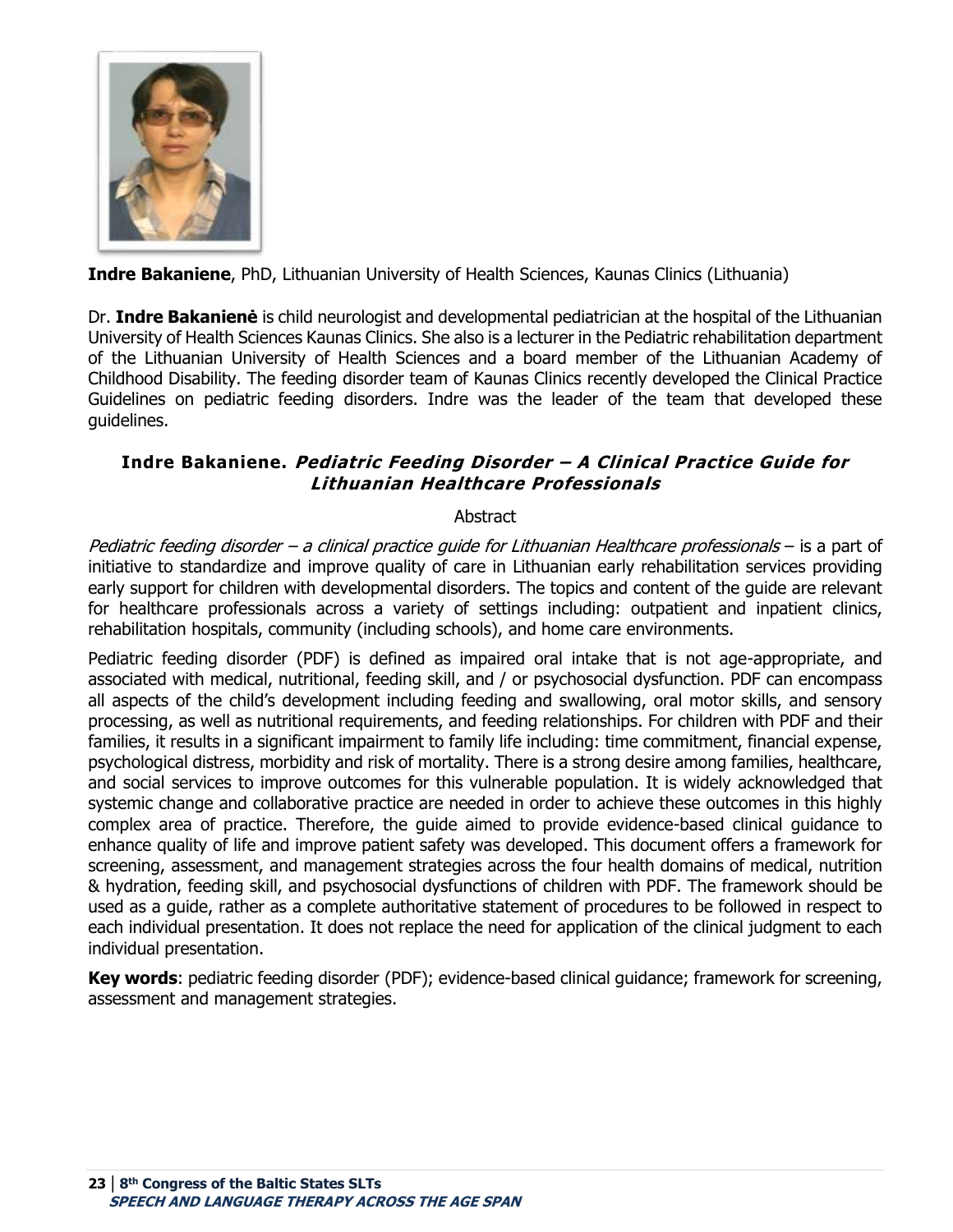**Indre Bakaniene**, PhD, Lithuanian University of Health Sciences, Kaunas Clinics (Lithuania)

Dr. **Indre Bakanienė** is child neurologist and developmental pediatrician at the hospital of the Lithuanian University of Health Sciences Kaunas Clinics. She also is a lecturer in the Pediatric rehabilitation department of the Lithuanian University of Health Sciences and a board member of the Lithuanian Academy of Childhood Disability. The feeding disorder team of Kaunas Clinics recently developed the Clinical Practice Guidelines on pediatric feeding disorders. Indre was the leader of the team that developed these guidelines.

### Indre Bakaniene. *Pediatric Feeding Disorder – A Clinical Practice Guide for Lithuanian Healthcare Professionals*

Abstract

*Pediatric feeding disorder – a clinical practice guide for Lithuanian Healthcare professionals* – is a part of initiative to standardize and improve quality of care in Lithuanian early rehabilitation services providing early support for children with developmental disorders. The topics and content of the guide are relevant for healthcare professionals across a variety of settings including: outpatient and inpatient clinics, rehabilitation hospitals, community (including schools), and home care environments.

Pediatric feeding disorder (PDF) is defined as impaired oral intake that is not age-appropriate, and associated with medical, nutritional, feeding skill, and / or psychosocial dysfunction. PDF can encompass all aspects of the child's development including feeding and swallowing, oral motor skills, and sensory processing, as well as nutritional requirements, and feeding relationships. For children with PDF and their families, it results in a significant impairment to family life including: time commitment, financial expense, psychological distress, morbidity and risk of mortality. There is a strong desire among families, healthcare, and social services to improve outcomes for this vulnerable population. It is widely acknowledged that systemic change and collaborative practice are needed in order to achieve these outcomes in this highly complex area of practice. Therefore, the guide aimed to provide evidence-based clinical guidance to enhance quality of life and improve patient safety was developed. This document offers a framework for screening, assessment, and management strategies across the four health domains of medical, nutrition & hydration, feeding skill, and psychosocial dysfunctions of children with PDF. The framework should be used as a guide, rather as a complete authoritative statement of procedures to be followed in respect to each individual presentation. It does not replace the need for application of the clinical judgment to each individual presentation.

**Key words**: pediatric feeding disorder (PDF); evidence-based clinical guidance; framework for screening, assessment and management strategies.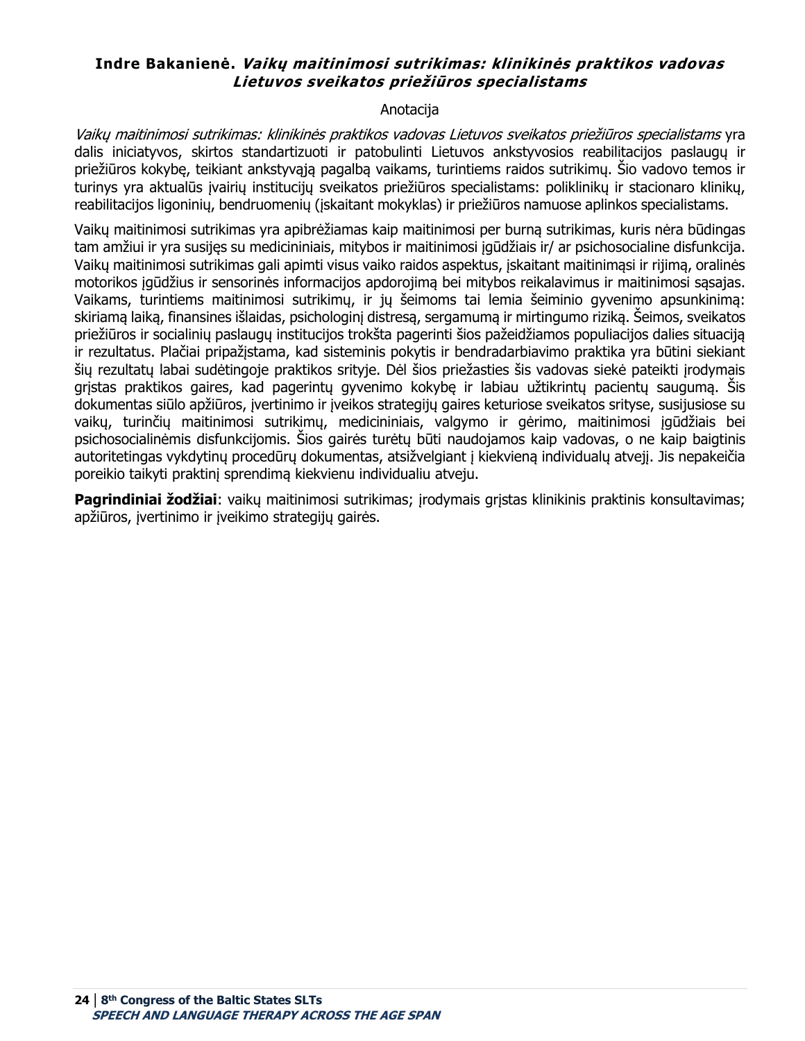**Indre Bakanienė. *Vaikų maitinimosi sutrikimas: klinikinės praktikos vadovas Lietuvos sveikatos priežiūros specialistams***

Anotacija

*Vaikų maitinimosi sutrikimas: klinikinės praktikos vadovas Lietuvos sveikatos priežiūros specialistams* yra dalis iniciatyvos, skirtos standartizuoti ir patobulinti Lietuvos ankstyvosios reabilitacijos paslaugų ir priežiūros kokybę, teikiant ankstyvąją pagalbą vaikams, turintiems raidos sutrikimų. Šio vadovo temos ir turinys yra aktualūs įvairių institucijų sveikatos priežiūros specialistams: poliklinikų ir stacionaro klinikų, reabilitacijos ligoninių, bendruomenių (įskaitant mokyklas) ir priežiūros namuose aplinkos specialistams.

Vaikų maitinimosi sutrikimas yra apibrėžiamas kaip maitinimosi per burną sutrikimas, kuris nėra būdingas tam amžiui ir yra susijęs su medicininiais, mitybos ir maitinimosi įgūdžiais ir/ ar psichosocialine disfunkcija. Vaikų maitinimosi sutrikimas gali apimti visus vaiko raidos aspektus, įskaitant maitinimąsi ir rijimą, oralinės motorikos įgūdžius ir sensorinės informacijos apdorojimą bei mitybos reikalavimus ir maitinimosi sąsajas. Vaikams, turintiems maitinimosi sutrikimų, ir jų šeimoms tai lemia šeiminio gyvenimo apsunkinimą: skiriamą laiką, finansines išlaidas, psichologinį distresą, sergamumą ir mirtingumo riziką. Šeimos, sveikatos priežiūros ir socialinių paslaugų institucijos trokšta pagerinti šios pažeidžiamos populiacijos dalies situaciją ir rezultatus. Plačiai pripažįstama, kad sisteminis pokytis ir bendradarbiavimo praktika yra būtini siekiant šių rezultatų labai sudėtingoje praktikos srityje. Dėl šios priežasties šis vadovas siekė pateikti įrodymais grįstas praktikos gaires, kad pagerintų gyvenimo kokybę ir labiau užtikrintų pacientų saugumą. Šis dokumentas siūlo apžiūros, įvertinimo ir įveikos strategijų gaires keturiose sveikatos srityse, susijusiose su vaikų, turinčių maitinimosi sutrikimų, medicininiais, valgymo ir gėrimo, maitinimosi įgūdžiais bei psichosocialinėmis disfunkcijomis. Šios gairės turėtų būti naudojamos kaip vadovas, o ne kaip baigtinis autoritetingas vykdytinų procedūrų dokumentas, atsižvelgiant į kiekvieną individualų atvejį. Jis nepakeičia poreikio taikyti praktinį sprendimą kiekvienu individualiu atveju.

**Pagrindiniai žodžiai**: vaikų maitinimosi sutrikimas; įrodymais grįstas klinikinis praktinis konsultavimas; apžiūros, įvertinimo ir įveikimo strategijų gairės.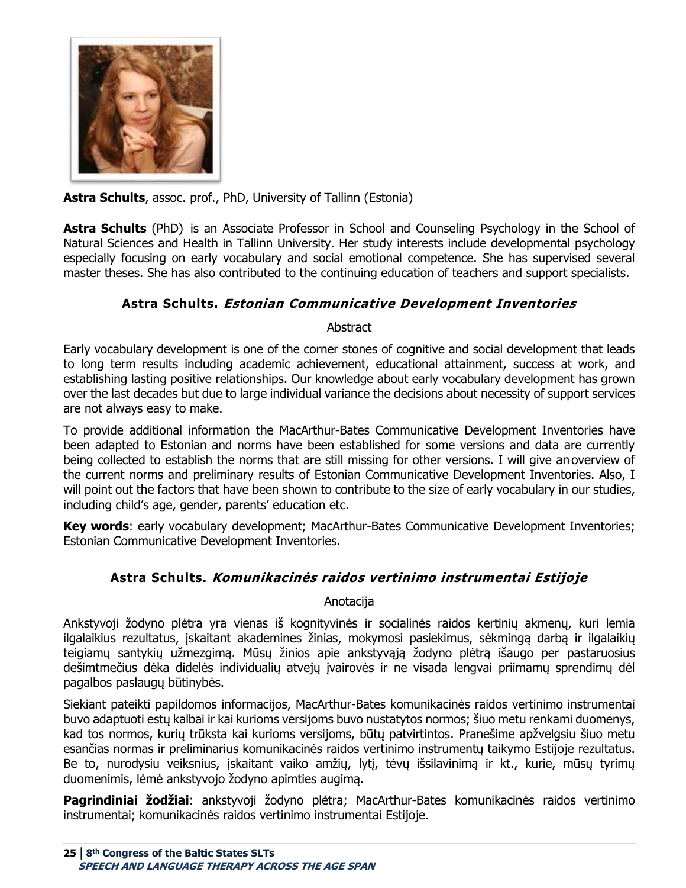**Astra Schults**, assoc. prof., PhD, University of Tallinn (Estonia)

**Astra Schults** (PhD) is an Associate Professor in School and Counseling Psychology in the School of Natural Sciences and Health in Tallinn University. Her study interests include developmental psychology especially focusing on early vocabulary and social emotional competence. She has supervised several master theses. She has also contributed to the continuing education of teachers and support specialists.

### Astra Schults. *Estonian Communicative Development Inventories*

Abstract

Early vocabulary development is one of the corner stones of cognitive and social development that leads to long term results including academic achievement, educational attainment, success at work, and establishing lasting positive relationships. Our knowledge about early vocabulary development has grown over the last decades but due to large individual variance the decisions about necessity of support services are not always easy to make.

To provide additional information the MacArthur-Bates Communicative Development Inventories have been adapted to Estonian and norms have been established for some versions and data are currently being collected to establish the norms that are still missing for other versions. I will give an overview of the current norms and preliminary results of Estonian Communicative Development Inventories. Also, I will point out the factors that have been shown to contribute to the size of early vocabulary in our studies, including child's age, gender, parents' education etc.

**Key words**: early vocabulary development; MacArthur-Bates Communicative Development Inventories; Estonian Communicative Development Inventories.

### Astra Schults. *Komunikacinės raidos vertinimo instrumentai Estijoje*

Anotacija

Ankstyvoji žodyno plėtra yra vienas iš kognityvinės ir socialinės raidos kertinių akmenų, kuri lemia ilgalaikius rezultatus, įskaitant akademines žinias, mokymosi pasiekimus, sėkmingą darbą ir ilgalaikių teigiamų santykių užmezgimą. Mūsų žinios apie ankstyvąją žodyno plėtrą išaugo per pastaruosius dešimtmečius dėka didelės individualių atvejų įvairovės ir ne visada lengvai priimamų sprendimų dėl pagalbos paslaugų būtinybės.

Siekiant pateikti papildomos informacijos, MacArthur-Bates komunikacinės raidos vertinimo instrumentai buvo adaptuoti estų kalbai ir kai kurioms versijoms buvo nustatytos normos; šiuo metu renkami duomenys, kad tos normos, kurių trūksta kai kurioms versijoms, būtų patvirtintos. Pranešime apžvelgsiu šiuo metu esančias normas ir preliminarius komunikacinės raidos vertinimo instrumentų taikymo Estijoje rezultatus. Be to, nurodysiu veiksnius, įskaitant vaiko amžių, lytį, tėvų išsilavinimą ir kt., kurie, mūsų tyrimų duomenimis, lėmė ankstyvojo žodyno apimties augimą.

**Pagrindiniai žodžiai**: ankstyvoji žodyno plėtra; MacArthur-Bates komunikacinės raidos vertinimo instrumentai; komunikacinės raidos vertinimo instrumentai Estijoje.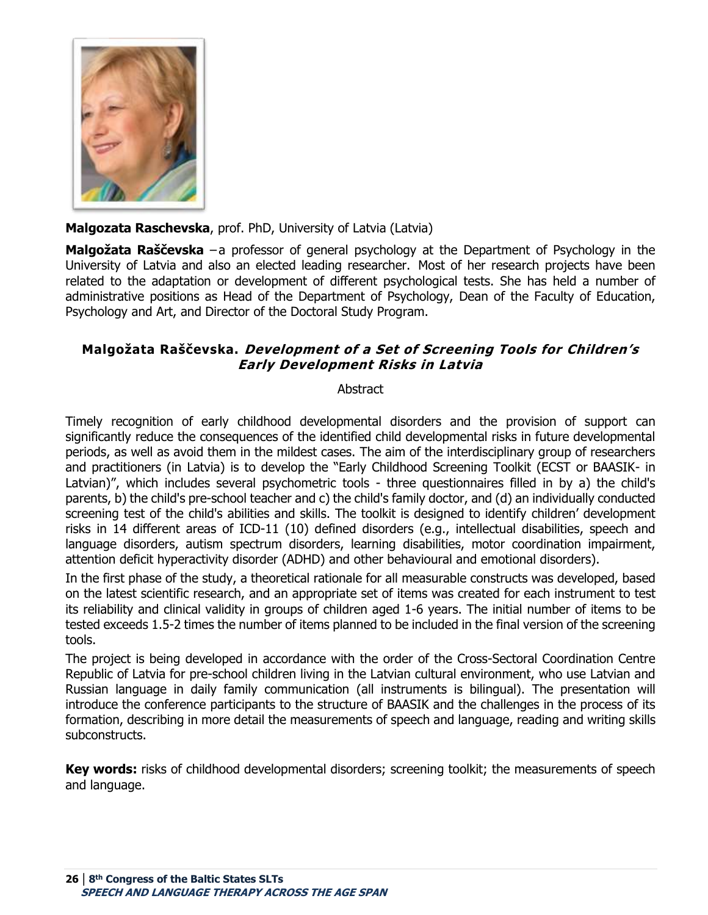**Malgozata Raschevska**, prof. PhD, University of Latvia (Latvia)

**Malgožata Raščevska** – a professor of general psychology at the Department of Psychology in the University of Latvia and also an elected leading researcher. Most of her research projects have been related to the adaptation or development of different psychological tests. She has held a number of administrative positions as Head of the Department of Psychology, Dean of the Faculty of Education, Psychology and Art, and Director of the Doctoral Study Program.

### Malgožata Raščevska. *Development of a Set of Screening Tools for Children's Early Development Risks in Latvia*

Abstract

Timely recognition of early childhood developmental disorders and the provision of support can significantly reduce the consequences of the identified child developmental risks in future developmental periods, as well as avoid them in the mildest cases. The aim of the interdisciplinary group of researchers and practitioners (in Latvia) is to develop the "Early Childhood Screening Toolkit (ECST or BAASIK- in Latvian)", which includes several psychometric tools - three questionnaires filled in by a) the child's parents, b) the child's pre-school teacher and c) the child's family doctor, and (d) an individually conducted screening test of the child's abilities and skills. The toolkit is designed to identify children' development risks in 14 different areas of ICD-11 (10) defined disorders (e.g., intellectual disabilities, speech and language disorders, autism spectrum disorders, learning disabilities, motor coordination impairment, attention deficit hyperactivity disorder (ADHD) and other behavioural and emotional disorders).

In the first phase of the study, a theoretical rationale for all measurable constructs was developed, based on the latest scientific research, and an appropriate set of items was created for each instrument to test its reliability and clinical validity in groups of children aged 1-6 years. The initial number of items to be tested exceeds 1.5-2 times the number of items planned to be included in the final version of the screening tools.

The project is being developed in accordance with the order of the Cross-Sectoral Coordination Centre Republic of Latvia for pre-school children living in the Latvian cultural environment, who use Latvian and Russian language in daily family communication (all instruments is bilingual). The presentation will introduce the conference participants to the structure of BAASIK and the challenges in the process of its formation, describing in more detail the measurements of speech and language, reading and writing skills subconstructs.

**Key words:** risks of childhood developmental disorders; screening toolkit; the measurements of speech and language.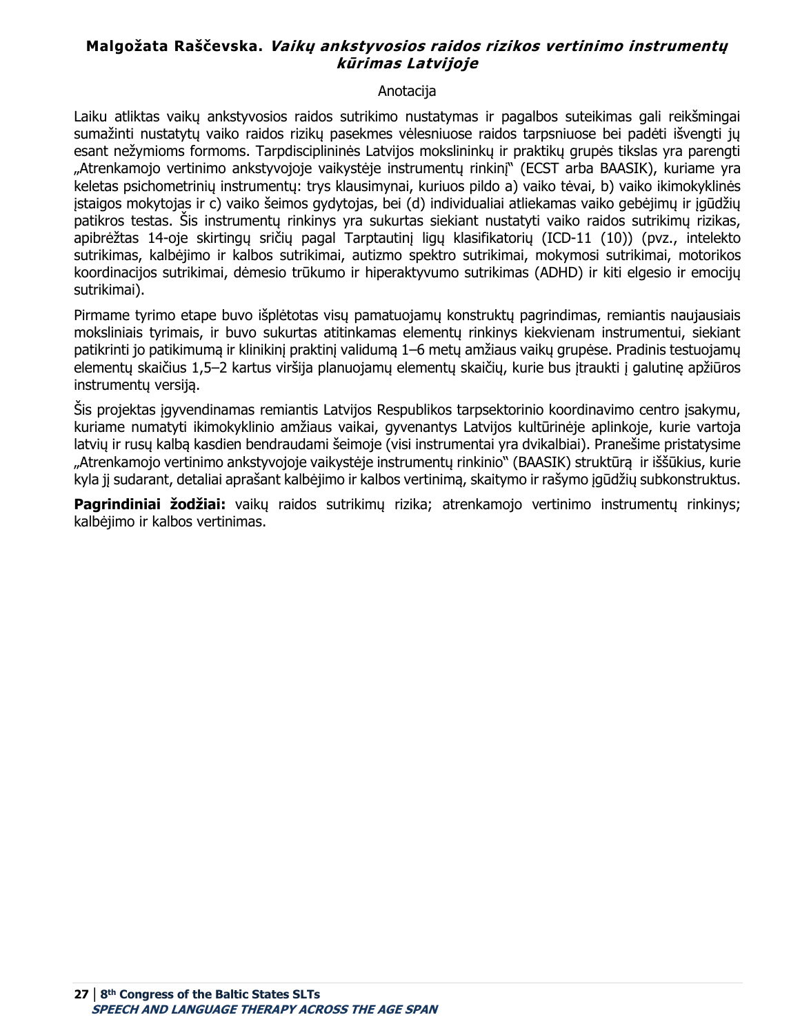**Malgožata Raščevska.** ***Vaikų ankstyvosios raidos rizikos vertinimo instrumentų kūrimas Latvijoje***

Anotacija

Laiku atliktas vaikų ankstyvosios raidos sutrikimo nustatymas ir pagalbos suteikimas gali reikšmingai sumažinti nustatytų vaiko raidos rizikų pasekmes vėlesniuose raidos tarpsniuose bei padėti išvengti jų esant nežymioms formoms. Tarpdisciplininės Latvijos mokslininkų ir praktikų grupės tikslas yra parengti „Atrenkamojo vertinimo ankstyvojoje vaikystėje instrumentų rinkinį" (ECST arba BAASIK), kuriame yra keletas psichometrinių instrumentų: trys klausimynai, kuriuos pildo a) vaiko tėvai, b) vaiko ikimokyklinės įstaigos mokytojas ir c) vaiko šeimos gydytojas, bei (d) individualiai atliekamas vaiko gebėjimų ir įgūdžių patikros testas. Šis instrumentų rinkinys yra sukurtas siekiant nustatyti vaiko raidos sutrikimų rizikas, apibrėžtas 14-oje skirtingų sričių pagal Tarptautinį ligų klasifikatorių (ICD-11 (10)) (pvz., intelekto sutrikimas, kalbėjimo ir kalbos sutrikimai, autizmo spektro sutrikimai, mokymosi sutrikimai, motorikos koordinacijos sutrikimai, dėmesio trūkumo ir hiperaktyvumo sutrikimas (ADHD) ir kiti elgesio ir emocijų sutrikimai).

Pirmame tyrimo etape buvo išplėtotas visų pamatuojamų konstruktų pagrindimas, remiantis naujausiais moksliniais tyrimais, ir buvo sukurtas atitinkamas elementų rinkinys kiekvienam instrumentui, siekiant patikrinti jo patikimumą ir klinikinį praktinį validumą 1–6 metų amžiaus vaikų grupėse. Pradinis testuojamų elementų skaičius 1,5–2 kartus viršija planuojamų elementų skaičių, kurie bus įtraukti į galutinę apžiūros instrumentų versiją.

Šis projektas įgyvendinamas remiantis Latvijos Respublikos tarpsektorinio koordinavimo centro įsakymu, kuriame numatyti ikimokyklinio amžiaus vaikai, gyvenantys Latvijos kultūrinėje aplinkoje, kurie vartoja latvių ir rusų kalbą kasdien bendraudami šeimoje (visi instrumentai yra dvikalbiai). Pranešime pristatysime „Atrenkamojo vertinimo ankstyvojoje vaikystėje instrumentų rinkinio" (BAASIK) struktūrą ir iššūkius, kurie kyla jį sudarant, detaliai aprašant kalbėjimo ir kalbos vertinimą, skaitymo ir rašymo įgūdžių subkonstruktus.

**Pagrindiniai žodžiai:** vaikų raidos sutrikimų rizika; atrenkamojo vertinimo instrumentų rinkinys; kalbėjimo ir kalbos vertinimas.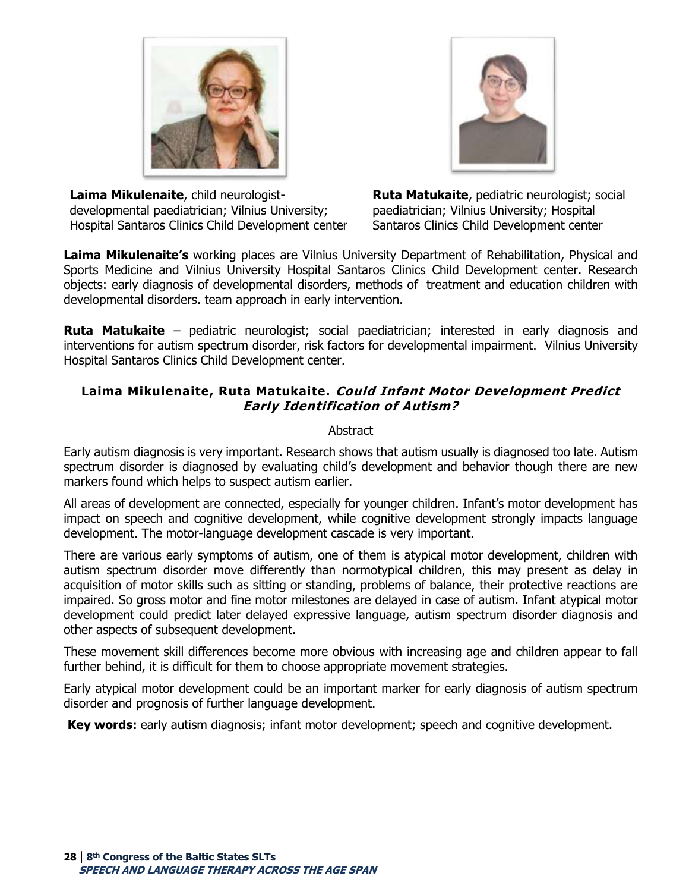**Laima Mikulenaite**, child neurologist-developmental paediatrician; Vilnius University; Hospital Santaros Clinics Child Development center

**Ruta Matukaite**, pediatric neurologist; social paediatrician; Vilnius University; Hospital Santaros Clinics Child Development center

**Laima Mikulenaite's** working places are Vilnius University Department of Rehabilitation, Physical and Sports Medicine and Vilnius University Hospital Santaros Clinics Child Development center. Research objects: early diagnosis of developmental disorders, methods of treatment and education children with developmental disorders. team approach in early intervention.

**Ruta Matukaite** – pediatric neurologist; social paediatrician; interested in early diagnosis and interventions for autism spectrum disorder, risk factors for developmental impairment. Vilnius University Hospital Santaros Clinics Child Development center.

### Laima Mikulenaite, Ruta Matukaite. *Could Infant Motor Development Predict Early Identification of Autism?*

Abstract

Early autism diagnosis is very important. Research shows that autism usually is diagnosed too late. Autism spectrum disorder is diagnosed by evaluating child's development and behavior though there are new markers found which helps to suspect autism earlier.

All areas of development are connected, especially for younger children. Infant's motor development has impact on speech and cognitive development, while cognitive development strongly impacts language development. The motor-language development cascade is very important.

There are various early symptoms of autism, one of them is atypical motor development, children with autism spectrum disorder move differently than normotypical children, this may present as delay in acquisition of motor skills such as sitting or standing, problems of balance, their protective reactions are impaired. So gross motor and fine motor milestones are delayed in case of autism. Infant atypical motor development could predict later delayed expressive language, autism spectrum disorder diagnosis and other aspects of subsequent development.

These movement skill differences become more obvious with increasing age and children appear to fall further behind, it is difficult for them to choose appropriate movement strategies.

Early atypical motor development could be an important marker for early diagnosis of autism spectrum disorder and prognosis of further language development.

**Key words:** early autism diagnosis; infant motor development; speech and cognitive development.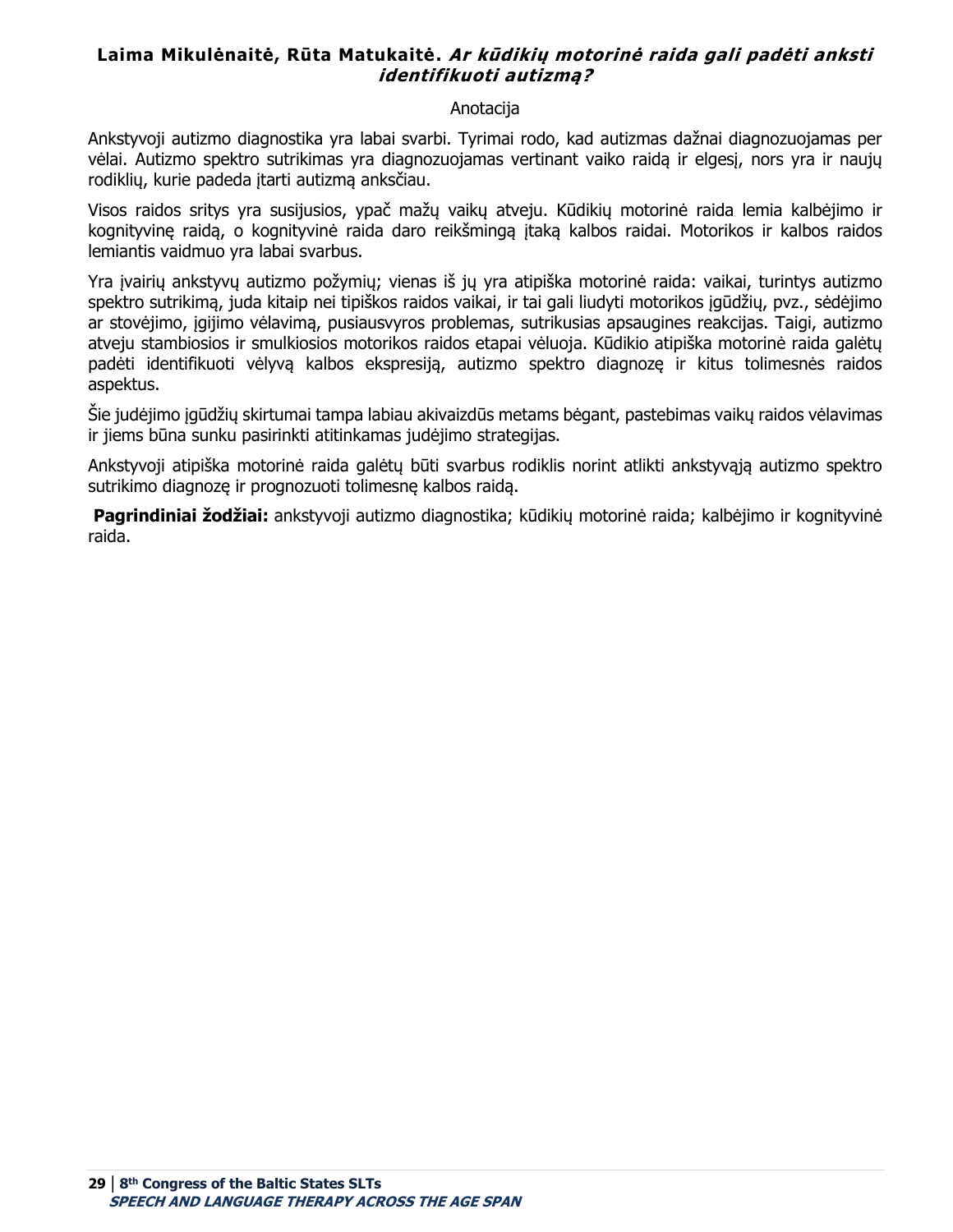**Laima Mikulėnaitė, Rūta Matukaitė.** ***Ar kūdikių motorinė raida gali padėti anksti identifikuoti autizmą?***

Anotacija

Ankstyvoji autizmo diagnostika yra labai svarbi. Tyrimai rodo, kad autizmas dažnai diagnozuojamas per vėlai. Autizmo spektro sutrikimas yra diagnozuojamas vertinant vaiko raidą ir elgesį, nors yra ir naujų rodiklių, kurie padeda įtarti autizmą anksčiau.

Visos raidos sritys yra susijusios, ypač mažų vaikų atveju. Kūdikių motorinė raida lemia kalbėjimo ir kognityvinę raidą, o kognityvinė raida daro reikšmingą įtaką kalbos raidai. Motorikos ir kalbos raidos lemiantis vaidmuo yra labai svarbus.

Yra įvairių ankstyvų autizmo požymių; vienas iš jų yra atipiška motorinė raida: vaikai, turintys autizmo spektro sutrikimą, juda kitaip nei tipiškos raidos vaikai, ir tai gali liudyti motorikos įgūdžių, pvz., sėdėjimo ar stovėjimo, įgijimo vėlavimą, pusiausvyros problemas, sutrikusias apsaugines reakcijas. Taigi, autizmo atveju stambiosios ir smulkiosios motorikos raidos etapai vėluoja. Kūdikio atipiška motorinė raida galėtų padėti identifikuoti vėlyvą kalbos ekspresiją, autizmo spektro diagnozę ir kitus tolimesnės raidos aspektus.

Šie judėjimo įgūdžių skirtumai tampa labiau akivaizdūs metams bėgant, pastebimas vaikų raidos vėlavimas ir jiems būna sunku pasirinkti atitinkamas judėjimo strategijas.

Ankstyvoji atipiška motorinė raida galėtų būti svarbus rodiklis norint atlikti ankstyvąją autizmo spektro sutrikimo diagnozę ir prognozuoti tolimesnę kalbos raidą.

**Pagrindiniai žodžiai:** ankstyvoji autizmo diagnostika; kūdikių motorinė raida; kalbėjimo ir kognityvinė raida.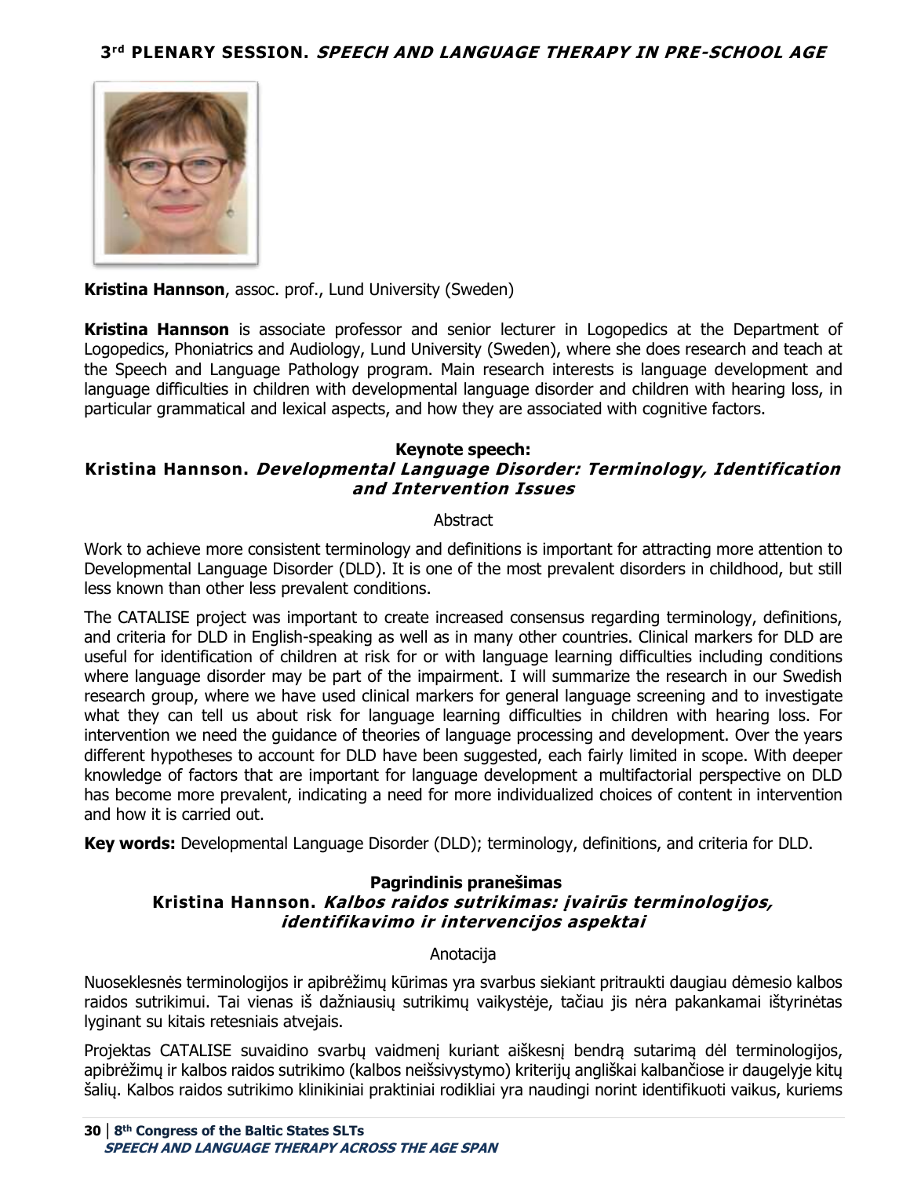## 3rd PLENARY SESSION. *SPEECH AND LANGUAGE THERAPY IN PRE-SCHOOL AGE*

**Kristina Hannson**, assoc. prof., Lund University (Sweden)

**Kristina Hannson** is associate professor and senior lecturer in Logopedics at the Department of Logopedics, Phoniatrics and Audiology, Lund University (Sweden), where she does research and teach at the Speech and Language Pathology program. Main research interests is language development and language difficulties in children with developmental language disorder and children with hearing loss, in particular grammatical and lexical aspects, and how they are associated with cognitive factors.

### Keynote speech:
### Kristina Hannson. *Developmental Language Disorder: Terminology, Identification and Intervention Issues*

Abstract

Work to achieve more consistent terminology and definitions is important for attracting more attention to Developmental Language Disorder (DLD). It is one of the most prevalent disorders in childhood, but still less known than other less prevalent conditions.

The CATALISE project was important to create increased consensus regarding terminology, definitions, and criteria for DLD in English-speaking as well as in many other countries. Clinical markers for DLD are useful for identification of children at risk for or with language learning difficulties including conditions where language disorder may be part of the impairment. I will summarize the research in our Swedish research group, where we have used clinical markers for general language screening and to investigate what they can tell us about risk for language learning difficulties in children with hearing loss. For intervention we need the guidance of theories of language processing and development. Over the years different hypotheses to account for DLD have been suggested, each fairly limited in scope. With deeper knowledge of factors that are important for language development a multifactorial perspective on DLD has become more prevalent, indicating a need for more individualized choices of content in intervention and how it is carried out.

**Key words:** Developmental Language Disorder (DLD); terminology, definitions, and criteria for DLD.

### Pagrindinis pranešimas
### Kristina Hannson. *Kalbos raidos sutrikimas: įvairūs terminologijos, identifikavimo ir intervencijos aspektai*

Anotacija

Nuoseklesnės terminologijos ir apibrėžimų kūrimas yra svarbus siekiant pritraukti daugiau dėmesio kalbos raidos sutrikimui. Tai vienas iš dažniausių sutrikimų vaikystėje, tačiau jis nėra pakankamai ištyrinėtas lyginant su kitais retesniais atvejais.

Projektas CATALISE suvaidino svarbų vaidmenį kuriant aiškesnį bendrą sutarimą dėl terminologijos, apibrėžimų ir kalbos raidos sutrikimo (kalbos neišsivystymo) kriterijų angliškai kalbančiose ir daugelyje kitų šalių. Kalbos raidos sutrikimo klinikiniai praktiniai rodikliai yra naudingi norint identifikuoti vaikus, kuriems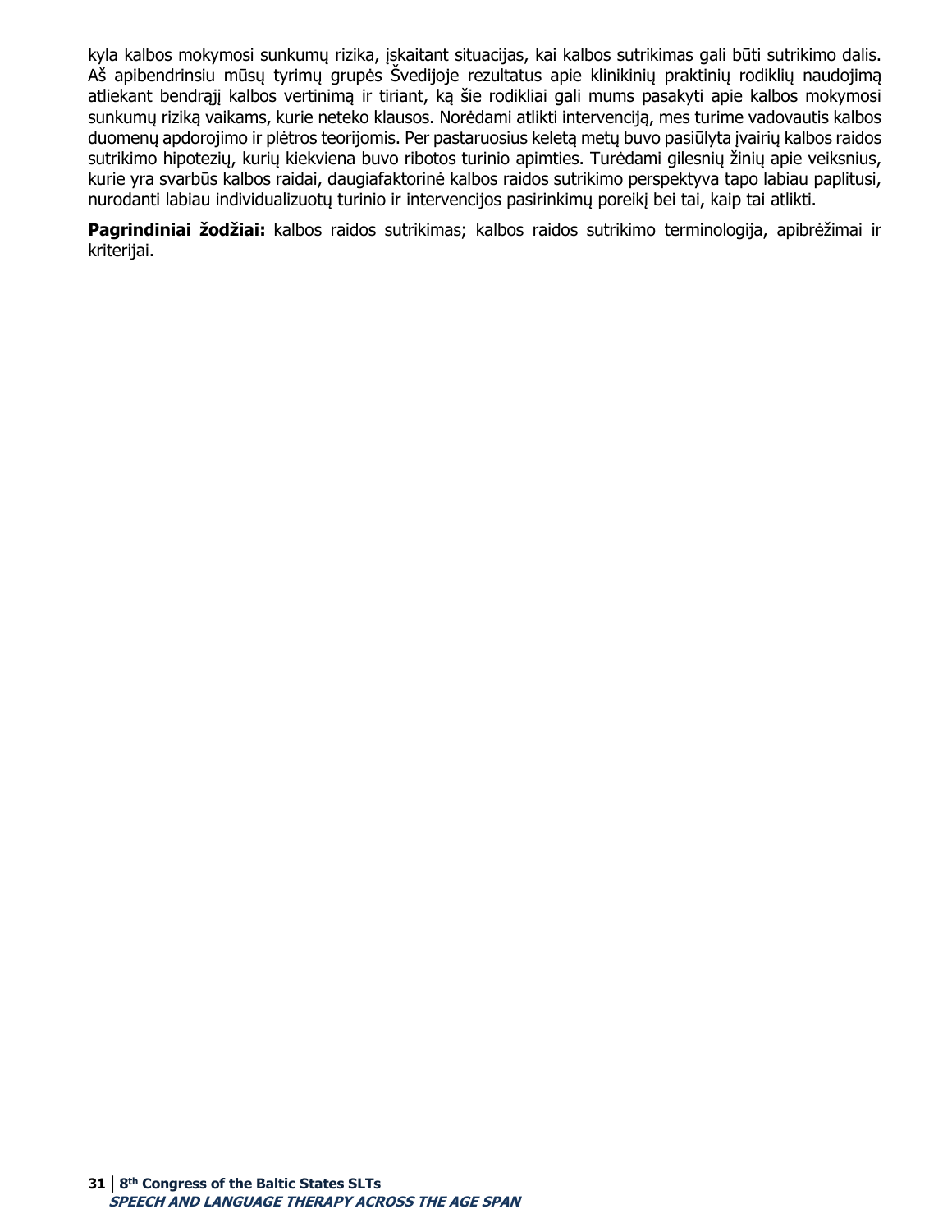kyla kalbos mokymosi sunkumų rizika, įskaitant situacijas, kai kalbos sutrikimas gali būti sutrikimo dalis. Aš apibendrinsiu mūsų tyrimų grupės Švedijoje rezultatus apie klinikinių praktinių rodiklių naudojimą atliekant bendrąjį kalbos vertinimą ir tiriant, ką šie rodikliai gali mums pasakyti apie kalbos mokymosi sunkumų riziką vaikams, kurie neteko klausos. Norėdami atlikti intervenciją, mes turime vadovautis kalbos duomenų apdorojimo ir plėtros teorijomis. Per pastaruosius keletą metų buvo pasiūlyta įvairių kalbos raidos sutrikimo hipotezių, kurių kiekviena buvo ribotos turinio apimties. Turėdami gilesnių žinių apie veiksnius, kurie yra svarbūs kalbos raidai, daugiafaktorinė kalbos raidos sutrikimo perspektyva tapo labiau paplitusi, nurodanti labiau individualizuotų turinio ir intervencijos pasirinkimų poreikį bei tai, kaip tai atlikti.

**Pagrindiniai žodžiai:** kalbos raidos sutrikimas; kalbos raidos sutrikimo terminologija, apibrėžimai ir kriterijai.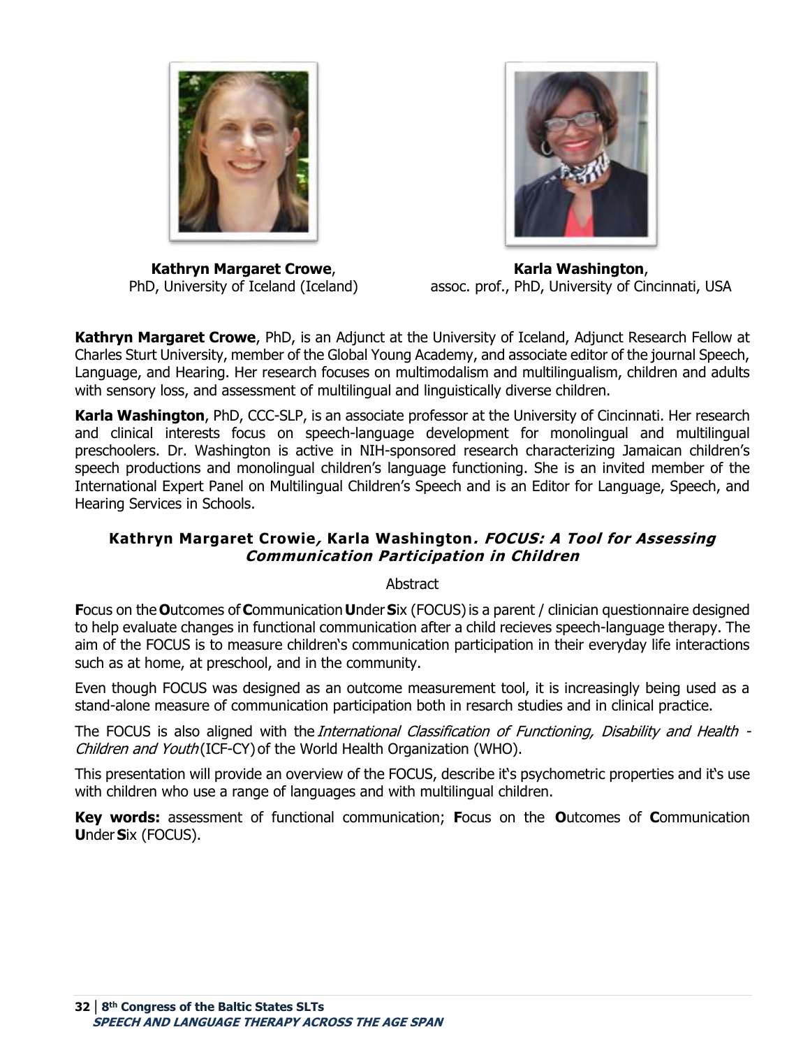**Kathryn Margaret Crowe**,
PhD, University of Iceland (Iceland)

**Karla Washington**,
assoc. prof., PhD, University of Cincinnati, USA

**Kathryn Margaret Crowe**, PhD, is an Adjunct at the University of Iceland, Adjunct Research Fellow at Charles Sturt University, member of the Global Young Academy, and associate editor of the journal Speech, Language, and Hearing. Her research focuses on multimodalism and multilingualism, children and adults with sensory loss, and assessment of multilingual and linguistically diverse children.

**Karla Washington**, PhD, CCC-SLP, is an associate professor at the University of Cincinnati. Her research and clinical interests focus on speech-language development for monolingual and multilingual preschoolers. Dr. Washington is active in NIH-sponsored research characterizing Jamaican children's speech productions and monolingual children's language functioning. She is an invited member of the International Expert Panel on Multilingual Children's Speech and is an Editor for Language, Speech, and Hearing Services in Schools.

### Kathryn Margaret Crowie*,* Karla Washington*. FOCUS: A Tool for Assessing Communication Participation in Children*

Abstract

**F**ocus on the **O**utcomes of **C**ommunication **U**nder **S**ix (FOCUS) is a parent / clinician questionnaire designed to help evaluate changes in functional communication after a child recieves speech-language therapy. The aim of the FOCUS is to measure children's communication participation in their everyday life interactions such as at home, at preschool, and in the community.

Even though FOCUS was designed as an outcome measurement tool, it is increasingly being used as a stand-alone measure of communication participation both in resarch studies and in clinical practice.

The FOCUS is also aligned with the *International Classification of Functioning, Disability and Health - Children and Youth* (ICF-CY) of the World Health Organization (WHO).

This presentation will provide an overview of the FOCUS, describe it's psychometric properties and it's use with children who use a range of languages and with multilingual children.

**Key words:** assessment of functional communication; **F**ocus on the **O**utcomes of **C**ommunication **U**nder **S**ix (FOCUS).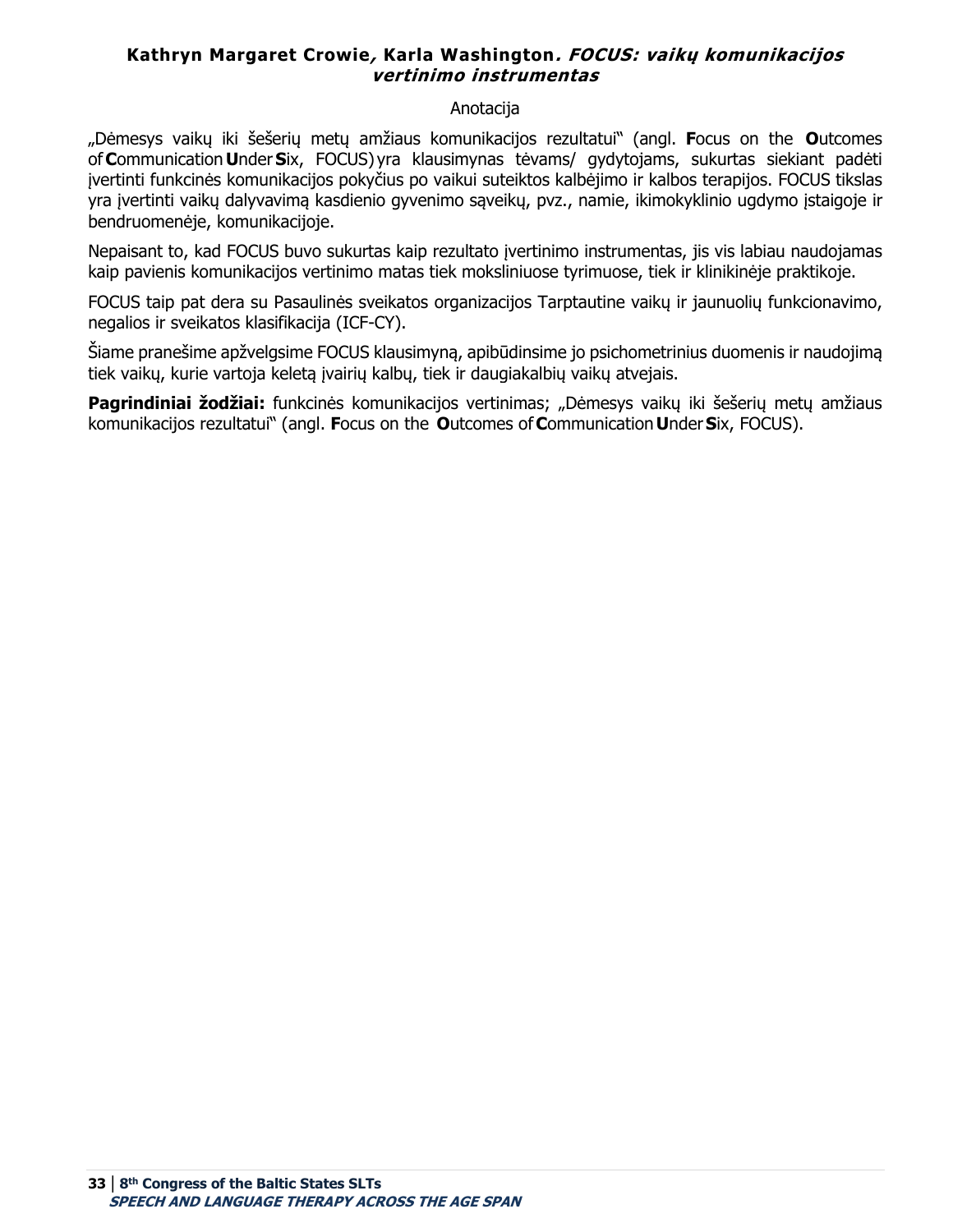**Kathryn Margaret Crowie*, Karla Washington*. *FOCUS: vaikų komunikacijos vertinimo instrumentas***

Anotacija

„Dėmesys vaikų iki šešerių metų amžiaus komunikacijos rezultatui" (angl. **F**ocus on the **O**utcomes of **C**ommunication **U**nder **S**ix, FOCUS) yra klausimynas tėvams/ gydytojams, sukurtas siekiant padėti įvertinti funkcinės komunikacijos pokyčius po vaikui suteiktos kalbėjimo ir kalbos terapijos. FOCUS tikslas yra įvertinti vaikų dalyvavimą kasdienio gyvenimo sąveikų, pvz., namie, ikimokyklinio ugdymo įstaigoje ir bendruomenėje, komunikacijoje.

Nepaisant to, kad FOCUS buvo sukurtas kaip rezultato įvertinimo instrumentas, jis vis labiau naudojamas kaip pavienis komunikacijos vertinimo matas tiek moksliniuose tyrimuose, tiek ir klinikinėje praktikoje.

FOCUS taip pat dera su Pasaulinės sveikatos organizacijos Tarptautine vaikų ir jaunuolių funkcionavimo, negalios ir sveikatos klasifikacija (ICF-CY).

Šiame pranešime apžvelgsime FOCUS klausimyną, apibūdinsime jo psichometrinius duomenis ir naudojimą tiek vaikų, kurie vartoja keletą įvairių kalbų, tiek ir daugiakalbių vaikų atvejais.

**Pagrindiniai žodžiai:** funkcinės komunikacijos vertinimas; „Dėmesys vaikų iki šešerių metų amžiaus komunikacijos rezultatui" (angl. **F**ocus on the **O**utcomes of **C**ommunication **U**nder **S**ix, FOCUS).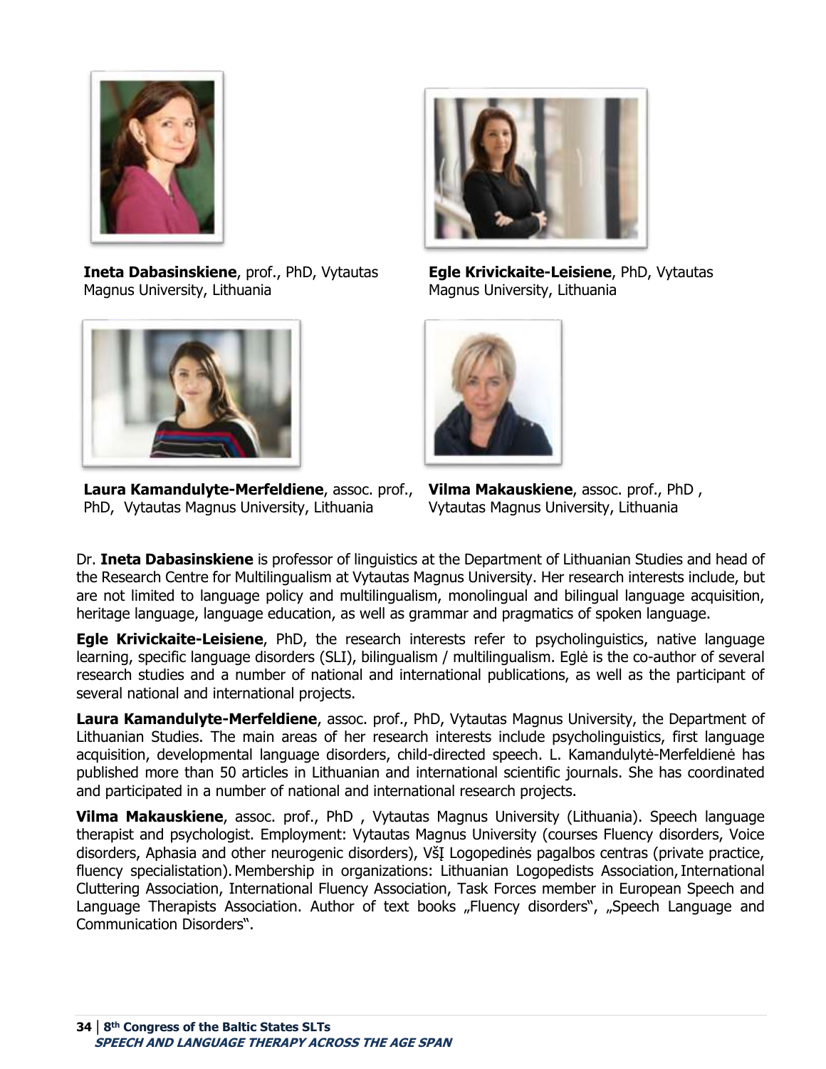**Ineta Dabasinskiene**, prof., PhD, Vytautas Magnus University, Lithuania

**Egle Krivickaite-Leisiene**, PhD, Vytautas Magnus University, Lithuania

**Laura Kamandulyte-Merfeldiene**, assoc. prof., PhD, Vytautas Magnus University, Lithuania

**Vilma Makauskiene**, assoc. prof., PhD , Vytautas Magnus University, Lithuania

Dr. **Ineta Dabasinskiene** is professor of linguistics at the Department of Lithuanian Studies and head of the Research Centre for Multilingualism at Vytautas Magnus University. Her research interests include, but are not limited to language policy and multilingualism, monolingual and bilingual language acquisition, heritage language, language education, as well as grammar and pragmatics of spoken language.

**Egle Krivickaite-Leisiene**, PhD, the research interests refer to psycholinguistics, native language learning, specific language disorders (SLI), bilingualism / multilingualism. Eglė is the co-author of several research studies and a number of national and international publications, as well as the participant of several national and international projects.

**Laura Kamandulyte-Merfeldiene**, assoc. prof., PhD, Vytautas Magnus University, the Department of Lithuanian Studies. The main areas of her research interests include psycholinguistics, first language acquisition, developmental language disorders, child-directed speech. L. Kamandulytė-Merfeldienė has published more than 50 articles in Lithuanian and international scientific journals. She has coordinated and participated in a number of national and international research projects.

**Vilma Makauskiene**, assoc. prof., PhD , Vytautas Magnus University (Lithuania). Speech language therapist and psychologist. Employment: Vytautas Magnus University (courses Fluency disorders, Voice disorders, Aphasia and other neurogenic disorders), VšĮ Logopedinės pagalbos centras (private practice, fluency specialistation). Membership in organizations: Lithuanian Logopedists Association, International Cluttering Association, International Fluency Association, Task Forces member in European Speech and Language Therapists Association. Author of text books „Fluency disorders", „Speech Language and Communication Disorders".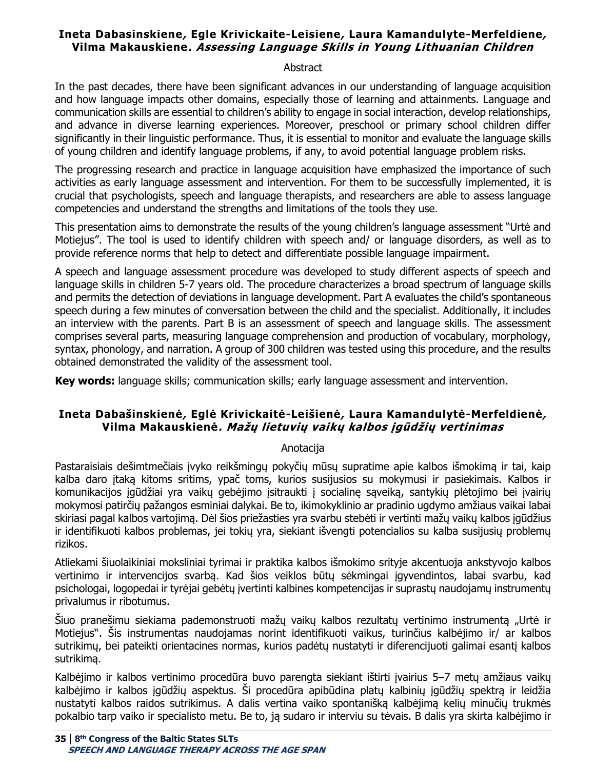**Ineta Dabasinskiene*, Egle Krivickaite-Leisiene, Laura Kamandulyte-Merfeldiene, Vilma Makauskiene. Assessing Language Skills in Young Lithuanian Children***

Abstract

In the past decades, there have been significant advances in our understanding of language acquisition and how language impacts other domains, especially those of learning and attainments. Language and communication skills are essential to children's ability to engage in social interaction, develop relationships, and advance in diverse learning experiences. Moreover, preschool or primary school children differ significantly in their linguistic performance. Thus, it is essential to monitor and evaluate the language skills of young children and identify language problems, if any, to avoid potential language problem risks.

The progressing research and practice in language acquisition have emphasized the importance of such activities as early language assessment and intervention. For them to be successfully implemented, it is crucial that psychologists, speech and language therapists, and researchers are able to assess language competencies and understand the strengths and limitations of the tools they use.

This presentation aims to demonstrate the results of the young children's language assessment "Urtė and Motiejus". The tool is used to identify children with speech and/ or language disorders, as well as to provide reference norms that help to detect and differentiate possible language impairment.

A speech and language assessment procedure was developed to study different aspects of speech and language skills in children 5-7 years old. The procedure characterizes a broad spectrum of language skills and permits the detection of deviations in language development. Part A evaluates the child's spontaneous speech during a few minutes of conversation between the child and the specialist. Additionally, it includes an interview with the parents. Part B is an assessment of speech and language skills. The assessment comprises several parts, measuring language comprehension and production of vocabulary, morphology, syntax, phonology, and narration. A group of 300 children was tested using this procedure, and the results obtained demonstrated the validity of the assessment tool.

**Key words:** language skills; communication skills; early language assessment and intervention.

**Ineta Dabašinskienė*, Eglė Krivickaitė-Leišienė, Laura Kamandulytė-Merfeldienė, Vilma Makauskienė. Mažų lietuvių vaikų kalbos įgūdžių vertinimas***

Anotacija

Pastaraisiais dešimtmečiais įvyko reikšmingų pokyčių mūsų supratime apie kalbos išmokimą ir tai, kaip kalba daro įtaką kitoms sritims, ypač toms, kurios susijusios su mokymusi ir pasiekimais. Kalbos ir komunikacijos įgūdžiai yra vaikų gebėjimo įsitraukti į socialinę sąveiką, santykių plėtojimo bei įvairių mokymosi patirčių pažangos esminiai dalykai. Be to, ikimokyklinio ar pradinio ugdymo amžiaus vaikai labai skiriasi pagal kalbos vartojimą. Dėl šios priežasties yra svarbu stebėti ir vertinti mažų vaikų kalbos įgūdžius ir identifikuoti kalbos problemas, jei tokių yra, siekiant išvengti potencialios su kalba susijusių problemų rizikos.

Atliekami šiuolaikiniai moksliniai tyrimai ir praktika kalbos išmokimo srityje akcentuoja ankstyvojo kalbos vertinimo ir intervencijos svarbą. Kad šios veiklos būtų sėkmingai įgyvendintos, labai svarbu, kad psichologai, logopedai ir tyrėjai gebėtų įvertinti kalbines kompetencijas ir suprastų naudojamų instrumentų privalumus ir ribotumus.

Šiuo pranešimu siekiama pademonstruoti mažų vaikų kalbos rezultatų vertinimo instrumentą „Urtė ir Motiejus". Šis instrumentas naudojamas norint identifikuoti vaikus, turinčius kalbėjimo ir/ ar kalbos sutrikimų, bei pateikti orientacines normas, kurios padėtų nustatyti ir diferencijuoti galimai esantį kalbos sutrikimą.

Kalbėjimo ir kalbos vertinimo procedūra buvo parengta siekiant ištirti įvairius 5–7 metų amžiaus vaikų kalbėjimo ir kalbos įgūdžių aspektus. Ši procedūra apibūdina platų kalbinių įgūdžių spektrą ir leidžia nustatyti kalbos raidos sutrikimus. A dalis vertina vaiko spontanišką kalbėjimą kelių minučių trukmės pokalbio tarp vaiko ir specialisto metu. Be to, ją sudaro ir interviu su tėvais. B dalis yra skirta kalbėjimo ir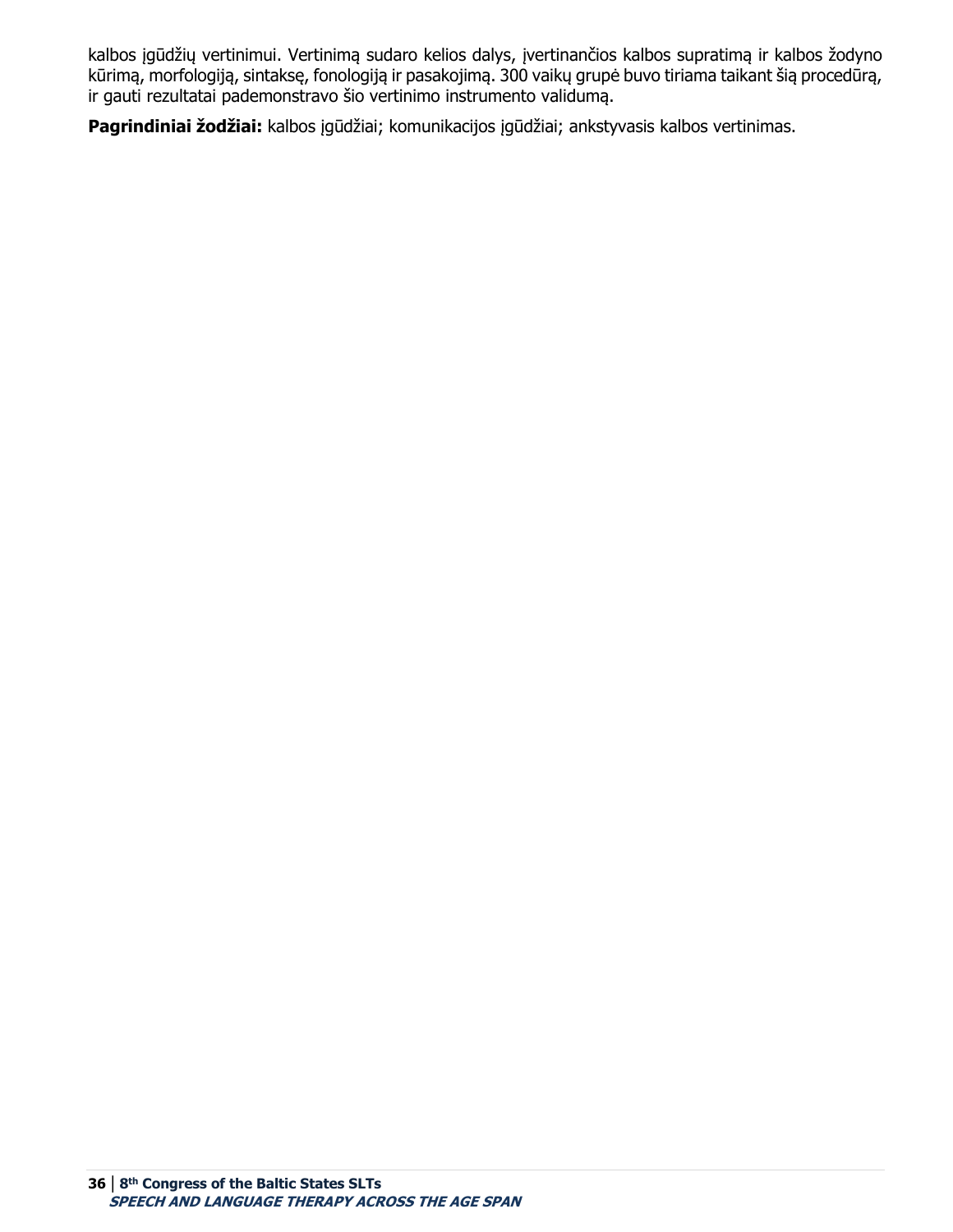kalbos įgūdžių vertinimui. Vertinimą sudaro kelios dalys, įvertinančios kalbos supratimą ir kalbos žodyno kūrimą, morfologiją, sintaksę, fonologiją ir pasakojimą. 300 vaikų grupė buvo tiriama taikant šią procedūrą, ir gauti rezultatai pademonstravo šio vertinimo instrumento validumą.

**Pagrindiniai žodžiai:** kalbos įgūdžiai; komunikacijos įgūdžiai; ankstyvasis kalbos vertinimas.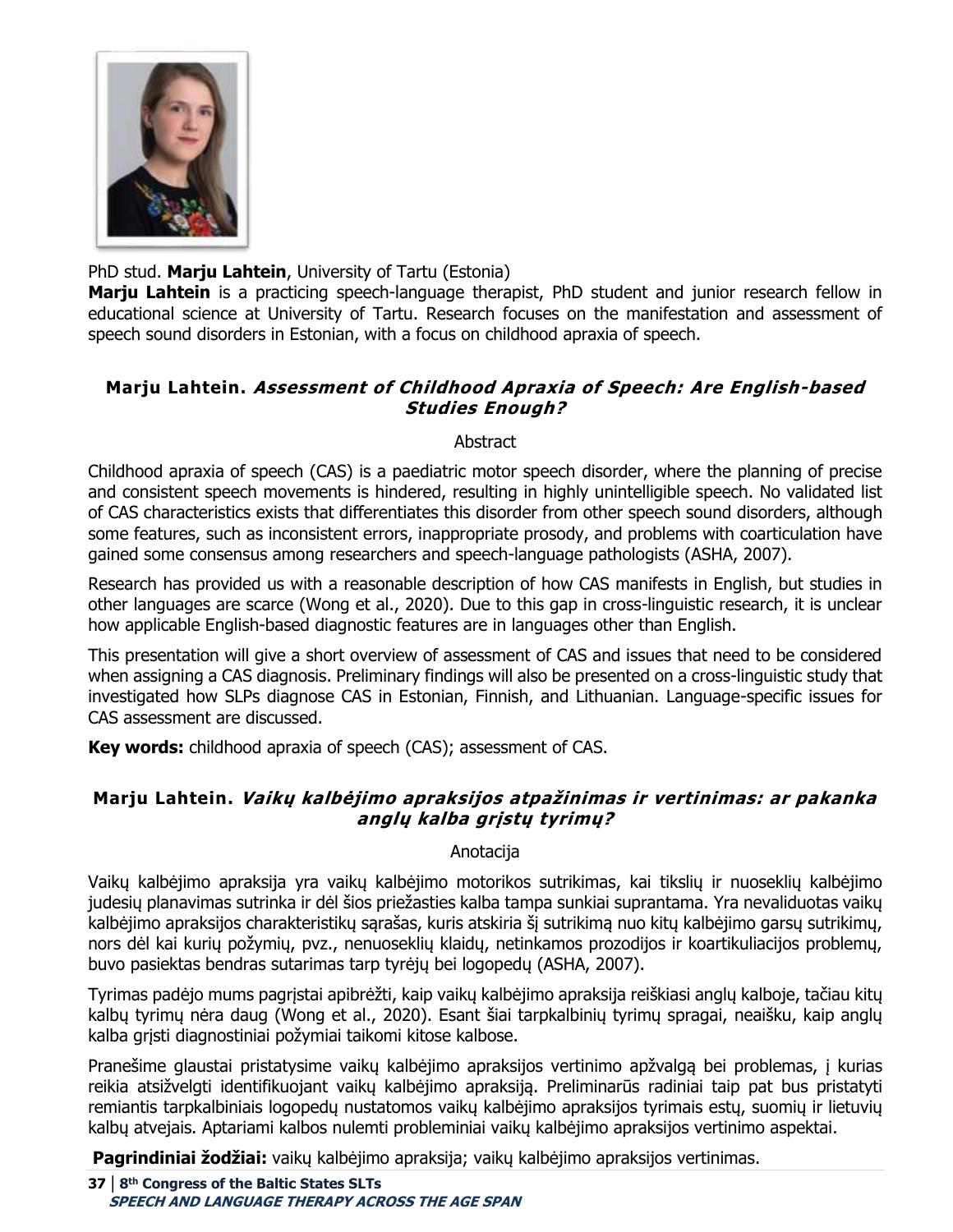PhD stud. **Marju Lahtein**, University of Tartu (Estonia)

**Marju Lahtein** is a practicing speech-language therapist, PhD student and junior research fellow in educational science at University of Tartu. Research focuses on the manifestation and assessment of speech sound disorders in Estonian, with a focus on childhood apraxia of speech.

### Marju Lahtein. *Assessment of Childhood Apraxia of Speech: Are English-based Studies Enough?*

Abstract

Childhood apraxia of speech (CAS) is a paediatric motor speech disorder, where the planning of precise and consistent speech movements is hindered, resulting in highly unintelligible speech. No validated list of CAS characteristics exists that differentiates this disorder from other speech sound disorders, although some features, such as inconsistent errors, inappropriate prosody, and problems with coarticulation have gained some consensus among researchers and speech-language pathologists (ASHA, 2007).

Research has provided us with a reasonable description of how CAS manifests in English, but studies in other languages are scarce (Wong et al., 2020). Due to this gap in cross-linguistic research, it is unclear how applicable English-based diagnostic features are in languages other than English.

This presentation will give a short overview of assessment of CAS and issues that need to be considered when assigning a CAS diagnosis. Preliminary findings will also be presented on a cross-linguistic study that investigated how SLPs diagnose CAS in Estonian, Finnish, and Lithuanian. Language-specific issues for CAS assessment are discussed.

**Key words:** childhood apraxia of speech (CAS); assessment of CAS.

### Marju Lahtein. *Vaikų kalbėjimo apraksijos atpažinimas ir vertinimas: ar pakanka anglų kalba grįstų tyrimų?*

Anotacija

Vaikų kalbėjimo apraksija yra vaikų kalbėjimo motorikos sutrikimas, kai tikslių ir nuoseklių kalbėjimo judesių planavimas sutrinka ir dėl šios priežasties kalba tampa sunkiai suprantama. Yra nevaliduotas vaikų kalbėjimo apraksijos charakteristikų sąrašas, kuris atskiria šį sutrikimą nuo kitų kalbėjimo garsų sutrikimų, nors dėl kai kurių požymių, pvz., nenuoseklių klaidų, netinkamos prozodijos ir koartikuliacijos problemų, buvo pasiektas bendras sutarimas tarp tyrėjų bei logopedų (ASHA, 2007).

Tyrimas padėjo mums pagrįstai apibrėžti, kaip vaikų kalbėjimo apraksija reiškiasi anglų kalboje, tačiau kitų kalbų tyrimų nėra daug (Wong et al., 2020). Esant šiai tarpkalbinių tyrimų spragai, neaišku, kaip anglų kalba grįsti diagnostiniai požymiai taikomi kitose kalbose.

Pranešime glaustai pristatysime vaikų kalbėjimo apraksijos vertinimo apžvalgą bei problemas, į kurias reikia atsižvelgti identifikuojant vaikų kalbėjimo apraksiją. Preliminarūs radiniai taip pat bus pristatyti remiantis tarpkalbiniais logopedų nustatomos vaikų kalbėjimo apraksijos tyrimais estų, suomių ir lietuvių kalbų atvejais. Aptariami kalbos nulemti probleminiai vaikų kalbėjimo apraksijos vertinimo aspektai.

**Pagrindiniai žodžiai:** vaikų kalbėjimo apraksija; vaikų kalbėjimo apraksijos vertinimas.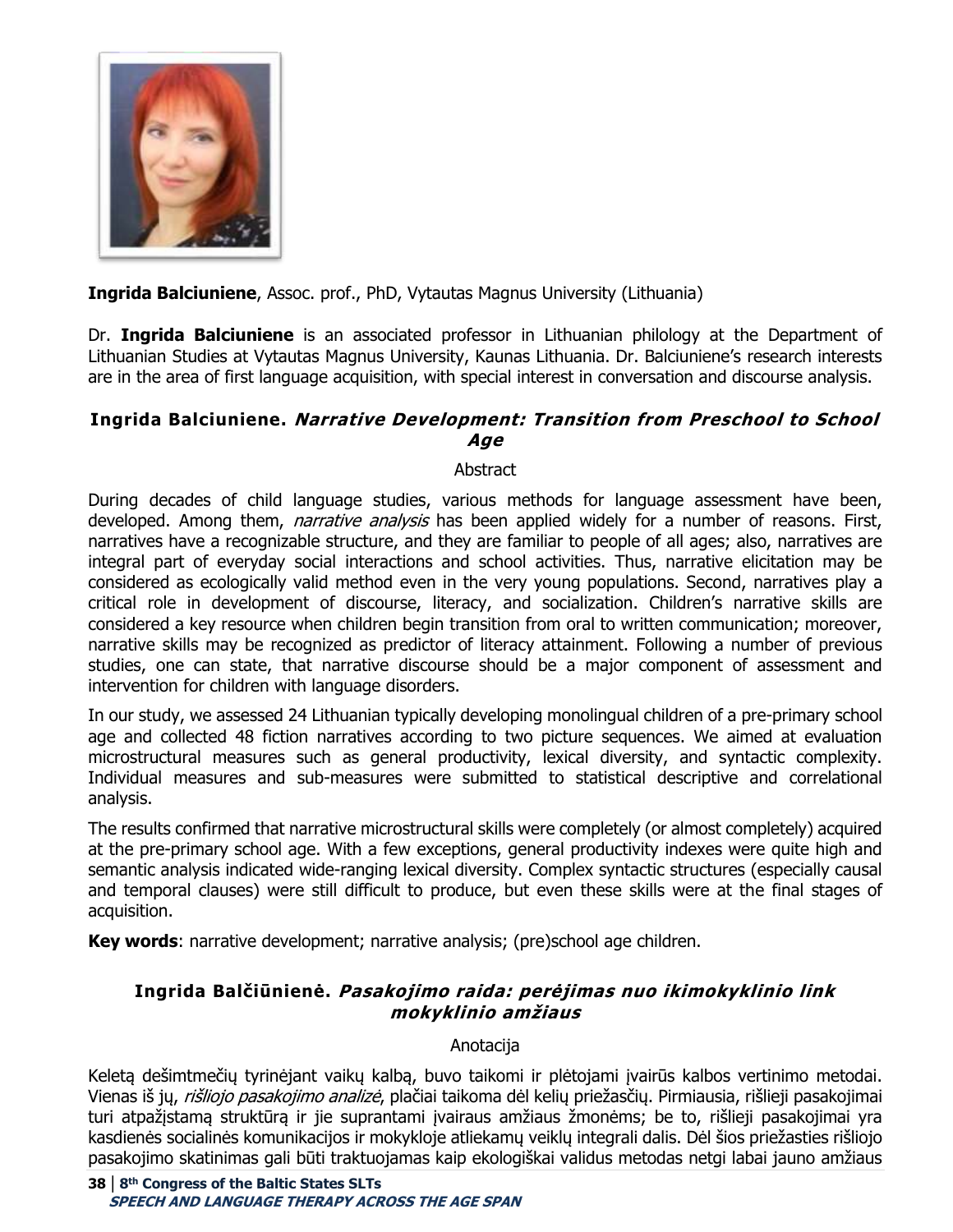**Ingrida Balciuniene**, Assoc. prof., PhD, Vytautas Magnus University (Lithuania)

Dr. **Ingrida Balciuniene** is an associated professor in Lithuanian philology at the Department of Lithuanian Studies at Vytautas Magnus University, Kaunas Lithuania. Dr. Balciuniene's research interests are in the area of first language acquisition, with special interest in conversation and discourse analysis.

### Ingrida Balciuniene. *Narrative Development: Transition from Preschool to School Age*

Abstract

During decades of child language studies, various methods for language assessment have been, developed. Among them, *narrative analysis* has been applied widely for a number of reasons. First, narratives have a recognizable structure, and they are familiar to people of all ages; also, narratives are integral part of everyday social interactions and school activities. Thus, narrative elicitation may be considered as ecologically valid method even in the very young populations. Second, narratives play a critical role in development of discourse, literacy, and socialization. Children's narrative skills are considered a key resource when children begin transition from oral to written communication; moreover, narrative skills may be recognized as predictor of literacy attainment. Following a number of previous studies, one can state, that narrative discourse should be a major component of assessment and intervention for children with language disorders.

In our study, we assessed 24 Lithuanian typically developing monolingual children of a pre-primary school age and collected 48 fiction narratives according to two picture sequences. We aimed at evaluation microstructural measures such as general productivity, lexical diversity, and syntactic complexity. Individual measures and sub-measures were submitted to statistical descriptive and correlational analysis.

The results confirmed that narrative microstructural skills were completely (or almost completely) acquired at the pre-primary school age. With a few exceptions, general productivity indexes were quite high and semantic analysis indicated wide-ranging lexical diversity. Complex syntactic structures (especially causal and temporal clauses) were still difficult to produce, but even these skills were at the final stages of acquisition.

**Key words**: narrative development; narrative analysis; (pre)school age children.

### Ingrida Balčiūnienė. *Pasakojimo raida: perėjimas nuo ikimokyklinio link mokyklinio amžiaus*

Anotacija

Keletą dešimtmečių tyrinėjant vaikų kalbą, buvo taikomi ir plėtojami įvairūs kalbos vertinimo metodai. Vienas iš jų, *rišliojo pasakojimo analizė*, plačiai taikoma dėl kelių priežasčių. Pirmiausia, rišlieji pasakojimai turi atpažįstamą struktūrą ir jie suprantami įvairaus amžiaus žmonėms; be to, rišlieji pasakojimai yra kasdienės socialinės komunikacijos ir mokykloje atliekamų veiklų integrali dalis. Dėl šios priežasties rišliojo pasakojimo skatinimas gali būti traktuojamas kaip ekologiškai validus metodas netgi labai jauno amžiaus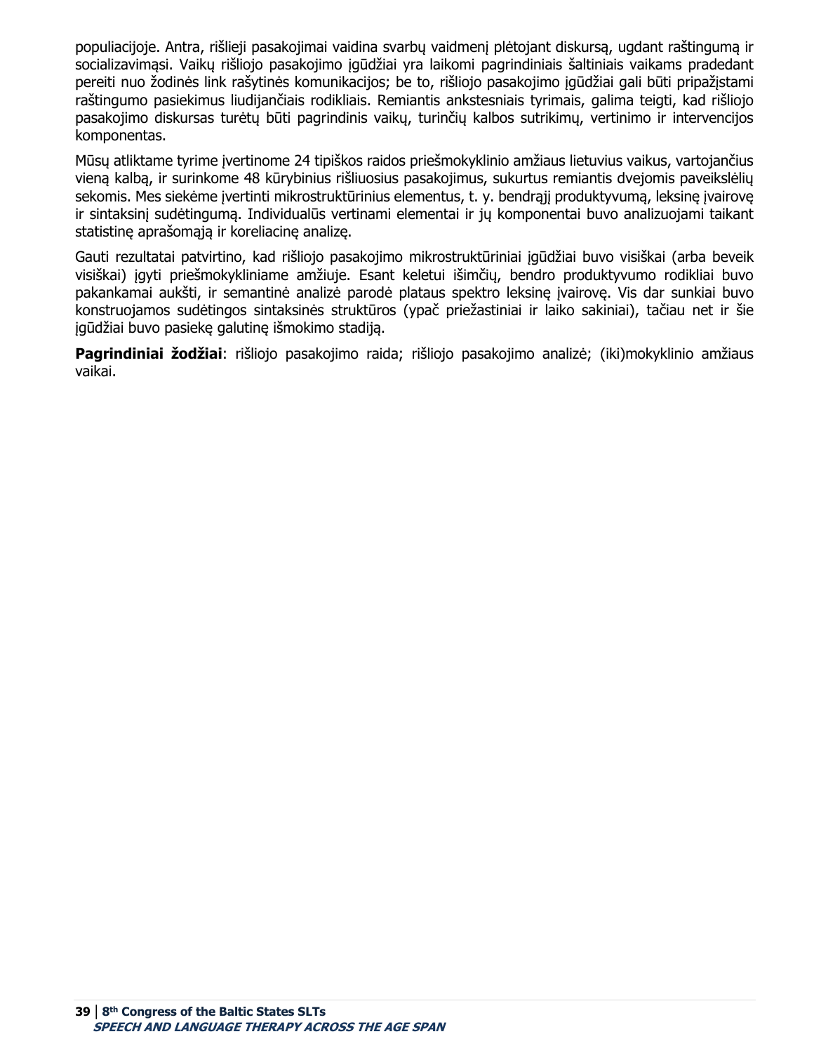populiacijoje. Antra, rišlieji pasakojimai vaidina svarbų vaidmenį plėtojant diskursą, ugdant raštingumą ir socializavimąsi. Vaikų rišliojo pasakojimo įgūdžiai yra laikomi pagrindiniais šaltiniais vaikams pradedant pereiti nuo žodinės link rašytinės komunikacijos; be to, rišliojo pasakojimo įgūdžiai gali būti pripažįstami raštingumo pasiekimus liudijančiais rodikliais. Remiantis ankstesniais tyrimais, galima teigti, kad rišliojo pasakojimo diskursas turėtų būti pagrindinis vaikų, turinčių kalbos sutrikimų, vertinimo ir intervencijos komponentas.

Mūsų atliktame tyrime įvertinome 24 tipiškos raidos priešmokyklinio amžiaus lietuvius vaikus, vartojančius vieną kalbą, ir surinkome 48 kūrybinius rišliuosius pasakojimus, sukurtus remiantis dvejomis paveikslėlių sekomis. Mes siekėme įvertinti mikrostruktūrinius elementus, t. y. bendrąjį produktyvumą, leksinę įvairovę ir sintaksinį sudėtingumą. Individualūs vertinami elementai ir jų komponentai buvo analizuojami taikant statistinę aprašomąją ir koreliacinę analizę.

Gauti rezultatai patvirtino, kad rišliojo pasakojimo mikrostruktūriniai įgūdžiai buvo visiškai (arba beveik visiškai) įgyti priešmokykliniame amžiuje. Esant keletui išimčių, bendro produktyvumo rodikliai buvo pakankamai aukšti, ir semantinė analizė parodė plataus spektro leksinę įvairovę. Vis dar sunkiai buvo konstruojamos sudėtingos sintaksinės struktūros (ypač priežastiniai ir laiko sakiniai), tačiau net ir šie įgūdžiai buvo pasiekę galutinę išmokimo stadiją.

**Pagrindiniai žodžiai**: rišliojo pasakojimo raida; rišliojo pasakojimo analizė; (iki)mokyklinio amžiaus vaikai.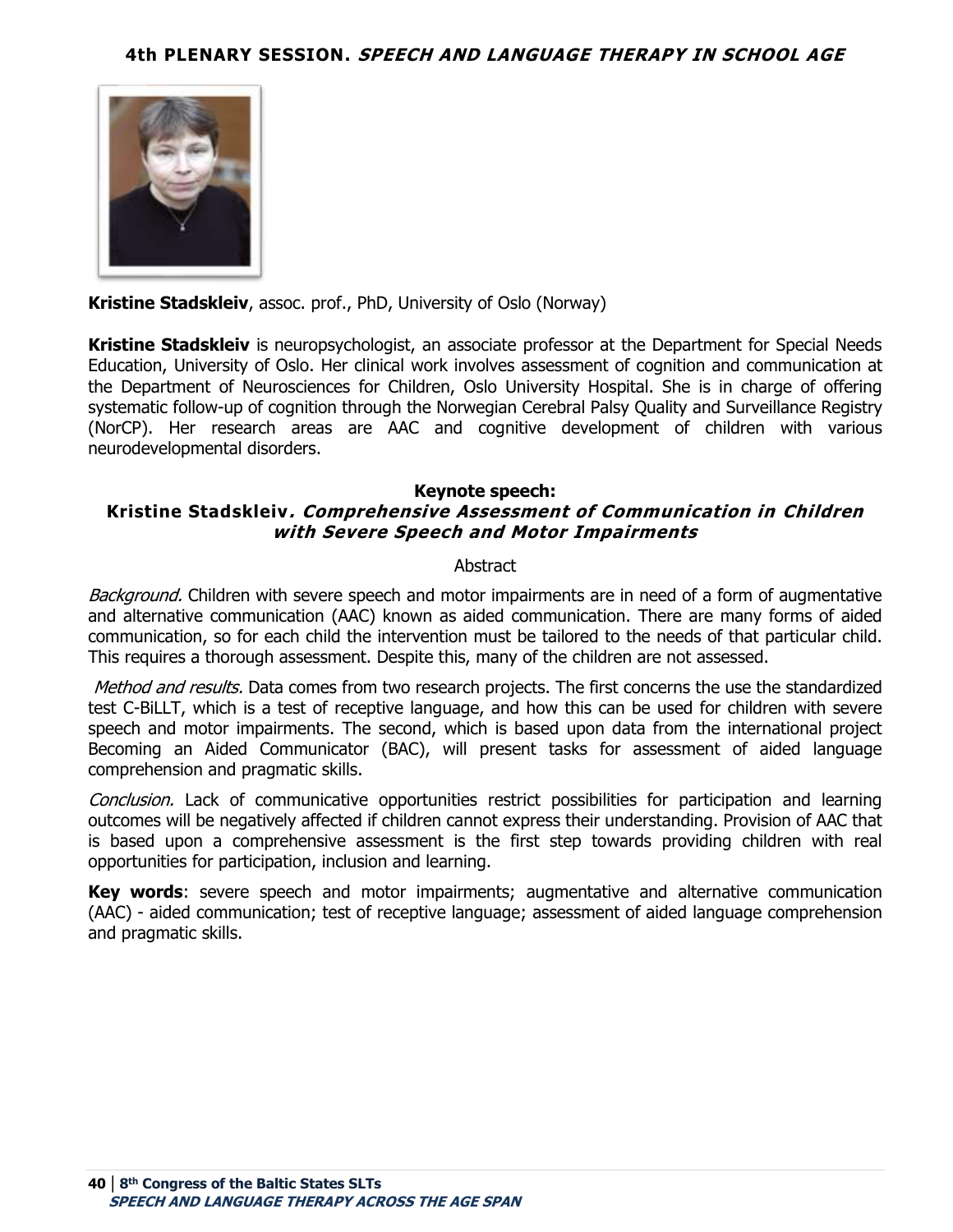## 4th PLENARY SESSION. *SPEECH AND LANGUAGE THERAPY IN SCHOOL AGE*

**Kristine Stadskleiv**, assoc. prof., PhD, University of Oslo (Norway)

**Kristine Stadskleiv** is neuropsychologist, an associate professor at the Department for Special Needs Education, University of Oslo. Her clinical work involves assessment of cognition and communication at the Department of Neurosciences for Children, Oslo University Hospital. She is in charge of offering systematic follow-up of cognition through the Norwegian Cerebral Palsy Quality and Surveillance Registry (NorCP). Her research areas are AAC and cognitive development of children with various neurodevelopmental disorders.

### Keynote speech:
### Kristine Stadskleiv*. Comprehensive Assessment of Communication in Children with Severe Speech and Motor Impairments*

Abstract

*Background.* Children with severe speech and motor impairments are in need of a form of augmentative and alternative communication (AAC) known as aided communication. There are many forms of aided communication, so for each child the intervention must be tailored to the needs of that particular child. This requires a thorough assessment. Despite this, many of the children are not assessed.

*Method and results.* Data comes from two research projects. The first concerns the use the standardized test C-BiLLT, which is a test of receptive language, and how this can be used for children with severe speech and motor impairments. The second, which is based upon data from the international project Becoming an Aided Communicator (BAC), will present tasks for assessment of aided language comprehension and pragmatic skills.

*Conclusion.* Lack of communicative opportunities restrict possibilities for participation and learning outcomes will be negatively affected if children cannot express their understanding. Provision of AAC that is based upon a comprehensive assessment is the first step towards providing children with real opportunities for participation, inclusion and learning.

**Key words**: severe speech and motor impairments; augmentative and alternative communication (AAC) - aided communication; test of receptive language; assessment of aided language comprehension and pragmatic skills.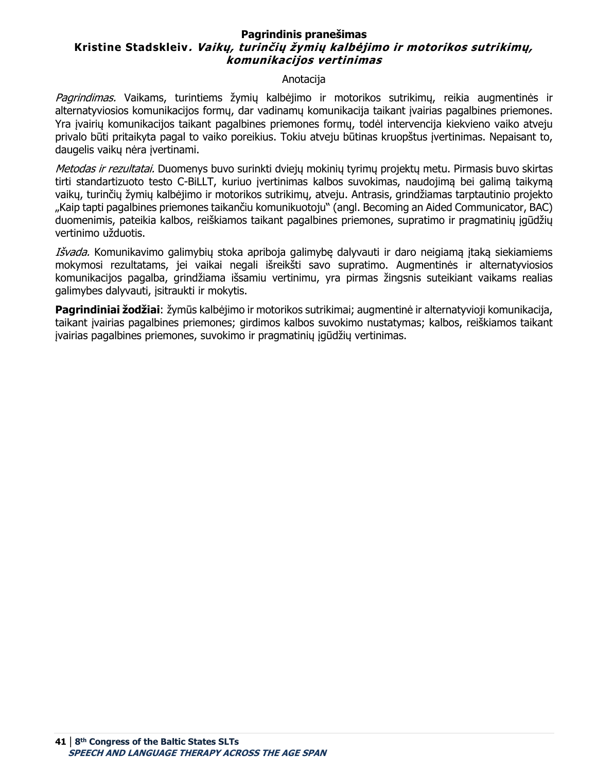**Pagrindinis pranešimas**

## Kristine Stadskleiv. *Vaikų, turinčių žymių kalbėjimo ir motorikos sutrikimų, komunikacijos vertinimas*

Anotacija

*Pagrindimas.* Vaikams, turintiems žymių kalbėjimo ir motorikos sutrikimų, reikia augmentinės ir alternatyviosios komunikacijos formų, dar vadinamų komunikacija taikant įvairias pagalbines priemones. Yra įvairių komunikacijos taikant pagalbines priemones formų, todėl intervencija kiekvieno vaiko atveju privalo būti pritaikyta pagal to vaiko poreikius. Tokiu atveju būtinas kruopštus įvertinimas. Nepaisant to, daugelis vaikų nėra įvertinami.

*Metodas ir rezultatai.* Duomenys buvo surinkti dviejų mokinių tyrimų projektų metu. Pirmasis buvo skirtas tirti standartizuoto testo C-BiLLT, kuriuo įvertinimas kalbos suvokimas, naudojimą bei galimą taikymą vaikų, turinčių žymių kalbėjimo ir motorikos sutrikimų, atveju. Antrasis, grindžiamas tarptautinio projekto „Kaip tapti pagalbines priemones taikančiu komunikuotoju" (angl. Becoming an Aided Communicator, BAC) duomenimis, pateikia kalbos, reiškiamos taikant pagalbines priemones, supratimo ir pragmatinių įgūdžių vertinimo užduotis.

*Išvada.* Komunikavimo galimybių stoka apriboja galimybę dalyvauti ir daro neigiamą įtaką siekiamiems mokymosi rezultatams, jei vaikai negali išreikšti savo supratimo. Augmentinės ir alternatyviosios komunikacijos pagalba, grindžiama išsamiu vertinimu, yra pirmas žingsnis suteikiant vaikams realias galimybes dalyvauti, įsitraukti ir mokytis.

**Pagrindiniai žodžiai**: žymūs kalbėjimo ir motorikos sutrikimai; augmentinė ir alternatyvioji komunikacija, taikant įvairias pagalbines priemones; girdimos kalbos suvokimo nustatymas; kalbos, reiškiamos taikant įvairias pagalbines priemones, suvokimo ir pragmatinių įgūdžių vertinimas.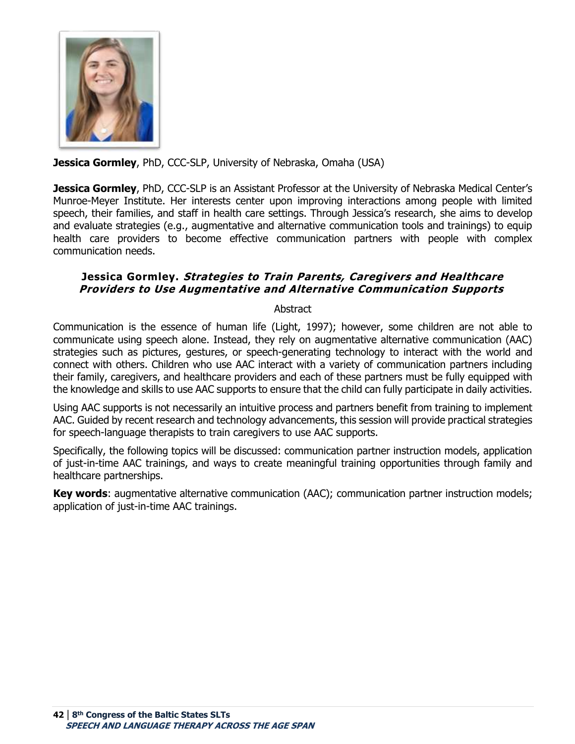**Jessica Gormley**, PhD, CCC-SLP, University of Nebraska, Omaha (USA)

**Jessica Gormley**, PhD, CCC-SLP is an Assistant Professor at the University of Nebraska Medical Center's Munroe-Meyer Institute. Her interests center upon improving interactions among people with limited speech, their families, and staff in health care settings. Through Jessica's research, she aims to develop and evaluate strategies (e.g., augmentative and alternative communication tools and trainings) to equip health care providers to become effective communication partners with people with complex communication needs.

### Jessica Gormley. *Strategies to Train Parents, Caregivers and Healthcare Providers to Use Augmentative and Alternative Communication Supports*

Abstract

Communication is the essence of human life (Light, 1997); however, some children are not able to communicate using speech alone. Instead, they rely on augmentative alternative communication (AAC) strategies such as pictures, gestures, or speech-generating technology to interact with the world and connect with others. Children who use AAC interact with a variety of communication partners including their family, caregivers, and healthcare providers and each of these partners must be fully equipped with the knowledge and skills to use AAC supports to ensure that the child can fully participate in daily activities.

Using AAC supports is not necessarily an intuitive process and partners benefit from training to implement AAC. Guided by recent research and technology advancements, this session will provide practical strategies for speech-language therapists to train caregivers to use AAC supports.

Specifically, the following topics will be discussed: communication partner instruction models, application of just-in-time AAC trainings, and ways to create meaningful training opportunities through family and healthcare partnerships.

**Key words**: augmentative alternative communication (AAC); communication partner instruction models; application of just-in-time AAC trainings.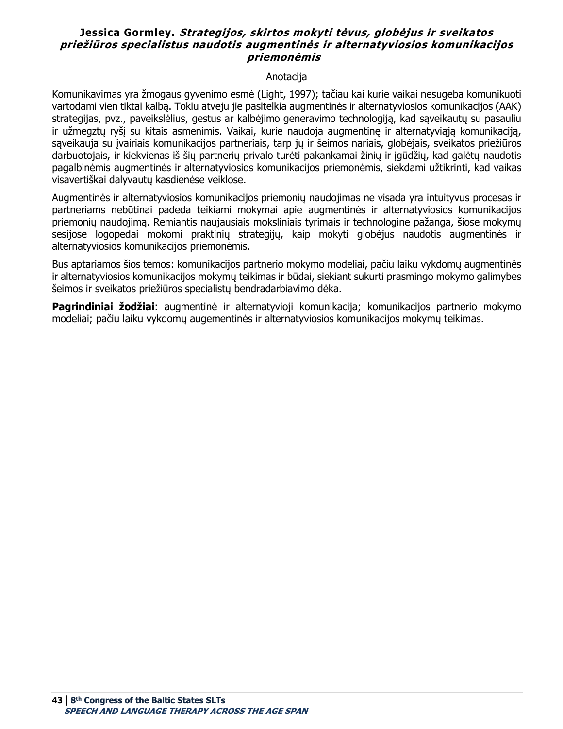**Jessica Gormley.** ***Strategijos, skirtos mokyti tėvus, globėjus ir sveikatos priežiūros specialistus naudotis augmentinės ir alternatyviosios komunikacijos priemonėmis***

Anotacija

Komunikavimas yra žmogaus gyvenimo esmė (Light, 1997); tačiau kai kurie vaikai nesugeba komunikuoti vartodami vien tiktai kalbą. Tokiu atveju jie pasitelkia augmentinės ir alternatyviosios komunikacijos (AAK) strategijas, pvz., paveikslėlius, gestus ar kalbėjimo generavimo technologiją, kad sąveikautų su pasauliu ir užmegztų ryšį su kitais asmenimis. Vaikai, kurie naudoja augmentinę ir alternatyviąją komunikaciją, sąveikauja su įvairiais komunikacijos partneriais, tarp jų ir šeimos nariais, globėjais, sveikatos priežiūros darbuotojais, ir kiekvienas iš šių partnerių privalo turėti pakankamai žinių ir įgūdžių, kad galėtų naudotis pagalbinėmis augmentinės ir alternatyviosios komunikacijos priemonėmis, siekdami užtikrinti, kad vaikas visavertiškai dalyvautų kasdienėse veiklose.

Augmentinės ir alternatyviosios komunikacijos priemonių naudojimas ne visada yra intuityvus procesas ir partneriams nebūtinai padeda teikiami mokymai apie augmentinės ir alternatyviosios komunikacijos priemonių naudojimą. Remiantis naujausiais moksliniais tyrimais ir technologine pažanga, šiose mokymų sesijose logopedai mokomi praktinių strategijų, kaip mokyti globėjus naudotis augmentinės ir alternatyviosios komunikacijos priemonėmis.

Bus aptariamos šios temos: komunikacijos partnerio mokymo modeliai, pačiu laiku vykdomų augmentinės ir alternatyviosios komunikacijos mokymų teikimas ir būdai, siekiant sukurti prasmingo mokymo galimybes šeimos ir sveikatos priežiūros specialistų bendradarbiavimo dėka.

**Pagrindiniai žodžiai**: augmentinė ir alternatyvioji komunikacija; komunikacijos partnerio mokymo modeliai; pačiu laiku vykdomų augementinės ir alternatyviosios komunikacijos mokymų teikimas.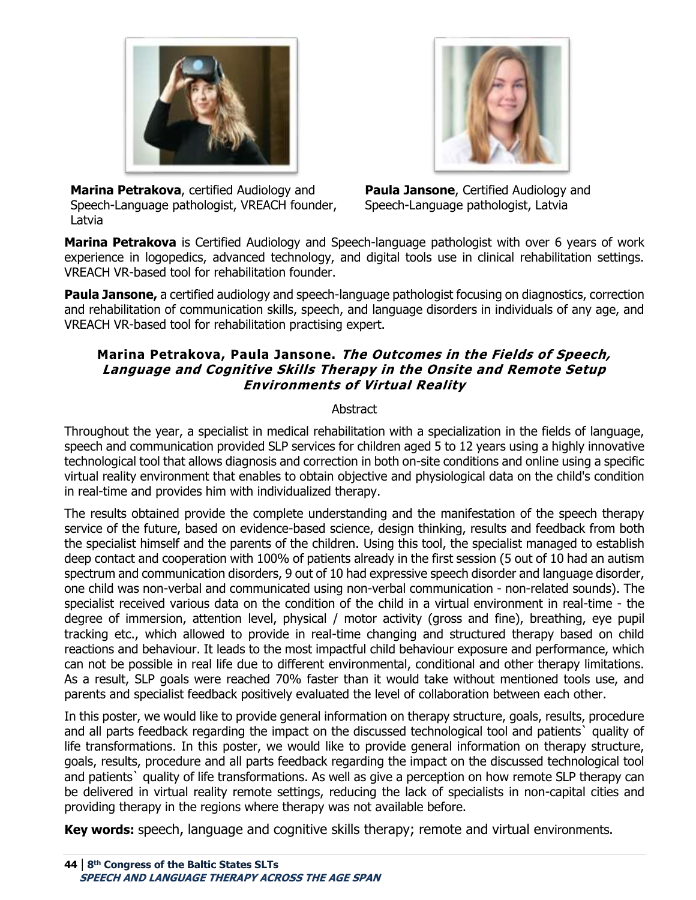**Marina Petrakova**, certified Audiology and Speech-Language pathologist, VREACH founder, Latvia

**Paula Jansone**, Certified Audiology and Speech-Language pathologist, Latvia

**Marina Petrakova** is Certified Audiology and Speech-language pathologist with over 6 years of work experience in logopedics, advanced technology, and digital tools use in clinical rehabilitation settings. VREACH VR-based tool for rehabilitation founder.

**Paula Jansone,** a certified audiology and speech-language pathologist focusing on diagnostics, correction and rehabilitation of communication skills, speech, and language disorders in individuals of any age, and VREACH VR-based tool for rehabilitation practising expert.

### Marina Petrakova, Paula Jansone. *The Outcomes in the Fields of Speech, Language and Cognitive Skills Therapy in the Onsite and Remote Setup Environments of Virtual Reality*

Abstract

Throughout the year, a specialist in medical rehabilitation with a specialization in the fields of language, speech and communication provided SLP services for children aged 5 to 12 years using a highly innovative technological tool that allows diagnosis and correction in both on-site conditions and online using a specific virtual reality environment that enables to obtain objective and physiological data on the child's condition in real-time and provides him with individualized therapy.

The results obtained provide the complete understanding and the manifestation of the speech therapy service of the future, based on evidence-based science, design thinking, results and feedback from both the specialist himself and the parents of the children. Using this tool, the specialist managed to establish deep contact and cooperation with 100% of patients already in the first session (5 out of 10 had an autism spectrum and communication disorders, 9 out of 10 had expressive speech disorder and language disorder, one child was non-verbal and communicated using non-verbal communication - non-related sounds). The specialist received various data on the condition of the child in a virtual environment in real-time - the degree of immersion, attention level, physical / motor activity (gross and fine), breathing, eye pupil tracking etc., which allowed to provide in real-time changing and structured therapy based on child reactions and behaviour. It leads to the most impactful child behaviour exposure and performance, which can not be possible in real life due to different environmental, conditional and other therapy limitations. As a result, SLP goals were reached 70% faster than it would take without mentioned tools use, and parents and specialist feedback positively evaluated the level of collaboration between each other.

In this poster, we would like to provide general information on therapy structure, goals, results, procedure and all parts feedback regarding the impact on the discussed technological tool and patients` quality of life transformations. In this poster, we would like to provide general information on therapy structure, goals, results, procedure and all parts feedback regarding the impact on the discussed technological tool and patients` quality of life transformations. As well as give a perception on how remote SLP therapy can be delivered in virtual reality remote settings, reducing the lack of specialists in non-capital cities and providing therapy in the regions where therapy was not available before.

**Key words:** speech, language and cognitive skills therapy; remote and virtual environments.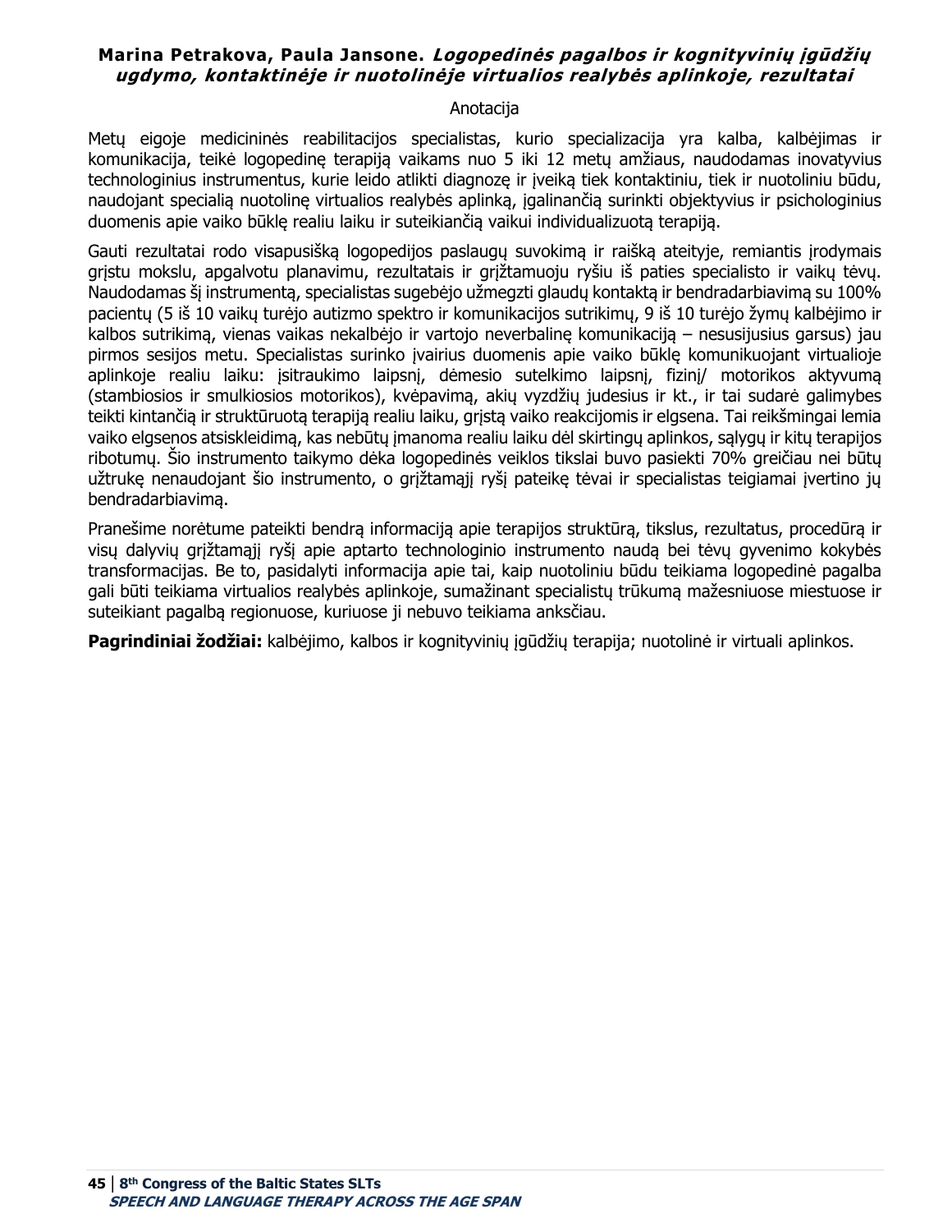**Marina Petrakova, Paula Jansone.** ***Logopedinės pagalbos ir kognityvinių įgūdžių ugdymo, kontaktinėje ir nuotolinėje virtualios realybės aplinkoje, rezultatai***

Anotacija

Metų eigoje medicininės reabilitacijos specialistas, kurio specializacija yra kalba, kalbėjimas ir komunikacija, teikė logopedinę terapiją vaikams nuo 5 iki 12 metų amžiaus, naudodamas inovatyvius technologinius instrumentus, kurie leido atlikti diagnozę ir įveiką tiek kontaktiniu, tiek ir nuotoliniu būdu, naudojant specialią nuotolinę virtualios realybės aplinką, įgalinančią surinkti objektyvius ir psichologinius duomenis apie vaiko būklę realiu laiku ir suteikiančią vaikui individualizuotą terapiją.

Gauti rezultatai rodo visapusišką logopedijos paslaugų suvokimą ir raišką ateityje, remiantis įrodymais grįstu mokslu, apgalvotu planavimu, rezultatais ir grįžtamuoju ryšiu iš paties specialisto ir vaikų tėvų. Naudodamas šį instrumentą, specialistas sugebėjo užmegzti glaudų kontaktą ir bendradarbiavimą su 100% pacientų (5 iš 10 vaikų turėjo autizmo spektro ir komunikacijos sutrikimų, 9 iš 10 turėjo žymų kalbėjimo ir kalbos sutrikimą, vienas vaikas nekalbėjo ir vartojo neverbalinę komunikaciją – nesusijusius garsus) jau pirmos sesijos metu. Specialistas surinko įvairius duomenis apie vaiko būklę komunikuojant virtualioje aplinkoje realiu laiku: įsitraukimo laipsnį, dėmesio sutelkimo laipsnį, fizinį/ motorikos aktyvumą (stambiosios ir smulkiosios motorikos), kvėpavimą, akių vyzdžių judesius ir kt., ir tai sudarė galimybes teikti kintančią ir struktūruotą terapiją realiu laiku, grįstą vaiko reakcijomis ir elgsena. Tai reikšmingai lemia vaiko elgsenos atsiskleidimą, kas nebūtų įmanoma realiu laiku dėl skirtingų aplinkos, sąlygų ir kitų terapijos ribotumų. Šio instrumento taikymo dėka logopedinės veiklos tikslai buvo pasiekti 70% greičiau nei būtų užtrukę nenaudojant šio instrumento, o grįžtamąjį ryšį pateikę tėvai ir specialistas teigiamai įvertino jų bendradarbiavimą.

Pranešime norėtume pateikti bendrą informaciją apie terapijos struktūrą, tikslus, rezultatus, procedūrą ir visų dalyvių grįžtamąjį ryšį apie aptarto technologinio instrumento naudą bei tėvų gyvenimo kokybės transformacijas. Be to, pasidalyti informacija apie tai, kaip nuotoliniu būdu teikiama logopedinė pagalba gali būti teikiama virtualios realybės aplinkoje, sumažinant specialistų trūkumą mažesniuose miestuose ir suteikiant pagalbą regionuose, kuriuose ji nebuvo teikiama anksčiau.

**Pagrindiniai žodžiai:** kalbėjimo, kalbos ir kognityvinių įgūdžių terapija; nuotolinė ir virtuali aplinkos.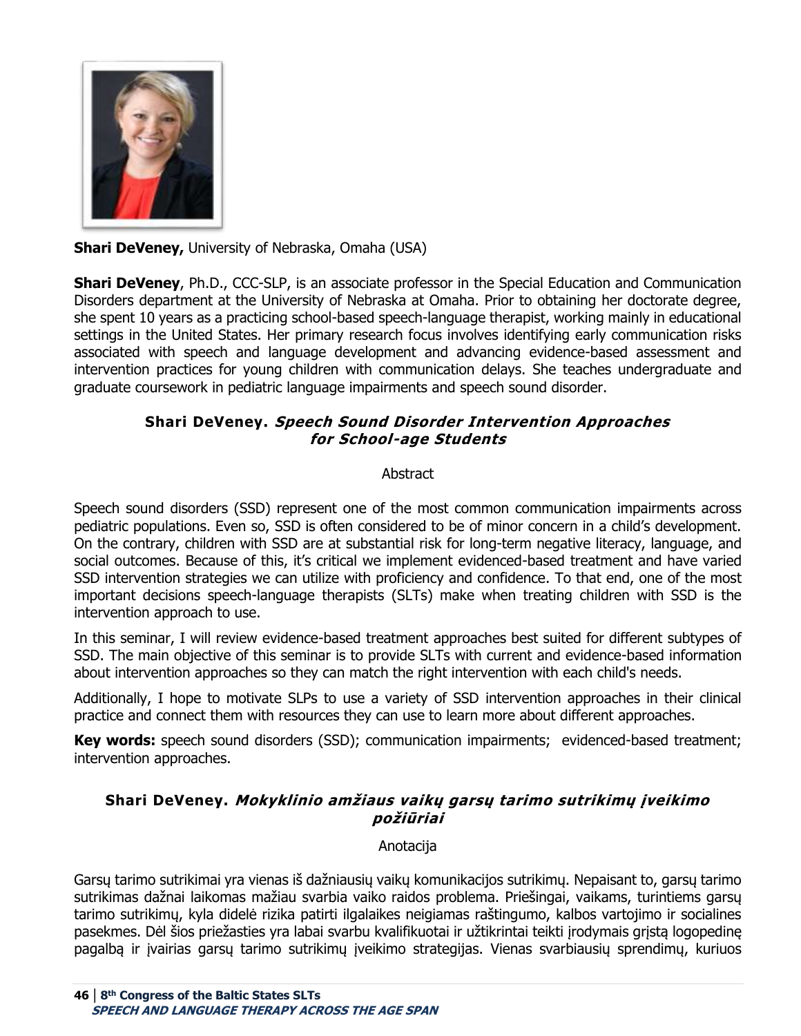**Shari DeVeney,** University of Nebraska, Omaha (USA)

**Shari DeVeney**, Ph.D., CCC-SLP, is an associate professor in the Special Education and Communication Disorders department at the University of Nebraska at Omaha. Prior to obtaining her doctorate degree, she spent 10 years as a practicing school-based speech-language therapist, working mainly in educational settings in the United States. Her primary research focus involves identifying early communication risks associated with speech and language development and advancing evidence-based assessment and intervention practices for young children with communication delays. She teaches undergraduate and graduate coursework in pediatric language impairments and speech sound disorder.

## Shari DeVeney. *Speech Sound Disorder Intervention Approaches for School-age Students*

Abstract

Speech sound disorders (SSD) represent one of the most common communication impairments across pediatric populations. Even so, SSD is often considered to be of minor concern in a child's development. On the contrary, children with SSD are at substantial risk for long-term negative literacy, language, and social outcomes. Because of this, it's critical we implement evidenced-based treatment and have varied SSD intervention strategies we can utilize with proficiency and confidence. To that end, one of the most important decisions speech-language therapists (SLTs) make when treating children with SSD is the intervention approach to use.

In this seminar, I will review evidence-based treatment approaches best suited for different subtypes of SSD. The main objective of this seminar is to provide SLTs with current and evidence-based information about intervention approaches so they can match the right intervention with each child's needs.

Additionally, I hope to motivate SLPs to use a variety of SSD intervention approaches in their clinical practice and connect them with resources they can use to learn more about different approaches.

**Key words:** speech sound disorders (SSD); communication impairments; evidenced-based treatment; intervention approaches.

## Shari DeVeney. *Mokyklinio amžiaus vaikų garsų tarimo sutrikimų įveikimo požiūriai*

Anotacija

Garsų tarimo sutrikimai yra vienas iš dažniausių vaikų komunikacijos sutrikimų. Nepaisant to, garsų tarimo sutrikimas dažnai laikomas mažiau svarbia vaiko raidos problema. Priešingai, vaikams, turintiems garsų tarimo sutrikimų, kyla didelė rizika patirti ilgalaikes neigiamas raštingumo, kalbos vartojimo ir socialines pasekmes. Dėl šios priežasties yra labai svarbu kvalifikuotai ir užtikrintai teikti įrodymais grįstą logopedinę pagalbą ir įvairias garsų tarimo sutrikimų įveikimo strategijas. Vienas svarbiausių sprendimų, kuriuos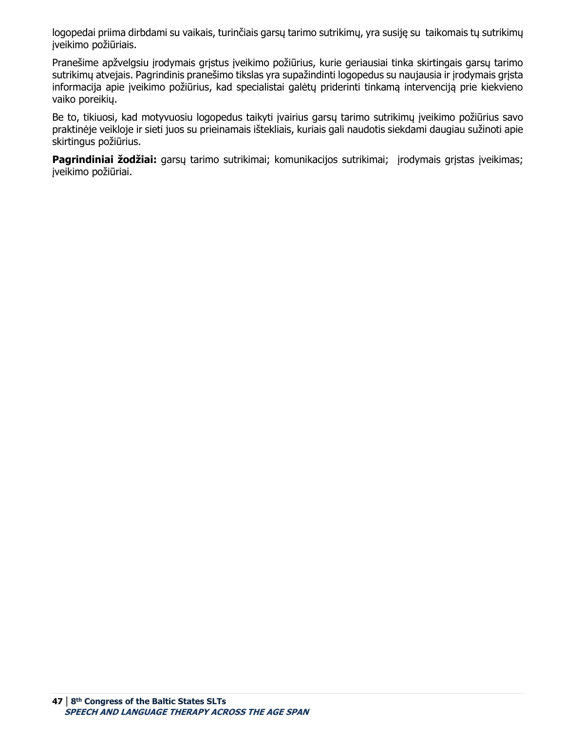logopedai priima dirbdami su vaikais, turinčiais garsų tarimo sutrikimų, yra susiję su taikomais tų sutrikimų įveikimo požiūriais.

Pranešime apžvelgsiu įrodymais grįstus įveikimo požiūrius, kurie geriausiai tinka skirtingais garsų tarimo sutrikimų atvejais. Pagrindinis pranešimo tikslas yra supažindinti logopedus su naujausia ir įrodymais grįsta informacija apie įveikimo požiūrius, kad specialistai galėtų priderinti tinkamą intervenciją prie kiekvieno vaiko poreikių.

Be to, tikiuosi, kad motyvuosiu logopedus taikyti įvairius garsų tarimo sutrikimų įveikimo požiūrius savo praktinėje veikloje ir sieti juos su prieinamais ištekliais, kuriais gali naudotis siekdami daugiau sužinoti apie skirtingus požiūrius.

**Pagrindiniai žodžiai:** garsų tarimo sutrikimai; komunikacijos sutrikimai; įrodymais grįstas įveikimas; įveikimo požiūriai.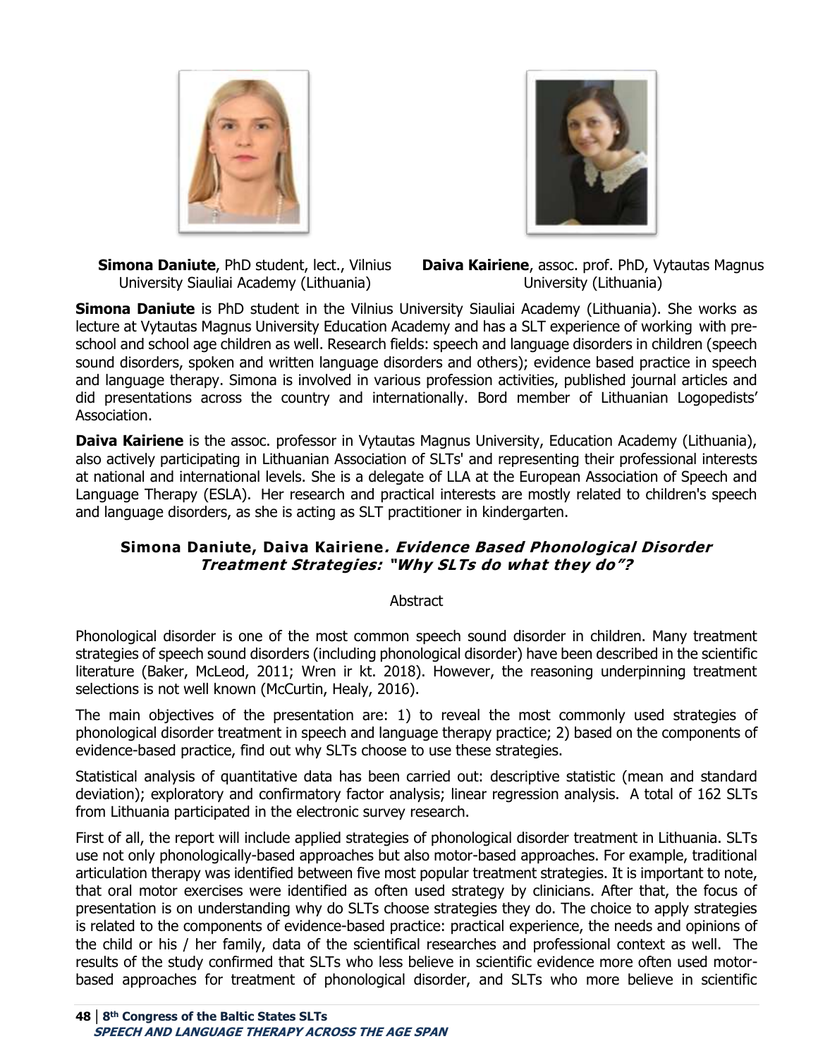**Simona Daniute**, PhD student, lect., Vilnius University Siauliai Academy (Lithuania)

**Daiva Kairiene**, assoc. prof. PhD, Vytautas Magnus University (Lithuania)

**Simona Daniute** is PhD student in the Vilnius University Siauliai Academy (Lithuania). She works as lecture at Vytautas Magnus University Education Academy and has a SLT experience of working with pre-school and school age children as well. Research fields: speech and language disorders in children (speech sound disorders, spoken and written language disorders and others); evidence based practice in speech and language therapy. Simona is involved in various profession activities, published journal articles and did presentations across the country and internationally. Bord member of Lithuanian Logopedists' Association.

**Daiva Kairiene** is the assoc. professor in Vytautas Magnus University, Education Academy (Lithuania), also actively participating in Lithuanian Association of SLTs' and representing their professional interests at national and international levels. She is a delegate of LLA at the European Association of Speech and Language Therapy (ESLA). Her research and practical interests are mostly related to children's speech and language disorders, as she is acting as SLT practitioner in kindergarten.

### Simona Daniute, Daiva Kairiene*. Evidence Based Phonological Disorder Treatment Strategies: "Why SLTs do what they do"?*

Abstract

Phonological disorder is one of the most common speech sound disorder in children. Many treatment strategies of speech sound disorders (including phonological disorder) have been described in the scientific literature (Baker, McLeod, 2011; Wren ir kt. 2018). However, the reasoning underpinning treatment selections is not well known (McCurtin, Healy, 2016).

The main objectives of the presentation are: 1) to reveal the most commonly used strategies of phonological disorder treatment in speech and language therapy practice; 2) based on the components of evidence-based practice, find out why SLTs choose to use these strategies.

Statistical analysis of quantitative data has been carried out: descriptive statistic (mean and standard deviation); exploratory and confirmatory factor analysis; linear regression analysis. A total of 162 SLTs from Lithuania participated in the electronic survey research.

First of all, the report will include applied strategies of phonological disorder treatment in Lithuania. SLTs use not only phonologically-based approaches but also motor-based approaches. For example, traditional articulation therapy was identified between five most popular treatment strategies. It is important to note, that oral motor exercises were identified as often used strategy by clinicians. After that, the focus of presentation is on understanding why do SLTs choose strategies they do. The choice to apply strategies is related to the components of evidence-based practice: practical experience, the needs and opinions of the child or his / her family, data of the scientifical researches and professional context as well. The results of the study confirmed that SLTs who less believe in scientific evidence more often used motor-based approaches for treatment of phonological disorder, and SLTs who more believe in scientific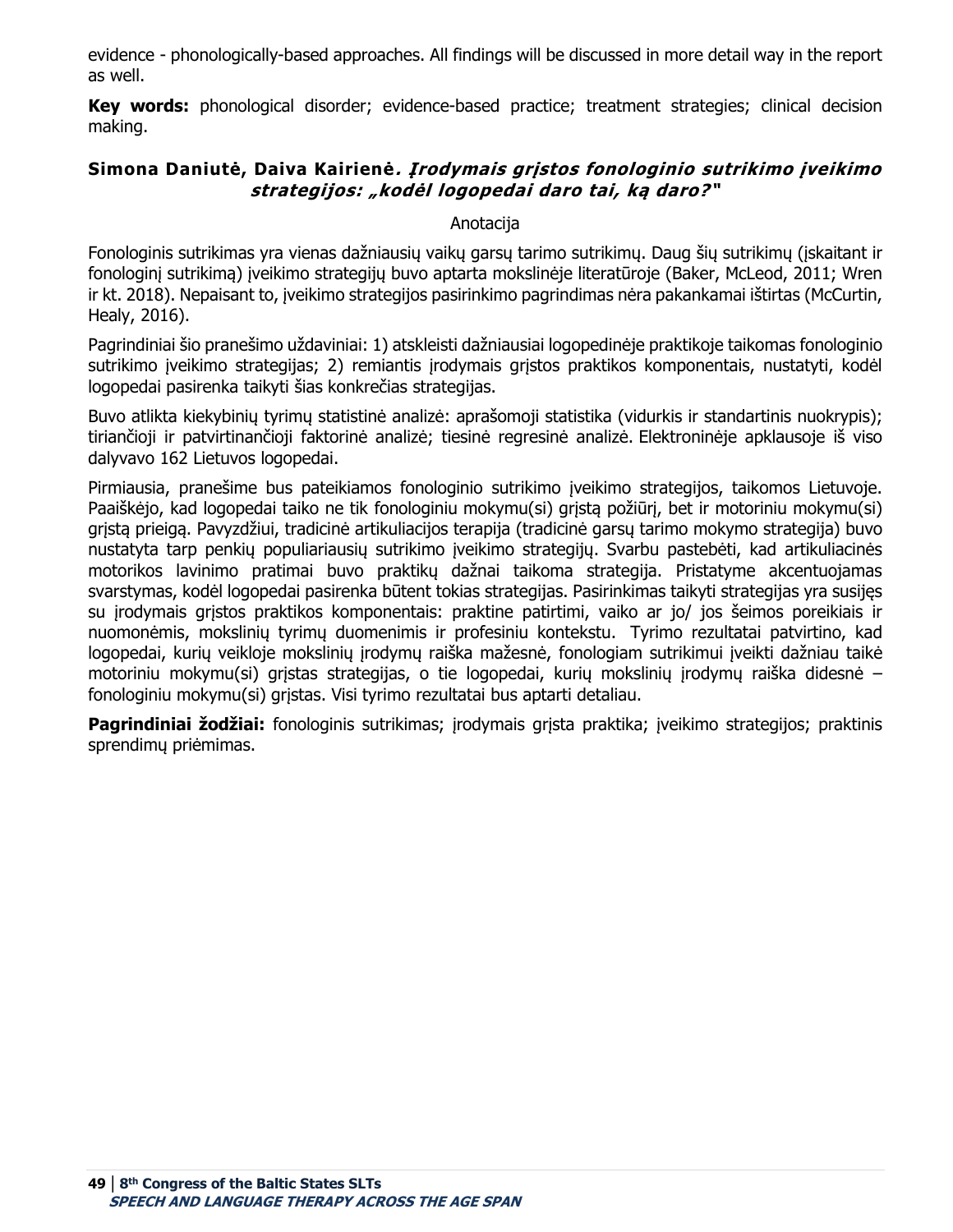evidence - phonologically-based approaches. All findings will be discussed in more detail way in the report as well.

**Key words:** phonological disorder; evidence-based practice; treatment strategies; clinical decision making.

### **Simona Daniutė, Daiva Kairienė***. Įrodymais grįstos fonologinio sutrikimo įveikimo strategijos: „kodėl logopedai daro tai, ką daro?"*

Anotacija

Fonologinis sutrikimas yra vienas dažniausių vaikų garsų tarimo sutrikimų. Daug šių sutrikimų (įskaitant ir fonologinį sutrikimą) įveikimo strategijų buvo aptarta mokslinėje literatūroje (Baker, McLeod, 2011; Wren ir kt. 2018). Nepaisant to, įveikimo strategijos pasirinkimo pagrindimas nėra pakankamai ištirtas (McCurtin, Healy, 2016).

Pagrindiniai šio pranešimo uždaviniai: 1) atskleisti dažniausiai logopedinėje praktikoje taikomas fonologinio sutrikimo įveikimo strategijas; 2) remiantis įrodymais grįstos praktikos komponentais, nustatyti, kodėl logopedai pasirenka taikyti šias konkrečias strategijas.

Buvo atlikta kiekybinių tyrimų statistinė analizė: aprašomoji statistika (vidurkis ir standartinis nuokrypis); tiriančioji ir patvirtinančioji faktorinė analizė; tiesinė regresinė analizė. Elektroninėje apklausoje iš viso dalyvavo 162 Lietuvos logopedai.

Pirmiausia, pranešime bus pateikiamos fonologinio sutrikimo įveikimo strategijos, taikomos Lietuvoje. Paaiškėjo, kad logopedai taiko ne tik fonologiniu mokymu(si) grįstą požiūrį, bet ir motoriniu mokymu(si) grįstą prieigą. Pavyzdžiui, tradicinė artikuliacijos terapija (tradicinė garsų tarimo mokymo strategija) buvo nustatyta tarp penkių populiariausių sutrikimo įveikimo strategijų. Svarbu pastebėti, kad artikuliacinės motorikos lavinimo pratimai buvo praktikų dažnai taikoma strategija. Pristatyme akcentuojamas svarstymas, kodėl logopedai pasirenka būtent tokias strategijas. Pasirinkimas taikyti strategijas yra susijęs su įrodymais grįstos praktikos komponentais: praktine patirtimi, vaiko ar jo/ jos šeimos poreikiais ir nuomonėmis, mokslinių tyrimų duomenimis ir profesiniu kontekstu. Tyrimo rezultatai patvirtino, kad logopedai, kurių veikloje mokslinių įrodymų raiška mažesnė, fonologiam sutrikimui įveikti dažniau taikė motoriniu mokymu(si) grįstas strategijas, o tie logopedai, kurių mokslinių įrodymų raiška didesnė – fonologiniu mokymu(si) grįstas. Visi tyrimo rezultatai bus aptarti detaliau.

**Pagrindiniai žodžiai:** fonologinis sutrikimas; įrodymais grįsta praktika; įveikimo strategijos; praktinis sprendimų priėmimas.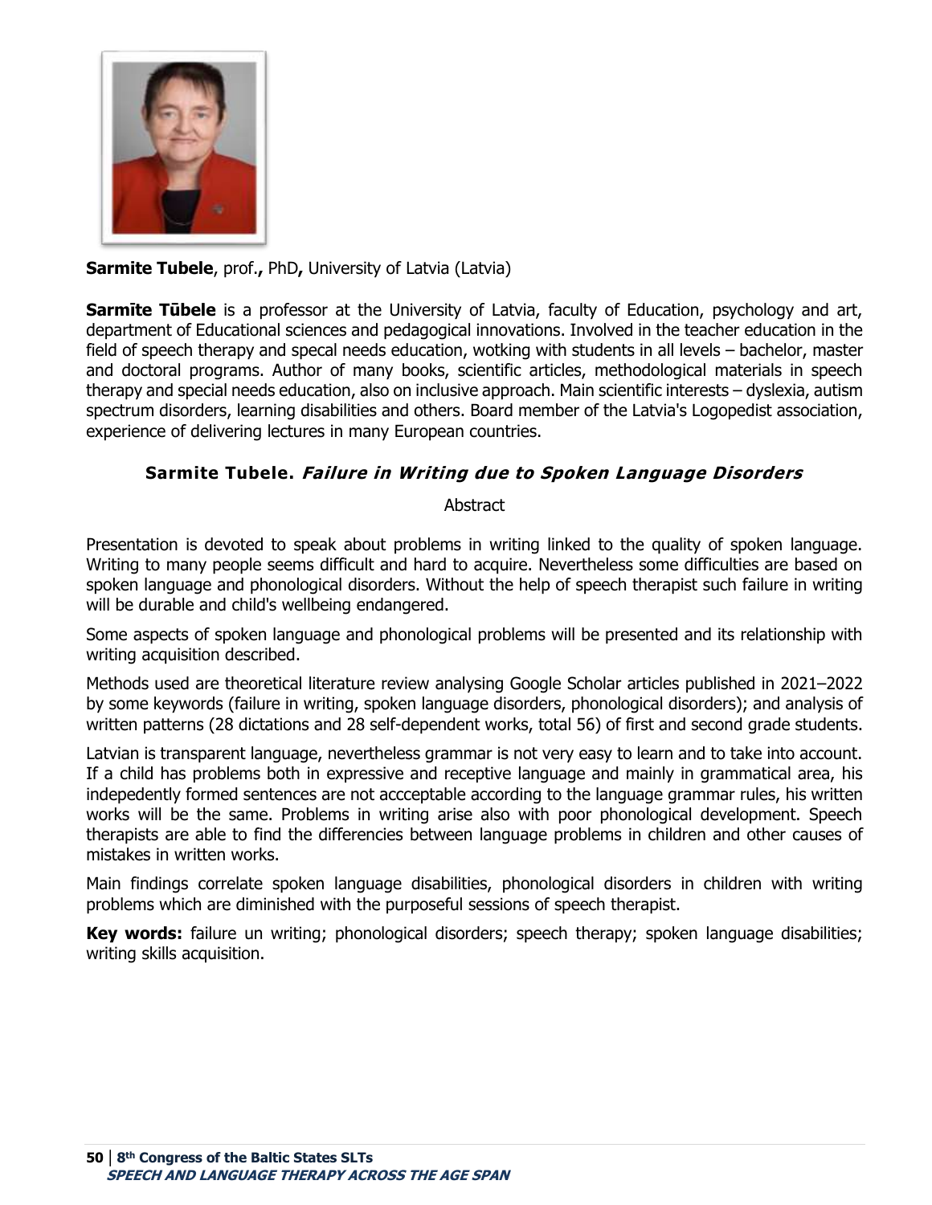**Sarmite Tubele**, prof.**,** PhD**,** University of Latvia (Latvia)

**Sarmīte Tūbele** is a professor at the University of Latvia, faculty of Education, psychology and art, department of Educational sciences and pedagogical innovations. Involved in the teacher education in the field of speech therapy and specal needs education, wotking with students in all levels – bachelor, master and doctoral programs. Author of many books, scientific articles, methodological materials in speech therapy and special needs education, also on inclusive approach. Main scientific interests – dyslexia, autism spectrum disorders, learning disabilities and others. Board member of the Latvia's Logopedist association, experience of delivering lectures in many European countries.

### Sarmite Tubele. *Failure in Writing due to Spoken Language Disorders*

Abstract

Presentation is devoted to speak about problems in writing linked to the quality of spoken language. Writing to many people seems difficult and hard to acquire. Nevertheless some difficulties are based on spoken language and phonological disorders. Without the help of speech therapist such failure in writing will be durable and child's wellbeing endangered.

Some aspects of spoken language and phonological problems will be presented and its relationship with writing acquisition described.

Methods used are theoretical literature review analysing Google Scholar articles published in 2021–2022 by some keywords (failure in writing, spoken language disorders, phonological disorders); and analysis of written patterns (28 dictations and 28 self-dependent works, total 56) of first and second grade students.

Latvian is transparent language, nevertheless grammar is not very easy to learn and to take into account. If a child has problems both in expressive and receptive language and mainly in grammatical area, his indepedently formed sentences are not accceptable according to the language grammar rules, his written works will be the same. Problems in writing arise also with poor phonological development. Speech therapists are able to find the differencies between language problems in children and other causes of mistakes in written works.

Main findings correlate spoken language disabilities, phonological disorders in children with writing problems which are diminished with the purposeful sessions of speech therapist.

**Key words:** failure un writing; phonological disorders; speech therapy; spoken language disabilities; writing skills acquisition.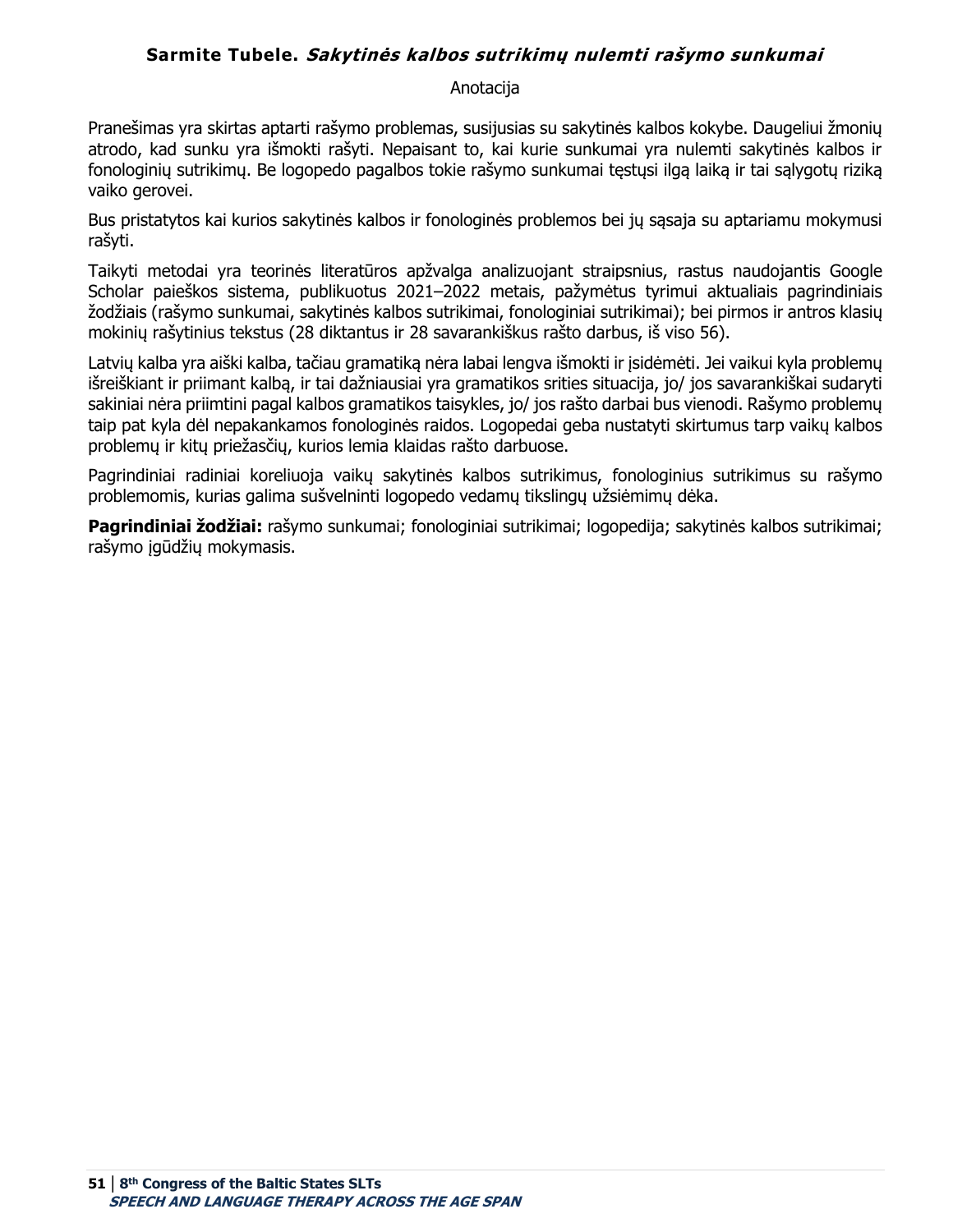**Sarmite Tubele.** ***Sakytinės kalbos sutrikimų nulemti rašymo sunkumai***

Anotacija

Pranešimas yra skirtas aptarti rašymo problemas, susijusias su sakytinės kalbos kokybe. Daugeliui žmonių atrodo, kad sunku yra išmokti rašyti. Nepaisant to, kai kurie sunkumai yra nulemti sakytinės kalbos ir fonologinių sutrikimų. Be logopedo pagalbos tokie rašymo sunkumai tęstųsi ilgą laiką ir tai sąlygotų riziką vaiko gerovei.

Bus pristatytos kai kurios sakytinės kalbos ir fonologinės problemos bei jų sąsaja su aptariamu mokymusi rašyti.

Taikyti metodai yra teorinės literatūros apžvalga analizuojant straipsnius, rastus naudojantis Google Scholar paieškos sistema, publikuotus 2021–2022 metais, pažymėtus tyrimui aktualiais pagrindiniais žodžiais (rašymo sunkumai, sakytinės kalbos sutrikimai, fonologiniai sutrikimai); bei pirmos ir antros klasių mokinių rašytinius tekstus (28 diktantus ir 28 savarankiškus rašto darbus, iš viso 56).

Latvių kalba yra aiški kalba, tačiau gramatiką nėra labai lengva išmokti ir įsidėmėti. Jei vaikui kyla problemų išreiškiant ir priimant kalbą, ir tai dažniausiai yra gramatikos srities situacija, jo/ jos savarankiškai sudaryti sakiniai nėra priimtini pagal kalbos gramatikos taisykles, jo/ jos rašto darbai bus vienodi. Rašymo problemų taip pat kyla dėl nepakankamos fonologinės raidos. Logopedai geba nustatyti skirtumus tarp vaikų kalbos problemų ir kitų priežasčių, kurios lemia klaidas rašto darbuose.

Pagrindiniai radiniai koreliuoja vaikų sakytinės kalbos sutrikimus, fonologinius sutrikimus su rašymo problemomis, kurias galima sušvelninti logopedo vedamų tikslingų užsiėmimų dėka.

**Pagrindiniai žodžiai:** rašymo sunkumai; fonologiniai sutrikimai; logopedija; sakytinės kalbos sutrikimai; rašymo įgūdžių mokymasis.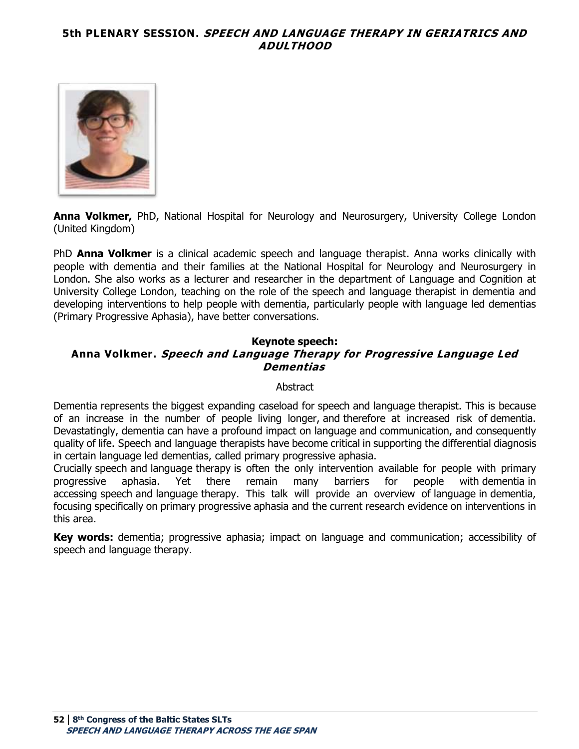## 5th PLENARY SESSION. *SPEECH AND LANGUAGE THERAPY IN GERIATRICS AND ADULTHOOD*

**Anna Volkmer,** PhD, National Hospital for Neurology and Neurosurgery, University College London (United Kingdom)

PhD **Anna Volkmer** is a clinical academic speech and language therapist. Anna works clinically with people with dementia and their families at the National Hospital for Neurology and Neurosurgery in London. She also works as a lecturer and researcher in the department of Language and Cognition at University College London, teaching on the role of the speech and language therapist in dementia and developing interventions to help people with dementia, particularly people with language led dementias (Primary Progressive Aphasia), have better conversations.

### Keynote speech:
### Anna Volkmer. *Speech and Language Therapy for Progressive Language Led Dementias*

Abstract

Dementia represents the biggest expanding caseload for speech and language therapist. This is because of an increase in the number of people living longer, and therefore at increased risk of dementia. Devastatingly, dementia can have a profound impact on language and communication, and consequently quality of life. Speech and language therapists have become critical in supporting the differential diagnosis in certain language led dementias, called primary progressive aphasia.

Crucially speech and language therapy is often the only intervention available for people with primary progressive aphasia. Yet there remain many barriers for people with dementia in accessing speech and language therapy. This talk will provide an overview of language in dementia, focusing specifically on primary progressive aphasia and the current research evidence on interventions in this area.

**Key words:** dementia; progressive aphasia; impact on language and communication; accessibility of speech and language therapy.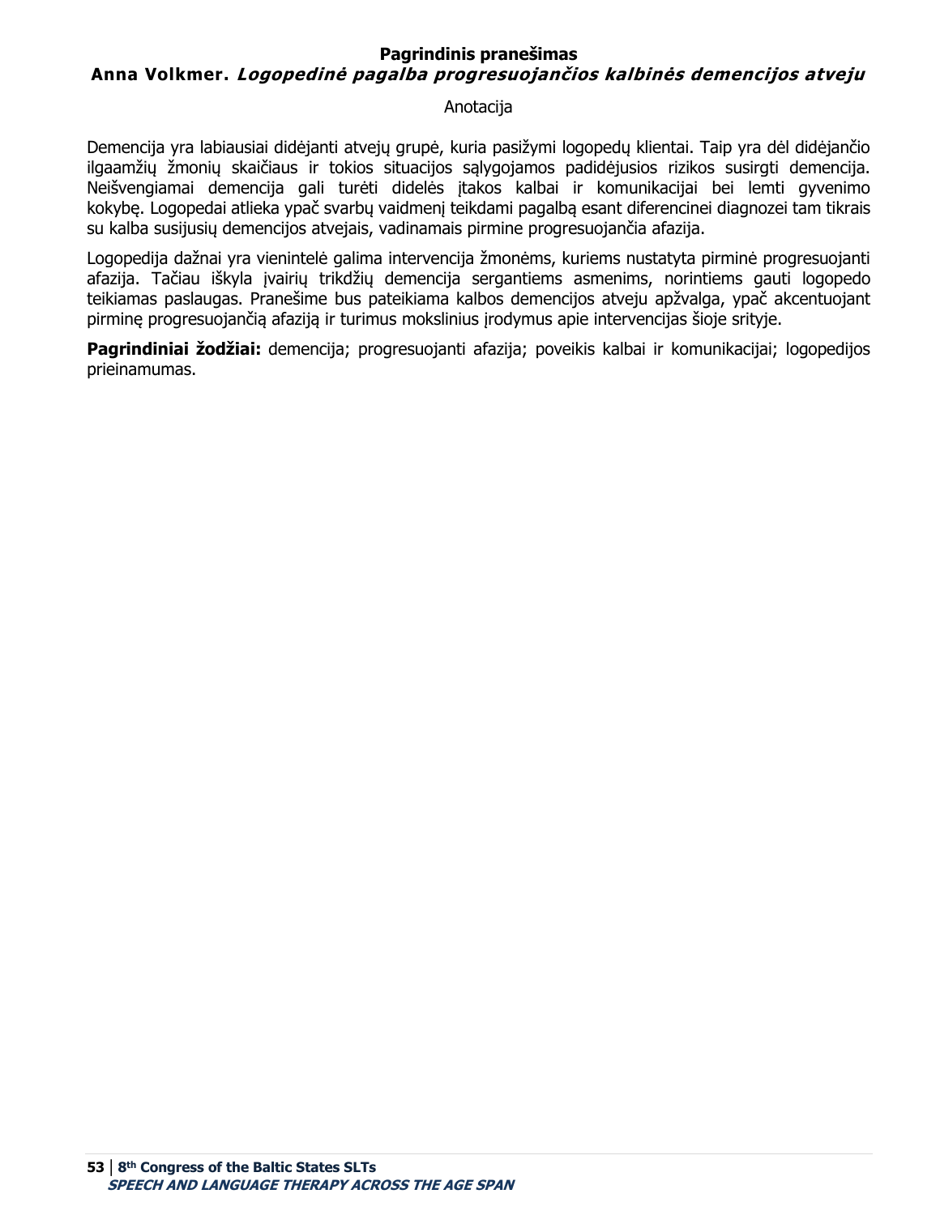**Pagrindinis pranešimas**

**Anna Volkmer.** ***Logopedinė pagalba progresuojančios kalbinės demencijos atveju***

Anotacija

Demencija yra labiausiai didėjanti atvejų grupė, kuria pasižymi logopedų klientai. Taip yra dėl didėjančio ilgaamžių žmonių skaičiaus ir tokios situacijos sąlygojamos padidėjusios rizikos susirgti demencija. Neišvengiamai demencija gali turėti didelės įtakos kalbai ir komunikacijai bei lemti gyvenimo kokybę. Logopedai atlieka ypač svarbų vaidmenį teikdami pagalbą esant diferencinei diagnozei tam tikrais su kalba susijusių demencijos atvejais, vadinamais pirmine progresuojančia afazija.

Logopedija dažnai yra vienintelė galima intervencija žmonėms, kuriems nustatyta pirminė progresuojanti afazija. Tačiau iškyla įvairių trikdžių demencija sergantiems asmenims, norintiems gauti logopedo teikiamas paslaugas. Pranešime bus pateikiama kalbos demencijos atveju apžvalga, ypač akcentuojant pirminę progresuojančią afaziją ir turimus mokslinius įrodymus apie intervencijas šioje srityje.

**Pagrindiniai žodžiai:** demencija; progresuojanti afazija; poveikis kalbai ir komunikacijai; logopedijos prieinamumas.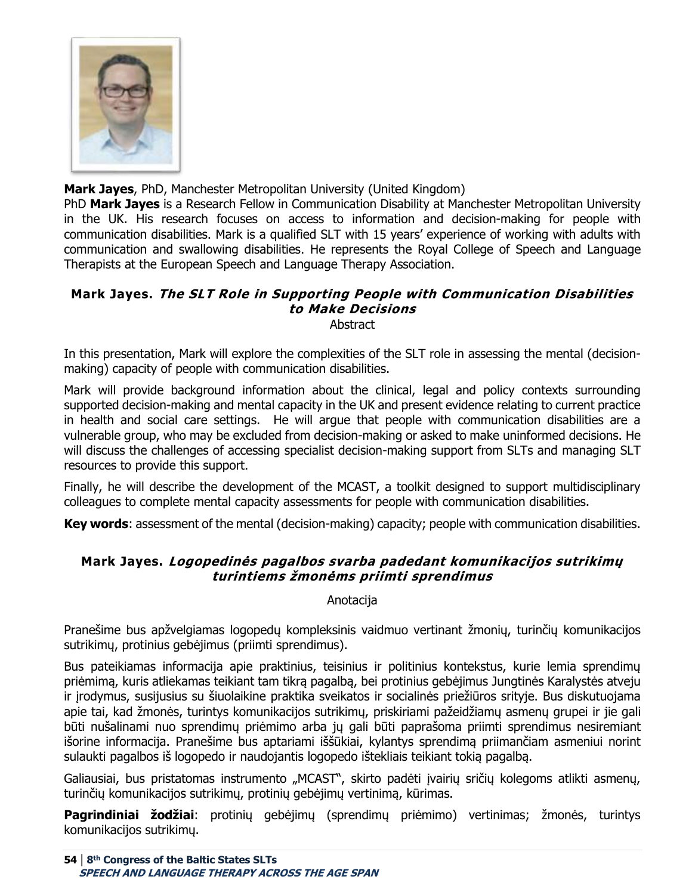**Mark Jayes**, PhD, Manchester Metropolitan University (United Kingdom)

PhD **Mark Jayes** is a Research Fellow in Communication Disability at Manchester Metropolitan University in the UK. His research focuses on access to information and decision-making for people with communication disabilities. Mark is a qualified SLT with 15 years' experience of working with adults with communication and swallowing disabilities. He represents the Royal College of Speech and Language Therapists at the European Speech and Language Therapy Association.

## Mark Jayes. *The SLT Role in Supporting People with Communication Disabilities to Make Decisions*

Abstract

In this presentation, Mark will explore the complexities of the SLT role in assessing the mental (decision-making) capacity of people with communication disabilities.

Mark will provide background information about the clinical, legal and policy contexts surrounding supported decision-making and mental capacity in the UK and present evidence relating to current practice in health and social care settings. He will argue that people with communication disabilities are a vulnerable group, who may be excluded from decision-making or asked to make uninformed decisions. He will discuss the challenges of accessing specialist decision-making support from SLTs and managing SLT resources to provide this support.

Finally, he will describe the development of the MCAST, a toolkit designed to support multidisciplinary colleagues to complete mental capacity assessments for people with communication disabilities.

**Key words**: assessment of the mental (decision-making) capacity; people with communication disabilities.

## Mark Jayes. *Logopedinės pagalbos svarba padedant komunikacijos sutrikimų turintiems žmonėms priimti sprendimus*

Anotacija

Pranešime bus apžvelgiamas logopedų kompleksinis vaidmuo vertinant žmonių, turinčių komunikacijos sutrikimų, protinius gebėjimus (priimti sprendimus).

Bus pateikiamas informacija apie praktinius, teisinius ir politinius kontekstus, kurie lemia sprendimų priėmimą, kuris atliekamas teikiant tam tikrą pagalbą, bei protinius gebėjimus Jungtinės Karalystės atveju ir įrodymus, susijusius su šiuolaikine praktika sveikatos ir socialinės priežiūros srityje. Bus diskutuojama apie tai, kad žmonės, turintys komunikacijos sutrikimų, priskiriami pažeidžiamų asmenų grupei ir jie gali būti nušalinami nuo sprendimų priėmimo arba jų gali būti paprašoma priimti sprendimus nesiremiant išorine informacija. Pranešime bus aptariami iššūkiai, kylantys sprendimą priimančiam asmeniui norint sulaukti pagalbos iš logopedo ir naudojantis logopedo ištekliais teikiant tokią pagalbą.

Galiausiai, bus pristatomas instrumento „MCAST", skirto padėti įvairių sričių kolegoms atlikti asmenų, turinčių komunikacijos sutrikimų, protinių gebėjimų vertinimą, kūrimas.

**Pagrindiniai žodžiai**: protinių gebėjimų (sprendimų priėmimo) vertinimas; žmonės, turintys komunikacijos sutrikimų.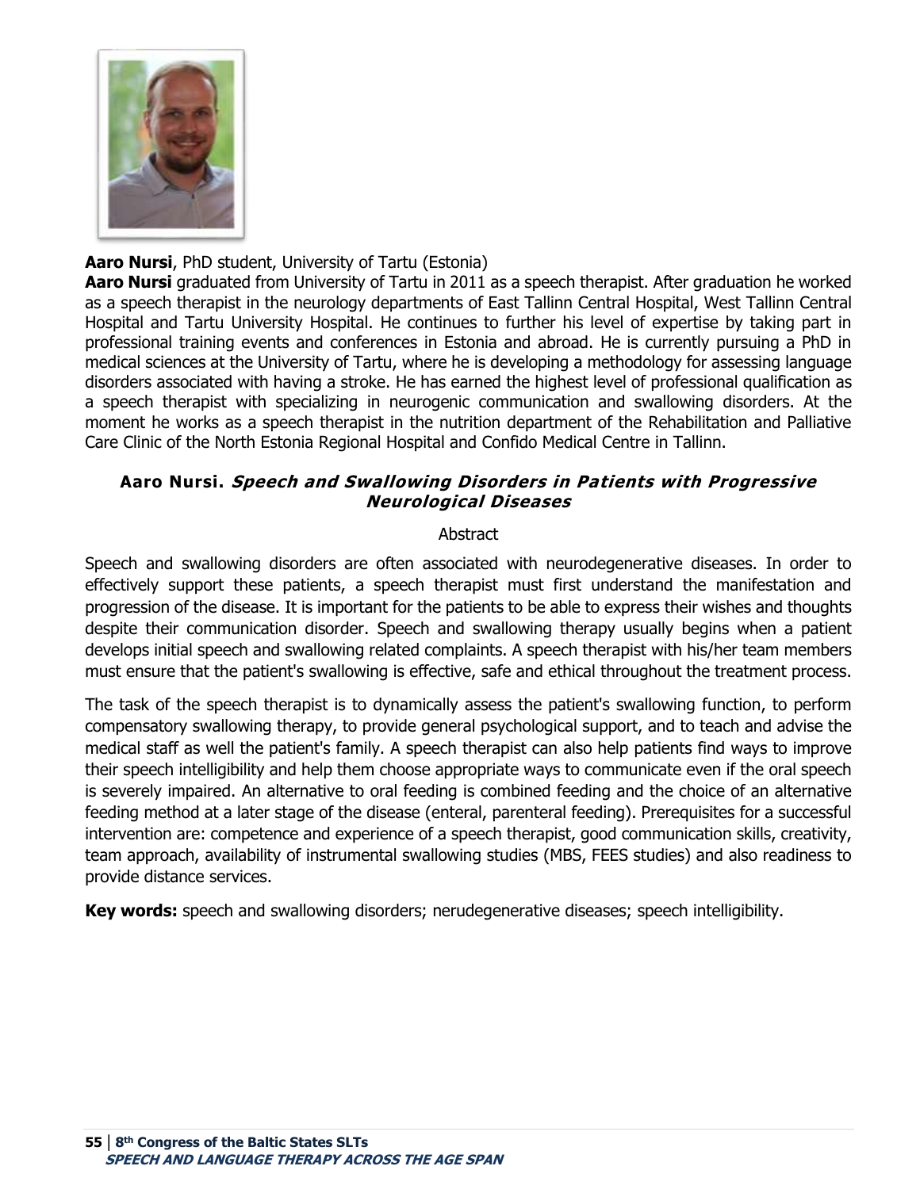**Aaro Nursi**, PhD student, University of Tartu (Estonia)

**Aaro Nursi** graduated from University of Tartu in 2011 as a speech therapist. After graduation he worked as a speech therapist in the neurology departments of East Tallinn Central Hospital, West Tallinn Central Hospital and Tartu University Hospital. He continues to further his level of expertise by taking part in professional training events and conferences in Estonia and abroad. He is currently pursuing a PhD in medical sciences at the University of Tartu, where he is developing a methodology for assessing language disorders associated with having a stroke. He has earned the highest level of professional qualification as a speech therapist with specializing in neurogenic communication and swallowing disorders. At the moment he works as a speech therapist in the nutrition department of the Rehabilitation and Palliative Care Clinic of the North Estonia Regional Hospital and Confido Medical Centre in Tallinn.

## Aaro Nursi. *Speech and Swallowing Disorders in Patients with Progressive Neurological Diseases*

Abstract

Speech and swallowing disorders are often associated with neurodegenerative diseases. In order to effectively support these patients, a speech therapist must first understand the manifestation and progression of the disease. It is important for the patients to be able to express their wishes and thoughts despite their communication disorder. Speech and swallowing therapy usually begins when a patient develops initial speech and swallowing related complaints. A speech therapist with his/her team members must ensure that the patient's swallowing is effective, safe and ethical throughout the treatment process.

The task of the speech therapist is to dynamically assess the patient's swallowing function, to perform compensatory swallowing therapy, to provide general psychological support, and to teach and advise the medical staff as well the patient's family. A speech therapist can also help patients find ways to improve their speech intelligibility and help them choose appropriate ways to communicate even if the oral speech is severely impaired. An alternative to oral feeding is combined feeding and the choice of an alternative feeding method at a later stage of the disease (enteral, parenteral feeding). Prerequisites for a successful intervention are: competence and experience of a speech therapist, good communication skills, creativity, team approach, availability of instrumental swallowing studies (MBS, FEES studies) and also readiness to provide distance services.

**Key words:** speech and swallowing disorders; nerudegenerative diseases; speech intelligibility.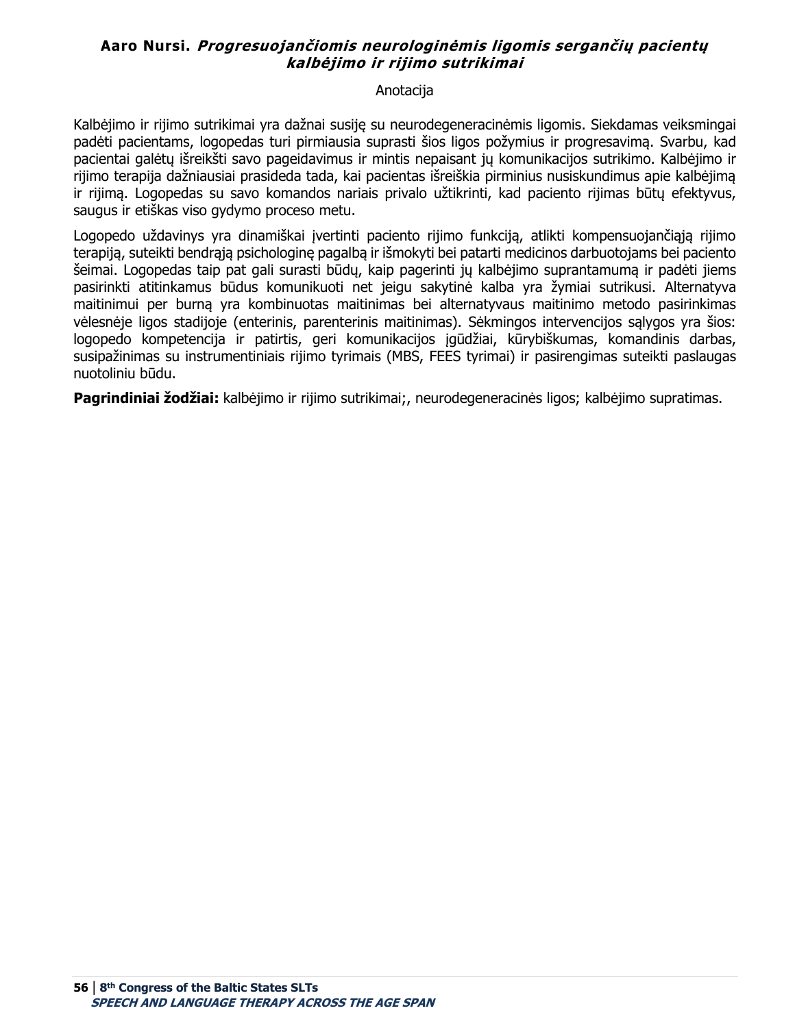**Aaro Nursi. *Progresuojančiomis neurologinėmis ligomis sergančių pacientų kalbėjimo ir rijimo sutrikimai***

Anotacija

Kalbėjimo ir rijimo sutrikimai yra dažnai susiję su neurodegeneracinėmis ligomis. Siekdamas veiksmingai padėti pacientams, logopedas turi pirmiausia suprasti šios ligos požymius ir progresavimą. Svarbu, kad pacientai galėtų išreikšti savo pageidavimus ir mintis nepaisant jų komunikacijos sutrikimo. Kalbėjimo ir rijimo terapija dažniausiai prasideda tada, kai pacientas išreiškia pirminius nusiskundimus apie kalbėjimą ir rijimą. Logopedas su savo komandos nariais privalo užtikrinti, kad paciento rijimas būtų efektyvus, saugus ir etiškas viso gydymo proceso metu.

Logopedo uždavinys yra dinamiškai įvertinti paciento rijimo funkciją, atlikti kompensuojančiąją rijimo terapiją, suteikti bendrąją psichologinę pagalbą ir išmokyti bei patarti medicinos darbuotojams bei paciento šeimai. Logopedas taip pat gali surasti būdų, kaip pagerinti jų kalbėjimo suprantamumą ir padėti jiems pasirinkti atitinkamus būdus komunikuoti net jeigu sakytinė kalba yra žymiai sutrikusi. Alternatyva maitinimui per burną yra kombinuotas maitinimas bei alternatyvaus maitinimo metodo pasirinkimas vėlesnėje ligos stadijoje (enterinis, parenterinis maitinimas). Sėkmingos intervencijos sąlygos yra šios: logopedo kompetencija ir patirtis, geri komunikacijos įgūdžiai, kūrybiškumas, komandinis darbas, susipažinimas su instrumentiniais rijimo tyrimais (MBS, FEES tyrimai) ir pasirengimas suteikti paslaugas nuotoliniu būdu.

**Pagrindiniai žodžiai:** kalbėjimo ir rijimo sutrikimai;, neurodegeneracinės ligos; kalbėjimo supratimas.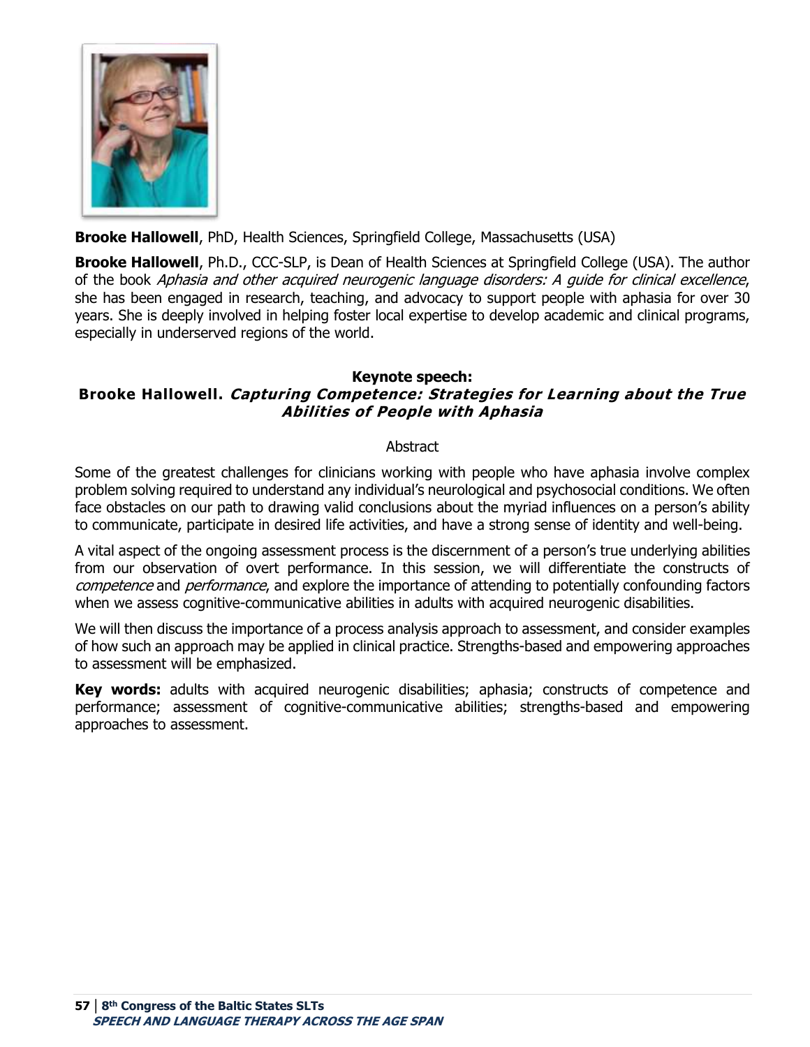**Brooke Hallowell**, PhD, Health Sciences, Springfield College, Massachusetts (USA)

**Brooke Hallowell**, Ph.D., CCC-SLP, is Dean of Health Sciences at Springfield College (USA). The author of the book *Aphasia and other acquired neurogenic language disorders: A guide for clinical excellence*, she has been engaged in research, teaching, and advocacy to support people with aphasia for over 30 years. She is deeply involved in helping foster local expertise to develop academic and clinical programs, especially in underserved regions of the world.

## Keynote speech:
## Brooke Hallowell. *Capturing Competence: Strategies for Learning about the True Abilities of People with Aphasia*

Abstract

Some of the greatest challenges for clinicians working with people who have aphasia involve complex problem solving required to understand any individual's neurological and psychosocial conditions. We often face obstacles on our path to drawing valid conclusions about the myriad influences on a person's ability to communicate, participate in desired life activities, and have a strong sense of identity and well-being.

A vital aspect of the ongoing assessment process is the discernment of a person's true underlying abilities from our observation of overt performance. In this session, we will differentiate the constructs of *competence* and *performance*, and explore the importance of attending to potentially confounding factors when we assess cognitive-communicative abilities in adults with acquired neurogenic disabilities.

We will then discuss the importance of a process analysis approach to assessment, and consider examples of how such an approach may be applied in clinical practice. Strengths-based and empowering approaches to assessment will be emphasized.

**Key words:** adults with acquired neurogenic disabilities; aphasia; constructs of competence and performance; assessment of cognitive-communicative abilities; strengths-based and empowering approaches to assessment.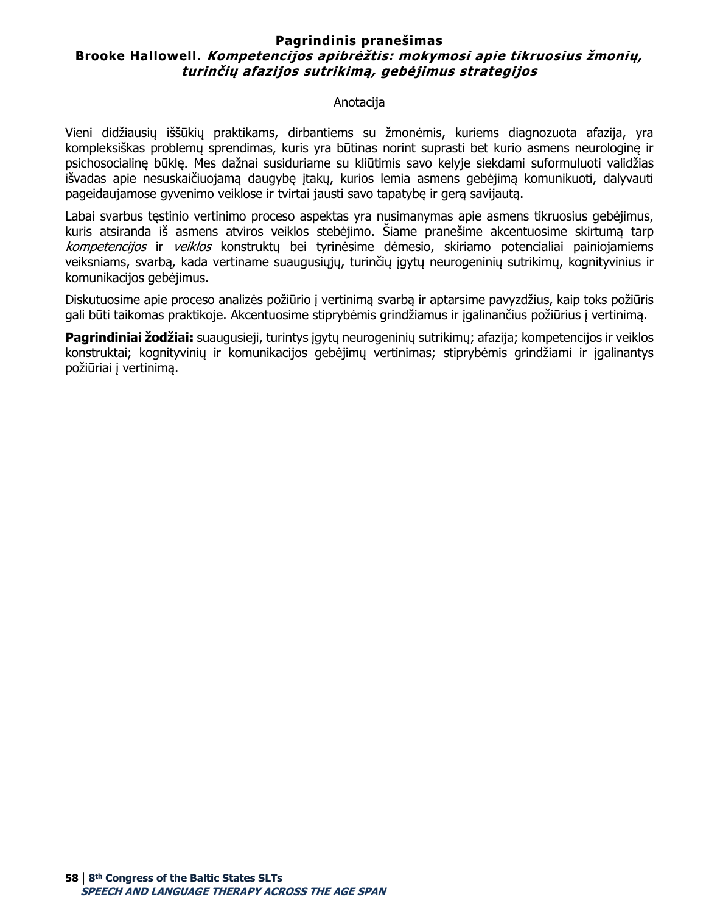## Pagrindinis pranešimas

## Brooke Hallowell. *Kompetencijos apibrėžtis: mokymosi apie tikruosius žmonių, turinčių afazijos sutrikimą, gebėjimus strategijos*

Anotacija

Vieni didžiausių iššūkių praktikams, dirbantiems su žmonėmis, kuriems diagnozuota afazija, yra kompleksiškas problemų sprendimas, kuris yra būtinas norint suprasti bet kurio asmens neurologinę ir psichosocialinę būklę. Mes dažnai susiduriame su kliūtimis savo kelyje siekdami suformuluoti validžias išvadas apie nesuskaičiuojamą daugybę įtakų, kurios lemia asmens gebėjimą komunikuoti, dalyvauti pageidaujamose gyvenimo veiklose ir tvirtai jausti savo tapatybę ir gerą savijautą.

Labai svarbus tęstinio vertinimo proceso aspektas yra nusimanymas apie asmens tikruosius gebėjimus, kuris atsiranda iš asmens atviros veiklos stebėjimo. Šiame pranešime akcentuosime skirtumą tarp *kompetencijos* ir *veiklos* konstruktų bei tyrinėsime dėmesio, skiriamo potencialiai painiojamiems veiksniams, svarbą, kada vertiname suaugusiųjų, turinčių įgytų neurogeninių sutrikimų, kognityvinius ir komunikacijos gebėjimus.

Diskutuosime apie proceso analizės požiūrio į vertinimą svarbą ir aptarsime pavyzdžius, kaip toks požiūris gali būti taikomas praktikoje. Akcentuosime stiprybėmis grindžiamus ir įgalinančius požiūrius į vertinimą.

**Pagrindiniai žodžiai:** suaugusieji, turintys įgytų neurogeninių sutrikimų; afazija; kompetencijos ir veiklos konstruktai; kognityvinių ir komunikacijos gebėjimų vertinimas; stiprybėmis grindžiami ir įgalinantys požiūriai į vertinimą.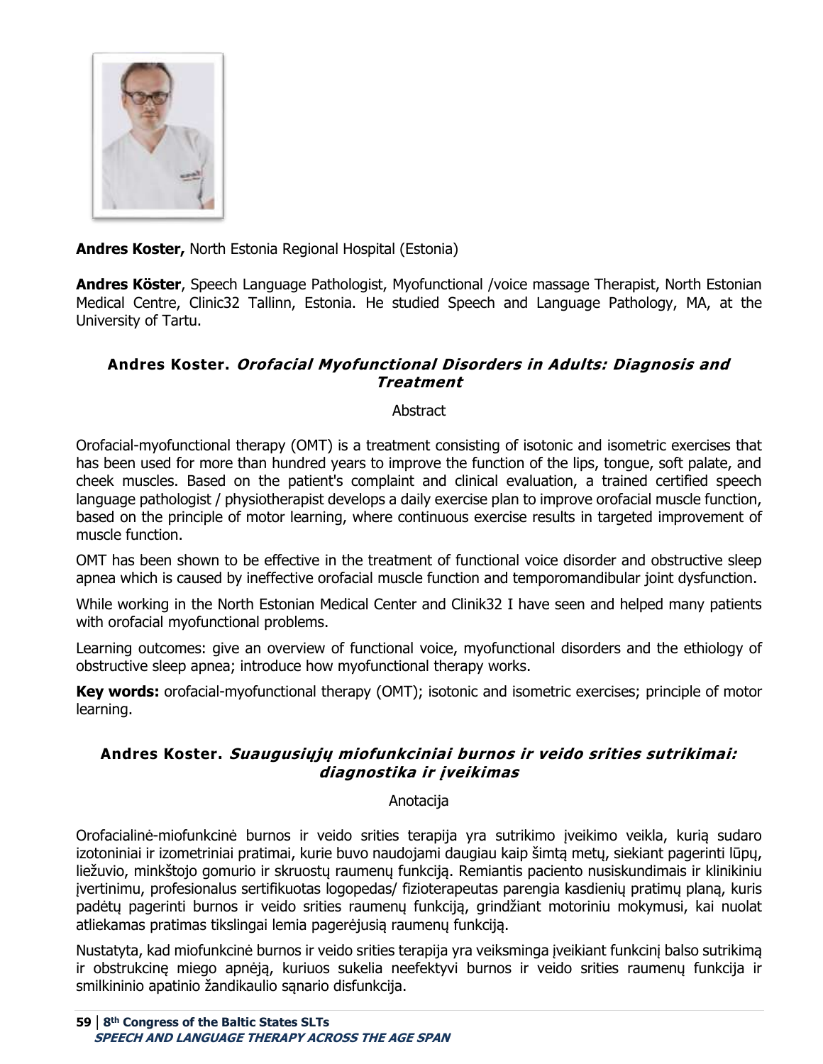**Andres Koster,** North Estonia Regional Hospital (Estonia)

**Andres Köster**, Speech Language Pathologist, Myofunctional /voice massage Therapist, North Estonian Medical Centre, Clinic32 Tallinn, Estonia. He studied Speech and Language Pathology, MA, at the University of Tartu.

### Andres Koster. *Orofacial Myofunctional Disorders in Adults: Diagnosis and Treatment*

Abstract

Orofacial-myofunctional therapy (OMT) is a treatment consisting of isotonic and isometric exercises that has been used for more than hundred years to improve the function of the lips, tongue, soft palate, and cheek muscles. Based on the patient's complaint and clinical evaluation, a trained certified speech language pathologist / physiotherapist develops a daily exercise plan to improve orofacial muscle function, based on the principle of motor learning, where continuous exercise results in targeted improvement of muscle function.

OMT has been shown to be effective in the treatment of functional voice disorder and obstructive sleep apnea which is caused by ineffective orofacial muscle function and temporomandibular joint dysfunction.

While working in the North Estonian Medical Center and Clinik32 I have seen and helped many patients with orofacial myofunctional problems.

Learning outcomes: give an overview of functional voice, myofunctional disorders and the ethiology of obstructive sleep apnea; introduce how myofunctional therapy works.

**Key words:** orofacial-myofunctional therapy (OMT); isotonic and isometric exercises; principle of motor learning.

### Andres Koster. *Suaugusiųjų miofunkciniai burnos ir veido srities sutrikimai: diagnostika ir įveikimas*

Anotacija

Orofacialinė-miofunkcinė burnos ir veido srities terapija yra sutrikimo įveikimo veikla, kurią sudaro izotoniniai ir izometriniai pratimai, kurie buvo naudojami daugiau kaip šimtą metų, siekiant pagerinti lūpų, liežuvio, minkštojo gomurio ir skruostų raumenų funkciją. Remiantis paciento nusiskundimais ir klinikiniu įvertinimu, profesionalus sertifikuotas logopedas/ fizioterapeutas parengia kasdienių pratimų planą, kuris padėtų pagerinti burnos ir veido srities raumenų funkciją, grindžiant motoriniu mokymusi, kai nuolat atliekamas pratimas tikslingai lemia pagerėjusią raumenų funkciją.

Nustatyta, kad miofunkcinė burnos ir veido srities terapija yra veiksminga įveikiant funkcinį balso sutrikimą ir obstrukcinę miego apnėją, kuriuos sukelia neefektyvi burnos ir veido srities raumenų funkcija ir smilkininio apatinio žandikaulio sąnario disfunkcija.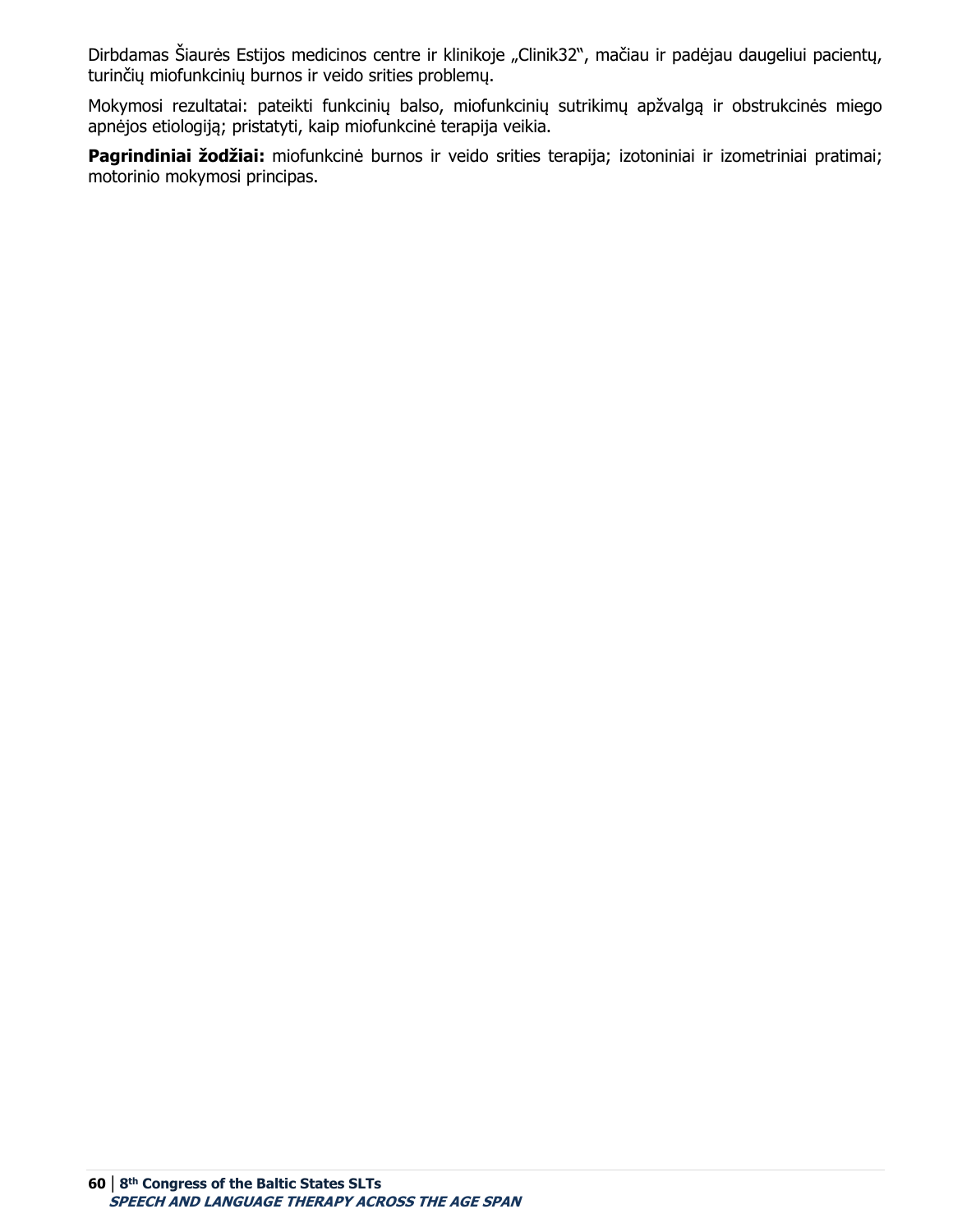Dirbdamas Šiaurės Estijos medicinos centre ir klinikoje „Clinik32", mačiau ir padėjau daugeliui pacientų, turinčių miofunkcinių burnos ir veido srities problemų.

Mokymosi rezultatai: pateikti funkcinių balso, miofunkcinių sutrikimų apžvalgą ir obstrukcinės miego apnėjos etiologiją; pristatyti, kaip miofunkcinė terapija veikia.

**Pagrindiniai žodžiai:** miofunkcinė burnos ir veido srities terapija; izotoniniai ir izometriniai pratimai; motorinio mokymosi principas.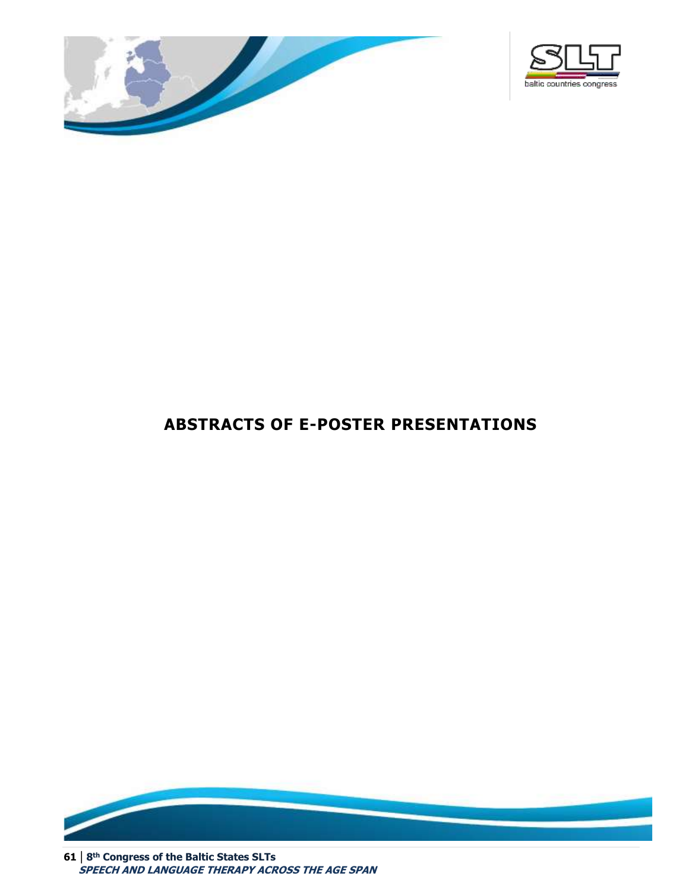# ABSTRACTS OF E-POSTER PRESENTATIONS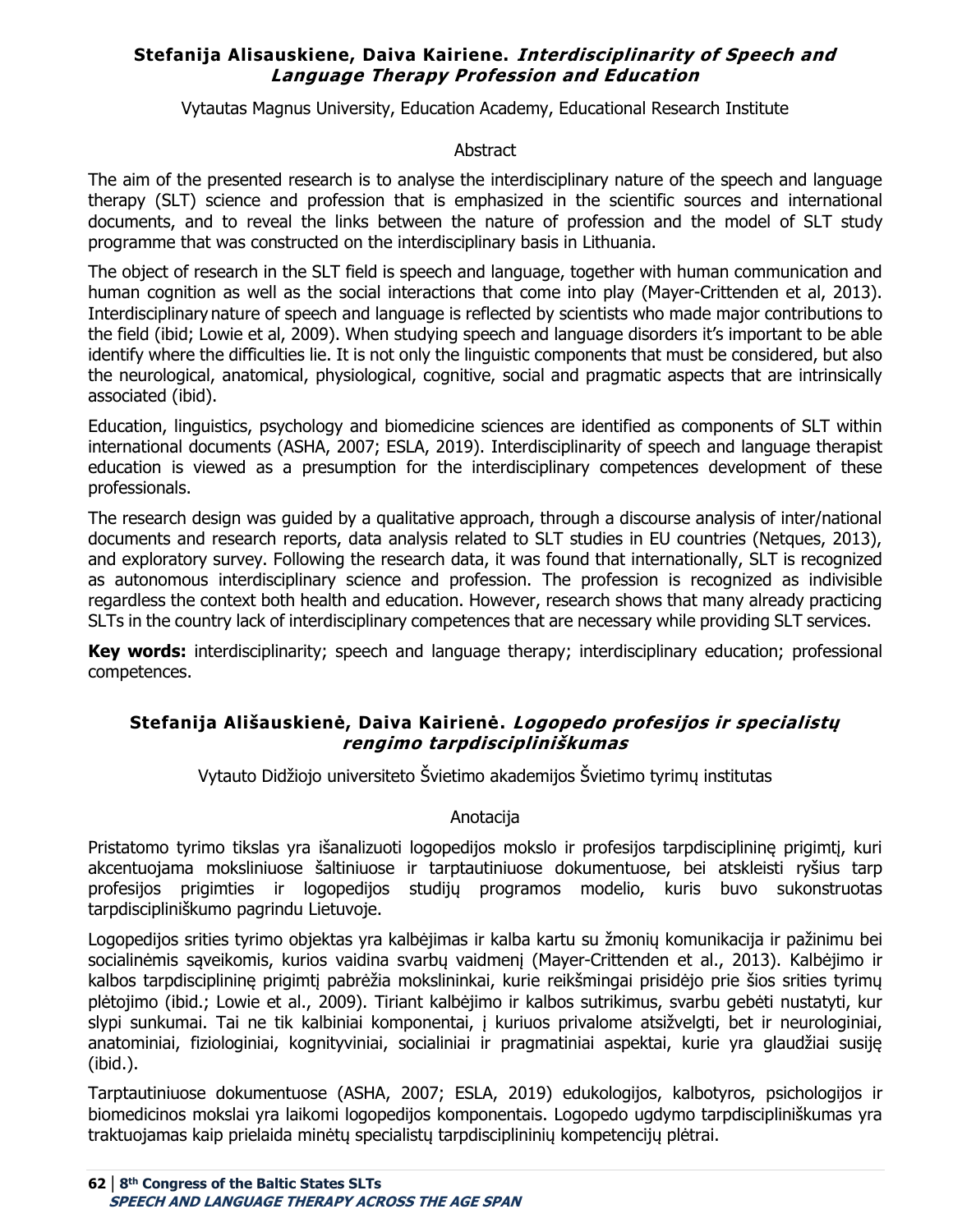## Stefanija Alisauskiene, Daiva Kairiene. *Interdisciplinarity of Speech and Language Therapy Profession and Education*

Vytautas Magnus University, Education Academy, Educational Research Institute

Abstract

The aim of the presented research is to analyse the interdisciplinary nature of the speech and language therapy (SLT) science and profession that is emphasized in the scientific sources and international documents, and to reveal the links between the nature of profession and the model of SLT study programme that was constructed on the interdisciplinary basis in Lithuania.

The object of research in the SLT field is speech and language, together with human communication and human cognition as well as the social interactions that come into play (Mayer-Crittenden et al, 2013). Interdisciplinary nature of speech and language is reflected by scientists who made major contributions to the field (ibid; Lowie et al, 2009). When studying speech and language disorders it's important to be able identify where the difficulties lie. It is not only the linguistic components that must be considered, but also the neurological, anatomical, physiological, cognitive, social and pragmatic aspects that are intrinsically associated (ibid).

Education, linguistics, psychology and biomedicine sciences are identified as components of SLT within international documents (ASHA, 2007; ESLA, 2019). Interdisciplinarity of speech and language therapist education is viewed as a presumption for the interdisciplinary competences development of these professionals.

The research design was guided by a qualitative approach, through a discourse analysis of inter/national documents and research reports, data analysis related to SLT studies in EU countries (Netques, 2013), and exploratory survey. Following the research data, it was found that internationally, SLT is recognized as autonomous interdisciplinary science and profession. The profession is recognized as indivisible regardless the context both health and education. However, research shows that many already practicing SLTs in the country lack of interdisciplinary competences that are necessary while providing SLT services.

**Key words:** interdisciplinarity; speech and language therapy; interdisciplinary education; professional competences.

## Stefanija Ališauskienė, Daiva Kairienė. *Logopedo profesijos ir specialistų rengimo tarpdiscipliniškumas*

Vytauto Didžiojo universiteto Švietimo akademijos Švietimo tyrimų institutas

Anotacija

Pristatomo tyrimo tikslas yra išanalizuoti logopedijos mokslo ir profesijos tarpdisciplininę prigimtį, kuri akcentuojama moksliniuose šaltiniuose ir tarptautiniuose dokumentuose, bei atskleisti ryšius tarp profesijos prigimties ir logopedijos studijų programos modelio, kuris buvo sukonstruotas tarpdiscipliniškumo pagrindu Lietuvoje.

Logopedijos srities tyrimo objektas yra kalbėjimas ir kalba kartu su žmonių komunikacija ir pažinimu bei socialinėmis sąveikomis, kurios vaidina svarbų vaidmenį (Mayer-Crittenden et al., 2013). Kalbėjimo ir kalbos tarpdisciplininę prigimtį pabrėžia mokslininkai, kurie reikšmingai prisidėjo prie šios srities tyrimų plėtojimo (ibid.; Lowie et al., 2009). Tiriant kalbėjimo ir kalbos sutrikimus, svarbu gebėti nustatyti, kur slypi sunkumai. Tai ne tik kalbiniai komponentai, į kuriuos privalome atsižvelgti, bet ir neurologiniai, anatominiai, fiziologiniai, kognityviniai, socialiniai ir pragmatiniai aspektai, kurie yra glaudžiai susiję (ibid.).

Tarptautiniuose dokumentuose (ASHA, 2007; ESLA, 2019) edukologijos, kalbotyros, psichologijos ir biomedicinos mokslai yra laikomi logopedijos komponentais. Logopedo ugdymo tarpdiscipliniškumas yra traktuojamas kaip prielaida minėtų specialistų tarpdisciplininių kompetencijų plėtrai.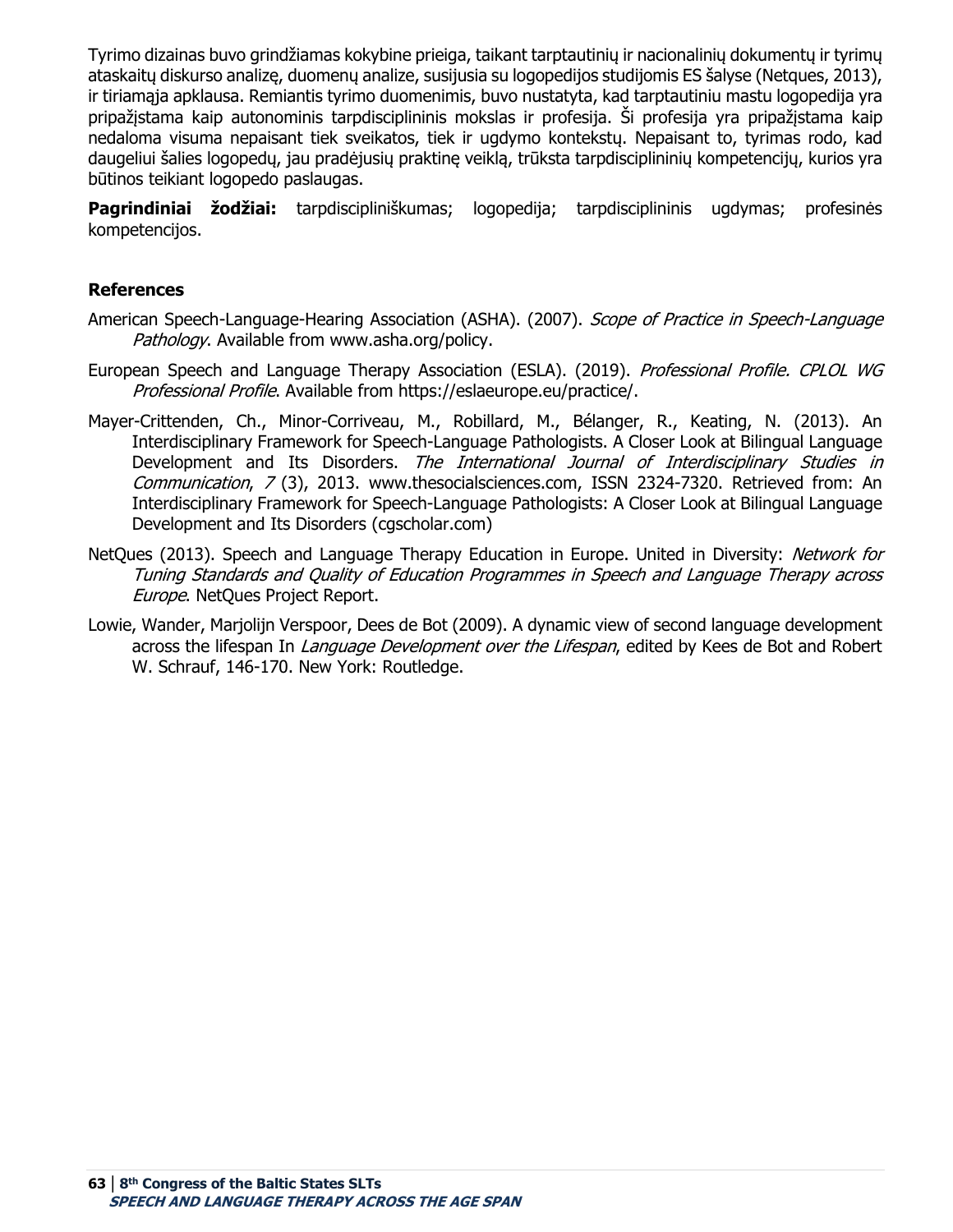Tyrimo dizainas buvo grindžiamas kokybine prieiga, taikant tarptautinių ir nacionalinių dokumentų ir tyrimų ataskaitų diskurso analizę, duomenų analize, susijusia su logopedijos studijomis ES šalyse (Netques, 2013), ir tiriamąja apklausa. Remiantis tyrimo duomenimis, buvo nustatyta, kad tarptautiniu mastu logopedija yra pripažįstama kaip autonominis tarpdisciplininis mokslas ir profesija. Ši profesija yra pripažįstama kaip nedaloma visuma nepaisant tiek sveikatos, tiek ir ugdymo kontekstų. Nepaisant to, tyrimas rodo, kad daugeliui šalies logopedų, jau pradėjusių praktinę veiklą, trūksta tarpdisciplininių kompetencijų, kurios yra būtinos teikiant logopedo paslaugas.

**Pagrindiniai žodžiai:** tarpdiscipliniškumas; logopedija; tarpdisciplininis ugdymas; profesinės kompetencijos.

## References

American Speech-Language-Hearing Association (ASHA). (2007). *Scope of Practice in Speech-Language Pathology*. Available from www.asha.org/policy.

European Speech and Language Therapy Association (ESLA). (2019). *Professional Profile. CPLOL WG Professional Profile*. Available from https://eslaeurope.eu/practice/.

Mayer-Crittenden, Ch., Minor-Corriveau, M., Robillard, M., Bélanger, R., Keating, N. (2013). An Interdisciplinary Framework for Speech-Language Pathologists. A Closer Look at Bilingual Language Development and Its Disorders. *The International Journal of Interdisciplinary Studies in Communication*, *7* (3), 2013. www.thesocialsciences.com, ISSN 2324-7320. Retrieved from: An Interdisciplinary Framework for Speech-Language Pathologists: A Closer Look at Bilingual Language Development and Its Disorders (cgscholar.com)

NetQues (2013). Speech and Language Therapy Education in Europe. United in Diversity: *Network for Tuning Standards and Quality of Education Programmes in Speech and Language Therapy across Europe*. NetQues Project Report.

Lowie, Wander, Marjolijn Verspoor, Dees de Bot (2009). A dynamic view of second language development across the lifespan In *Language Development over the Lifespan*, edited by Kees de Bot and Robert W. Schrauf, 146-170. New York: Routledge.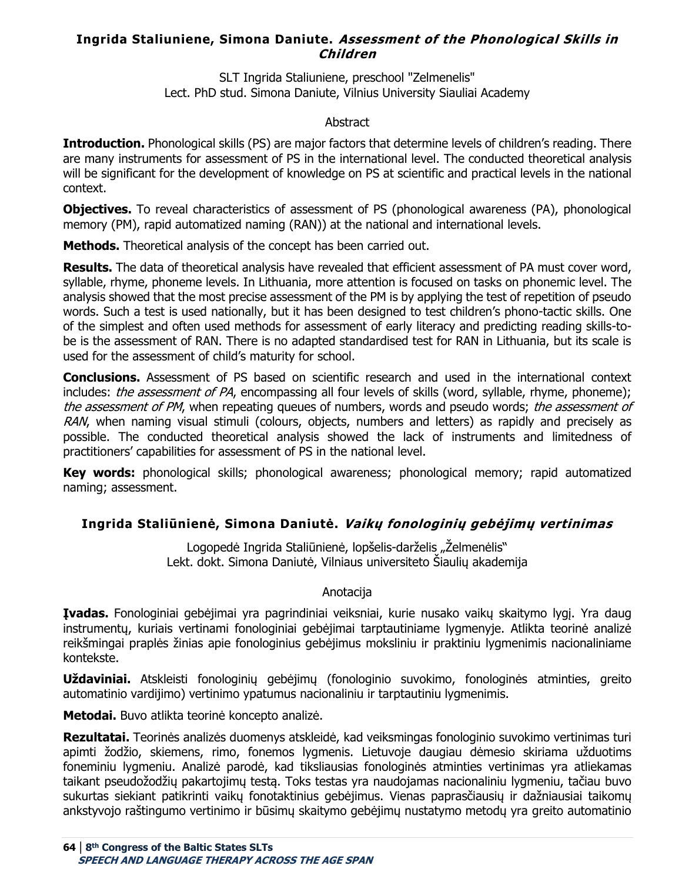## Ingrida Staliuniene, Simona Daniute. *Assessment of the Phonological Skills in Children*

SLT Ingrida Staliuniene, preschool "Zelmenelis"
Lect. PhD stud. Simona Daniute, Vilnius University Siauliai Academy

Abstract

**Introduction.** Phonological skills (PS) are major factors that determine levels of children's reading. There are many instruments for assessment of PS in the international level. The conducted theoretical analysis will be significant for the development of knowledge on PS at scientific and practical levels in the national context.

**Objectives.** To reveal characteristics of assessment of PS (phonological awareness (PA), phonological memory (PM), rapid automatized naming (RAN)) at the national and international levels.

**Methods.** Theoretical analysis of the concept has been carried out.

**Results.** The data of theoretical analysis have revealed that efficient assessment of PA must cover word, syllable, rhyme, phoneme levels. In Lithuania, more attention is focused on tasks on phonemic level. The analysis showed that the most precise assessment of the PM is by applying the test of repetition of pseudo words. Such a test is used nationally, but it has been designed to test children's phono-tactic skills. One of the simplest and often used methods for assessment of early literacy and predicting reading skills-to-be is the assessment of RAN. There is no adapted standardised test for RAN in Lithuania, but its scale is used for the assessment of child's maturity for school.

**Conclusions.** Assessment of PS based on scientific research and used in the international context includes: *the assessment of PA*, encompassing all four levels of skills (word, syllable, rhyme, phoneme); *the assessment of PM*, when repeating queues of numbers, words and pseudo words; *the assessment of RAN*, when naming visual stimuli (colours, objects, numbers and letters) as rapidly and precisely as possible. The conducted theoretical analysis showed the lack of instruments and limitedness of practitioners' capabilities for assessment of PS in the national level.

**Key words:** phonological skills; phonological awareness; phonological memory; rapid automatized naming; assessment.

## Ingrida Staliūnienė, Simona Daniutė. *Vaikų fonologinių gebėjimų vertinimas*

Logopedė Ingrida Staliūnienė, lopšelis-darželis „Želmenėlis"
Lekt. dokt. Simona Daniutė, Vilniaus universiteto Šiaulių akademija

Anotacija

**Įvadas.** Fonologiniai gebėjimai yra pagrindiniai veiksniai, kurie nusako vaikų skaitymo lygį. Yra daug instrumentų, kuriais vertinami fonologiniai gebėjimai tarptautiniame lygmenyje. Atlikta teorinė analizė reikšmingai praplės žinias apie fonologinius gebėjimus moksliniu ir praktiniu lygmenimis nacionaliniame kontekste.

**Uždaviniai.** Atskleisti fonologinių gebėjimų (fonologinio suvokimo, fonologinės atminties, greito automatinio vardijimo) vertinimo ypatumus nacionaliniu ir tarptautiniu lygmenimis.

**Metodai.** Buvo atlikta teorinė koncepto analizė.

**Rezultatai.** Teorinės analizės duomenys atskleidė, kad veiksmingas fonologinio suvokimo vertinimas turi apimti žodžio, skiemens, rimo, fonemos lygmenis. Lietuvoje daugiau dėmesio skiriama užduotims foneminiu lygmeniu. Analizė parodė, kad tiksliausias fonologinės atminties vertinimas yra atliekamas taikant pseudožodžių pakartojimų testą. Toks testas yra naudojamas nacionaliniu lygmeniu, tačiau buvo sukurtas siekiant patikrinti vaikų fonotaktinius gebėjimus. Vienas paprasčiausių ir dažniausiai taikomų ankstyvojo raštingumo vertinimo ir būsimų skaitymo gebėjimų nustatymo metodų yra greito automatinio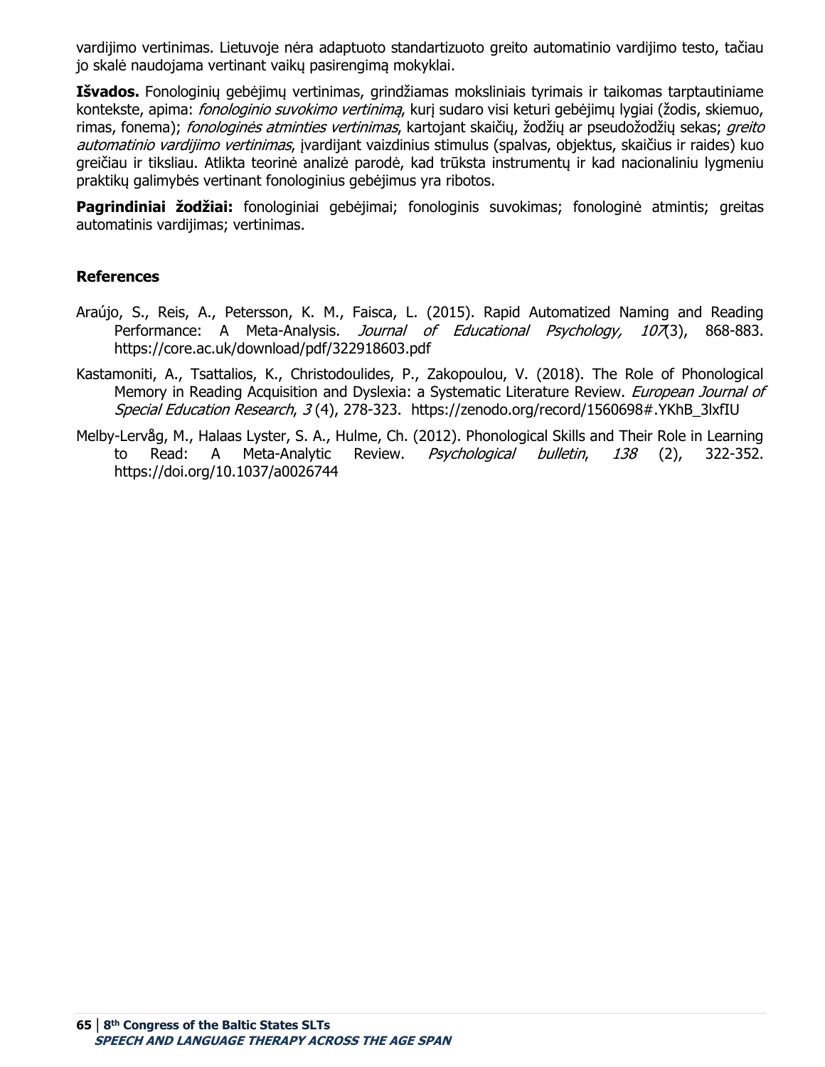vardijimo vertinimas. Lietuvoje nėra adaptuoto standartizuoto greito automatinio vardijimo testo, tačiau jo skalė naudojama vertinant vaikų pasirengimą mokyklai.

**Išvados.** Fonologinių gebėjimų vertinimas, grindžiamas moksliniais tyrimais ir taikomas tarptautiniame kontekste, apima: *fonologinio suvokimo vertinimą*, kurį sudaro visi keturi gebėjimų lygiai (žodis, skiemuo, rimas, fonema); *fonologinės atminties vertinimas*, kartojant skaičių, žodžių ar pseudožodžių sekas; *greito automatinio vardijimo vertinimas*, įvardijant vaizdinius stimulus (spalvas, objektus, skaičius ir raides) kuo greičiau ir tiksliau. Atlikta teorinė analizė parodė, kad trūksta instrumentų ir kad nacionaliniu lygmeniu praktikų galimybės vertinant fonologinius gebėjimus yra ribotos.

**Pagrindiniai žodžiai:** fonologiniai gebėjimai; fonologinis suvokimas; fonologinė atmintis; greitas automatinis vardijimas; vertinimas.

### References

Araújo, S., Reis, A., Petersson, K. M., Faisca, L. (2015). Rapid Automatized Naming and Reading Performance: A Meta-Analysis. *Journal of Educational Psychology, 107*(3), 868-883. https://core.ac.uk/download/pdf/322918603.pdf

Kastamoniti, A., Tsattalios, K., Christodoulides, P., Zakopoulou, V. (2018). The Role of Phonological Memory in Reading Acquisition and Dyslexia: a Systematic Literature Review. *European Journal of Special Education Research*, *3* (4), 278-323. https://zenodo.org/record/1560698#.YKhB_3lxfIU

Melby-Lervåg, M., Halaas Lyster, S. A., Hulme, Ch. (2012). Phonological Skills and Their Role in Learning to Read: A Meta-Analytic Review. *Psychological bulletin*, *138* (2), 322-352. https://doi.org/10.1037/a0026744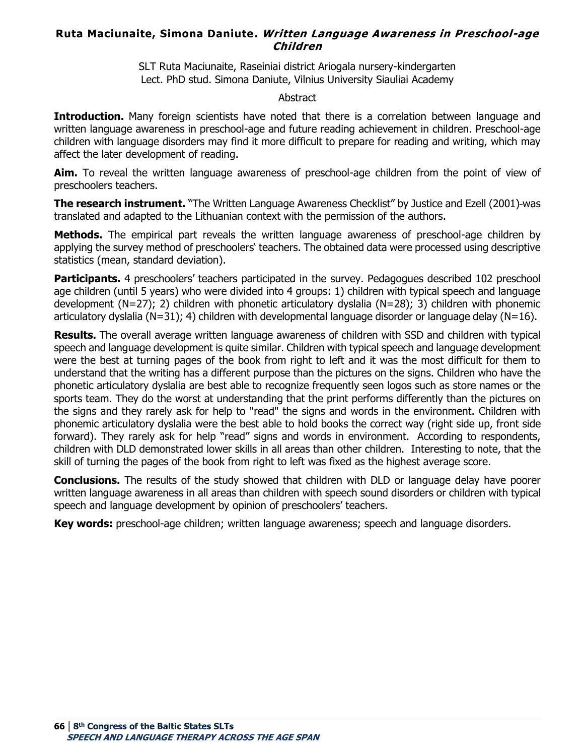**Ruta Maciunaite, Simona Daniute*. Written Language Awareness in Preschool-age Children***

SLT Ruta Maciunaite, Raseiniai district Ariogala nursery-kindergarten
Lect. PhD stud. Simona Daniute, Vilnius University Siauliai Academy

Abstract

**Introduction.** Many foreign scientists have noted that there is a correlation between language and written language awareness in preschool-age and future reading achievement in children. Preschool-age children with language disorders may find it more difficult to prepare for reading and writing, which may affect the later development of reading.

**Aim.** To reveal the written language awareness of preschool-age children from the point of view of preschoolers teachers.

**The research instrument.** "The Written Language Awareness Checklist" by Justice and Ezell (2001) was translated and adapted to the Lithuanian context with the permission of the authors.

**Methods.** The empirical part reveals the written language awareness of preschool-age children by applying the survey method of preschoolers' teachers. The obtained data were processed using descriptive statistics (mean, standard deviation).

**Participants.** 4 preschoolers' teachers participated in the survey. Pedagogues described 102 preschool age children (until 5 years) who were divided into 4 groups: 1) children with typical speech and language development (N=27); 2) children with phonetic articulatory dyslalia (N=28); 3) children with phonemic articulatory dyslalia (N=31); 4) children with developmental language disorder or language delay (N=16).

**Results.** The overall average written language awareness of children with SSD and children with typical speech and language development is quite similar. Children with typical speech and language development were the best at turning pages of the book from right to left and it was the most difficult for them to understand that the writing has a different purpose than the pictures on the signs. Children who have the phonetic articulatory dyslalia are best able to recognize frequently seen logos such as store names or the sports team. They do the worst at understanding that the print performs differently than the pictures on the signs and they rarely ask for help to "read" the signs and words in the environment. Children with phonemic articulatory dyslalia were the best able to hold books the correct way (right side up, front side forward). They rarely ask for help "read" signs and words in environment. According to respondents, children with DLD demonstrated lower skills in all areas than other children. Interesting to note, that the skill of turning the pages of the book from right to left was fixed as the highest average score.

**Conclusions.** The results of the study showed that children with DLD or language delay have poorer written language awareness in all areas than children with speech sound disorders or children with typical speech and language development by opinion of preschoolers' teachers.

**Key words:** preschool-age children; written language awareness; speech and language disorders.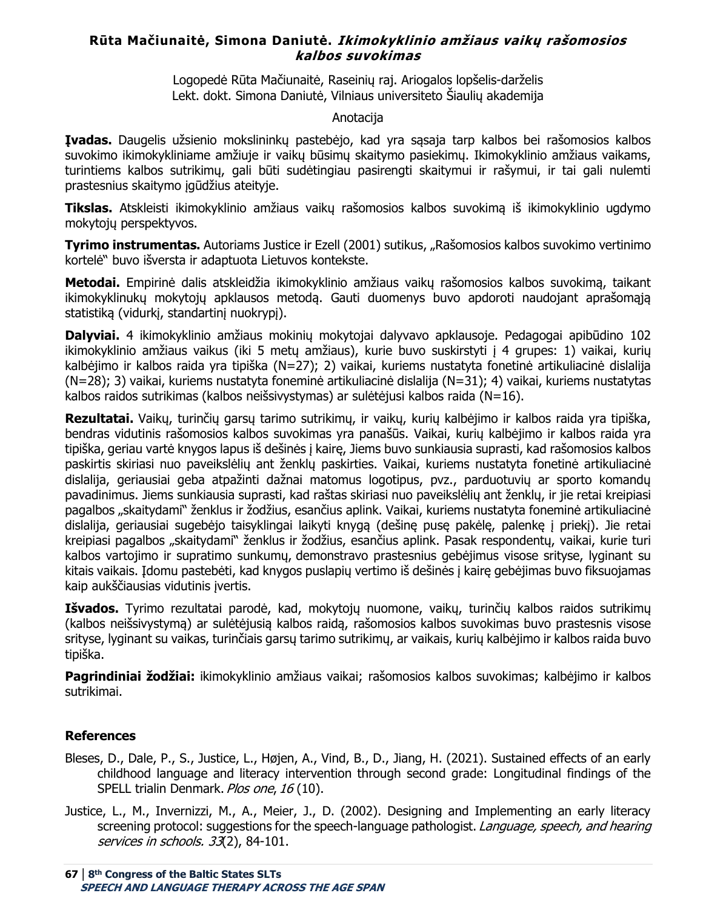## Rūta Mačiunaitė, Simona Daniutė. *Ikimokyklinio amžiaus vaikų rašomosios kalbos suvokimas*

Logopedė Rūta Mačiunaitė, Raseinių raj. Ariogalos lopšelis-darželis
Lekt. dokt. Simona Daniutė, Vilniaus universiteto Šiaulių akademija

Anotacija

**Įvadas.** Daugelis užsienio mokslininkų pastebėjo, kad yra sąsaja tarp kalbos bei rašomosios kalbos suvokimo ikimokykliniame amžiuje ir vaikų būsimų skaitymo pasiekimų. Ikimokyklinio amžiaus vaikams, turintiems kalbos sutrikimų, gali būti sudėtingiau pasirengti skaitymui ir rašymui, ir tai gali nulemti prastesnius skaitymo įgūdžius ateityje.

**Tikslas.** Atskleisti ikimokyklinio amžiaus vaikų rašomosios kalbos suvokimą iš ikimokyklinio ugdymo mokytojų perspektyvos.

**Tyrimo instrumentas.** Autoriams Justice ir Ezell (2001) sutikus, „Rašomosios kalbos suvokimo vertinimo kortelė" buvo išversta ir adaptuota Lietuvos kontekste.

**Metodai.** Empirinė dalis atskleidžia ikimokyklinio amžiaus vaikų rašomosios kalbos suvokimą, taikant ikimokyklinukų mokytojų apklausos metodą. Gauti duomenys buvo apdoroti naudojant aprašomąją statistiką (vidurkį, standartinį nuokrypį).

**Dalyviai.** 4 ikimokyklinio amžiaus mokinių mokytojai dalyvavo apklausoje. Pedagogai apibūdino 102 ikimokyklinio amžiaus vaikus (iki 5 metų amžiaus), kurie buvo suskirstyti į 4 grupes: 1) vaikai, kurių kalbėjimo ir kalbos raida yra tipiška (N=27); 2) vaikai, kuriems nustatyta fonetinė artikuliacinė dislalija (N=28); 3) vaikai, kuriems nustatyta foneminė artikuliacinė dislalija (N=31); 4) vaikai, kuriems nustatytas kalbos raidos sutrikimas (kalbos neišsivystymas) ar sulėtėjusi kalbos raida (N=16).

**Rezultatai.** Vaikų, turinčių garsų tarimo sutrikimų, ir vaikų, kurių kalbėjimo ir kalbos raida yra tipiška, bendras vidutinis rašomosios kalbos suvokimas yra panašūs. Vaikai, kurių kalbėjimo ir kalbos raida yra tipiška, geriau vartė knygos lapus iš dešinės į kairę, Jiems buvo sunkiausia suprasti, kad rašomosios kalbos paskirtis skiriasi nuo paveikslėlių ant ženklų paskirties. Vaikai, kuriems nustatyta fonetinė artikuliacinė dislalija, geriausiai geba atpažinti dažnai matomus logotipus, pvz., parduotuvių ar sporto komandų pavadinimus. Jiems sunkiausia suprasti, kad raštas skiriasi nuo paveikslėlių ant ženklų, ir jie retai kreipiasi pagalbos „skaitydami" ženklus ir žodžius, esančius aplink. Vaikai, kuriems nustatyta foneminė artikuliacinė dislalija, geriausiai sugebėjo taisyklingai laikyti knygą (dešinę pusę pakėlę, palenkę į priekį). Jie retai kreipiasi pagalbos „skaitydami" ženklus ir žodžius, esančius aplink. Pasak respondentų, vaikai, kurie turi kalbos vartojimo ir supratimo sunkumų, demonstravo prastesnius gebėjimus visose srityse, lyginant su kitais vaikais. Įdomu pastebėti, kad knygos puslapių vertimo iš dešinės į kairę gebėjimas buvo fiksuojamas kaip aukščiausias vidutinis įvertis.

**Išvados.** Tyrimo rezultatai parodė, kad, mokytojų nuomone, vaikų, turinčių kalbos raidos sutrikimų (kalbos neišsivystymą) ar sulėtėjusią kalbos raidą, rašomosios kalbos suvokimas buvo prastesnis visose srityse, lyginant su vaikas, turinčiais garsų tarimo sutrikimų, ar vaikais, kurių kalbėjimo ir kalbos raida buvo tipiška.

**Pagrindiniai žodžiai:** ikimokyklinio amžiaus vaikai; rašomosios kalbos suvokimas; kalbėjimo ir kalbos sutrikimai.

### References

Bleses, D., Dale, P., S., Justice, L., Højen, A., Vind, B., D., Jiang, H. (2021). Sustained effects of an early childhood language and literacy intervention through second grade: Longitudinal findings of the SPELL trialin Denmark. *Plos one*, *16* (10).

Justice, L., M., Invernizzi, M., A., Meier, J., D. (2002). Designing and Implementing an early literacy screening protocol: suggestions for the speech-language pathologist. *Language, speech, and hearing services in schools. 33*(2), 84-101.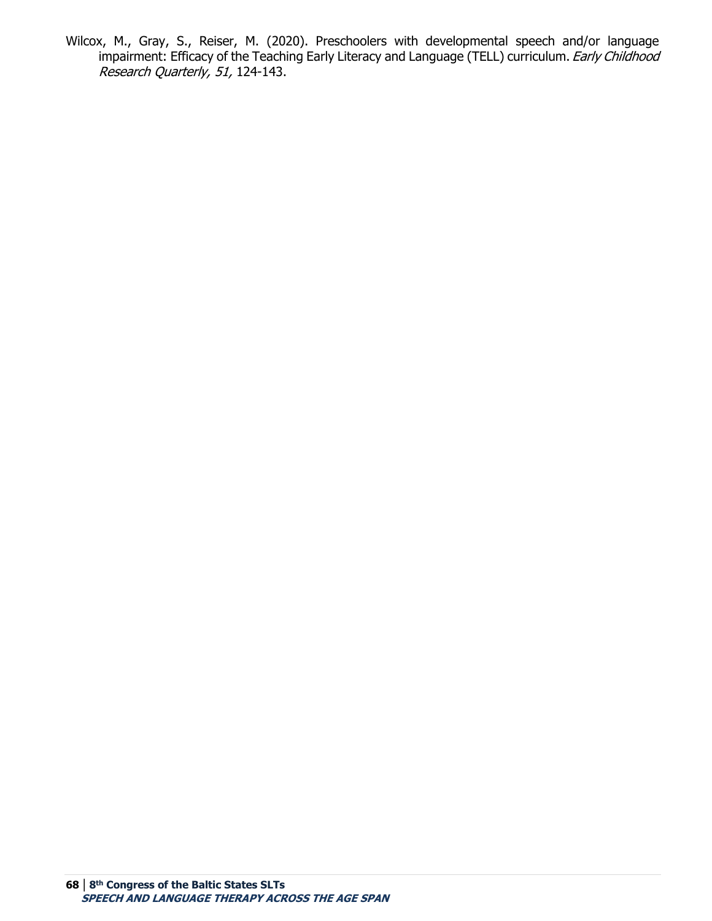Wilcox, M., Gray, S., Reiser, M. (2020). Preschoolers with developmental speech and/or language impairment: Efficacy of the Teaching Early Literacy and Language (TELL) curriculum. *Early Childhood Research Quarterly, 51,* 124-143.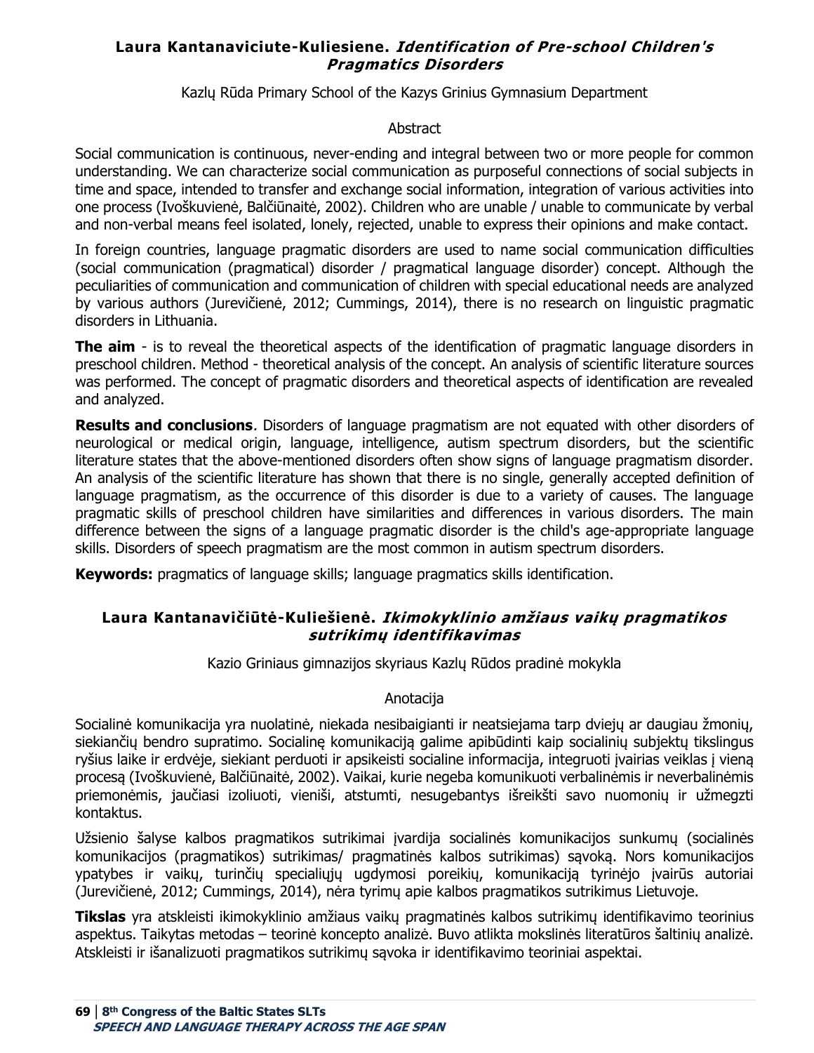### **Laura Kantanaviciute-Kuliesiene.** ***Identification of Pre-school Children's Pragmatics Disorders***

Kazlų Rūda Primary School of the Kazys Grinius Gymnasium Department

Abstract

Social communication is continuous, never-ending and integral between two or more people for common understanding. We can characterize social communication as purposeful connections of social subjects in time and space, intended to transfer and exchange social information, integration of various activities into one process (Ivoškuvienė, Balčiūnaitė, 2002). Children who are unable / unable to communicate by verbal and non-verbal means feel isolated, lonely, rejected, unable to express their opinions and make contact.

In foreign countries, language pragmatic disorders are used to name social communication difficulties (social communication (pragmatical) disorder / pragmatical language disorder) concept. Although the peculiarities of communication and communication of children with special educational needs are analyzed by various authors (Jurevičienė, 2012; Cummings, 2014), there is no research on linguistic pragmatic disorders in Lithuania.

**The aim** - is to reveal the theoretical aspects of the identification of pragmatic language disorders in preschool children. Method - theoretical analysis of the concept. An analysis of scientific literature sources was performed. The concept of pragmatic disorders and theoretical aspects of identification are revealed and analyzed.

**Results and conclusions***.* Disorders of language pragmatism are not equated with other disorders of neurological or medical origin, language, intelligence, autism spectrum disorders, but the scientific literature states that the above-mentioned disorders often show signs of language pragmatism disorder. An analysis of the scientific literature has shown that there is no single, generally accepted definition of language pragmatism, as the occurrence of this disorder is due to a variety of causes. The language pragmatic skills of preschool children have similarities and differences in various disorders. The main difference between the signs of a language pragmatic disorder is the child's age-appropriate language skills. Disorders of speech pragmatism are the most common in autism spectrum disorders.

**Keywords:** pragmatics of language skills; language pragmatics skills identification.

### **Laura Kantanavičiūtė-Kuliešienė.** ***Ikimokyklinio amžiaus vaikų pragmatikos sutrikimų identifikavimas***

Kazio Griniaus gimnazijos skyriaus Kazlų Rūdos pradinė mokykla

Anotacija

Socialinė komunikacija yra nuolatinė, niekada nesibaigianti ir neatsiejama tarp dviejų ar daugiau žmonių, siekiančių bendro supratimo. Socialinę komunikaciją galime apibūdinti kaip socialinių subjektų tikslingus ryšius laike ir erdvėje, siekiant perduoti ir apsikeisti socialine informacija, integruoti įvairias veiklas į vieną procesą (Ivoškuvienė, Balčiūnaitė, 2002). Vaikai, kurie negeba komunikuoti verbalinėmis ir neverbalinėmis priemonėmis, jaučiasi izoliuoti, vieniši, atstumti, nesugebantys išreikšti savo nuomonių ir užmegzti kontaktus.

Užsienio šalyse kalbos pragmatikos sutrikimai įvardija socialinės komunikacijos sunkumų (socialinės komunikacijos (pragmatikos) sutrikimas/ pragmatinės kalbos sutrikimas) sąvoką. Nors komunikacijos ypatybes ir vaikų, turinčių specialiųjų ugdymosi poreikių, komunikaciją tyrinėjo įvairūs autoriai (Jurevičienė, 2012; Cummings, 2014), nėra tyrimų apie kalbos pragmatikos sutrikimus Lietuvoje.

**Tikslas** yra atskleisti ikimokyklinio amžiaus vaikų pragmatinės kalbos sutrikimų identifikavimo teorinius aspektus. Taikytas metodas – teorinė koncepto analizė. Buvo atlikta mokslinės literatūros šaltinių analizė. Atskleisti ir išanalizuoti pragmatikos sutrikimų sąvoka ir identifikavimo teoriniai aspektai.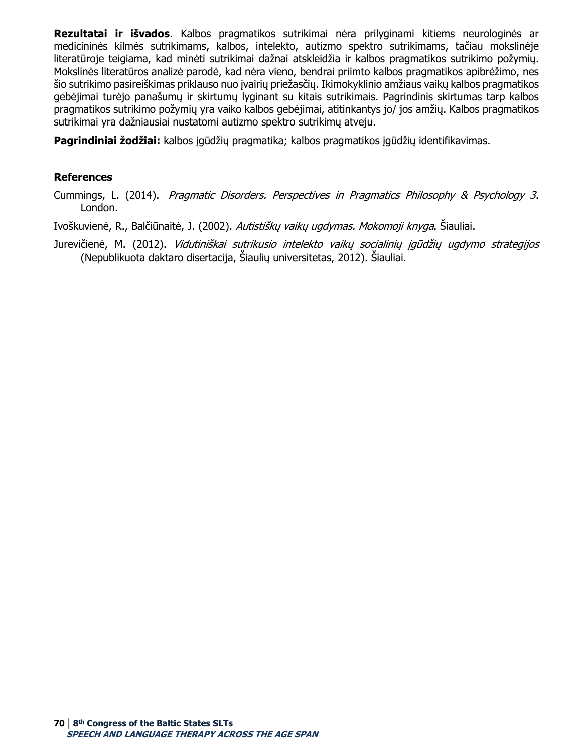**Rezultatai ir išvados**. Kalbos pragmatikos sutrikimai nėra prilyginami kitiems neurologinės ar medicininės kilmės sutrikimams, kalbos, intelekto, autizmo spektro sutrikimams, tačiau mokslinėje literatūroje teigiama, kad minėti sutrikimai dažnai atskleidžia ir kalbos pragmatikos sutrikimo požymių. Mokslinės literatūros analizė parodė, kad nėra vieno, bendrai priimto kalbos pragmatikos apibrėžimo, nes šio sutrikimo pasireiškimas priklauso nuo įvairių priežasčių. Ikimokyklinio amžiaus vaikų kalbos pragmatikos gebėjimai turėjo panašumų ir skirtumų lyginant su kitais sutrikimais. Pagrindinis skirtumas tarp kalbos pragmatikos sutrikimo požymių yra vaiko kalbos gebėjimai, atitinkantys jo/ jos amžių. Kalbos pragmatikos sutrikimai yra dažniausiai nustatomi autizmo spektro sutrikimų atveju.

**Pagrindiniai žodžiai:** kalbos įgūdžių pragmatika; kalbos pragmatikos įgūdžių identifikavimas.

## References

Cummings, L. (2014). *Pragmatic Disorders. Perspectives in Pragmatics Philosophy & Psychology 3*. London.

Ivoškuvienė, R., Balčiūnaitė, J. (2002). *Autistiškų vaikų ugdymas. Mokomoji knyga*. Šiauliai.

Jurevičienė, M. (2012). *Vidutiniškai sutrikusio intelekto vaikų socialinių įgūdžių ugdymo strategijos* (Nepublikuota daktaro disertacija, Šiaulių universitetas, 2012). Šiauliai.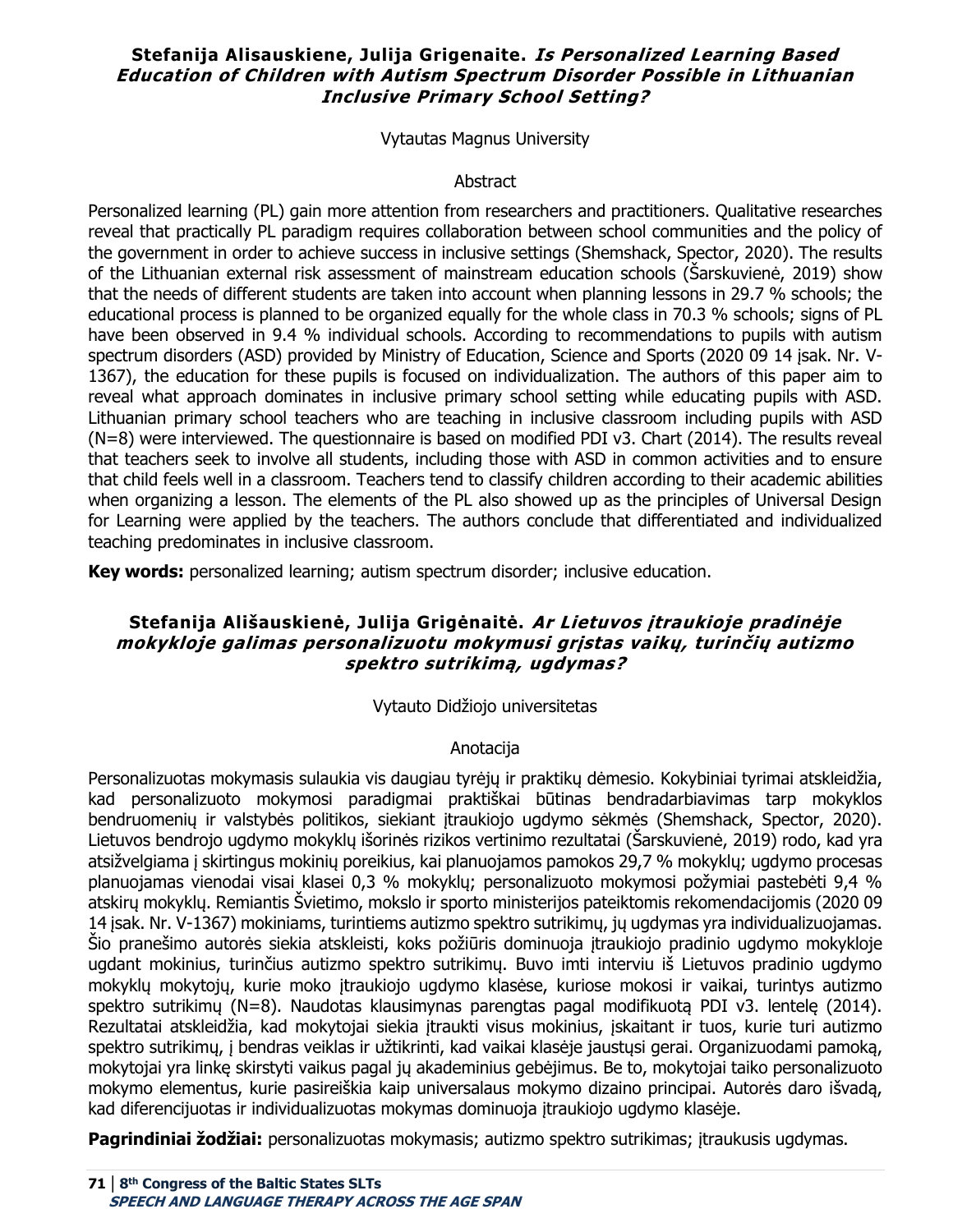## Stefanija Alisauskiene, Julija Grigenaite. *Is Personalized Learning Based Education of Children with Autism Spectrum Disorder Possible in Lithuanian Inclusive Primary School Setting?*

Vytautas Magnus University

Abstract

Personalized learning (PL) gain more attention from researchers and practitioners. Qualitative researches reveal that practically PL paradigm requires collaboration between school communities and the policy of the government in order to achieve success in inclusive settings (Shemshack, Spector, 2020). The results of the Lithuanian external risk assessment of mainstream education schools (Šarskuvienė, 2019) show that the needs of different students are taken into account when planning lessons in 29.7 % schools; the educational process is planned to be organized equally for the whole class in 70.3 % schools; signs of PL have been observed in 9.4 % individual schools. According to recommendations to pupils with autism spectrum disorders (ASD) provided by Ministry of Education, Science and Sports (2020 09 14 įsak. Nr. V-1367), the education for these pupils is focused on individualization. The authors of this paper aim to reveal what approach dominates in inclusive primary school setting while educating pupils with ASD. Lithuanian primary school teachers who are teaching in inclusive classroom including pupils with ASD (N=8) were interviewed. The questionnaire is based on modified PDI v3. Chart (2014). The results reveal that teachers seek to involve all students, including those with ASD in common activities and to ensure that child feels well in a classroom. Teachers tend to classify children according to their academic abilities when organizing a lesson. The elements of the PL also showed up as the principles of Universal Design for Learning were applied by the teachers. The authors conclude that differentiated and individualized teaching predominates in inclusive classroom.

**Key words:** personalized learning; autism spectrum disorder; inclusive education.

## Stefanija Ališauskienė, Julija Grigėnaitė. *Ar Lietuvos įtraukioje pradinėje mokykloje galimas personalizuotu mokymusi grįstas vaikų, turinčių autizmo spektro sutrikimą, ugdymas?*

Vytauto Didžiojo universitetas

Anotacija

Personalizuotas mokymasis sulaukia vis daugiau tyrėjų ir praktikų dėmesio. Kokybiniai tyrimai atskleidžia, kad personalizuoto mokymosi paradigmai praktiškai būtinas bendradarbiavimas tarp mokyklos bendruomenių ir valstybės politikos, siekiant įtraukiojo ugdymo sėkmės (Shemshack, Spector, 2020). Lietuvos bendrojo ugdymo mokyklų išorinės rizikos vertinimo rezultatai (Šarskuvienė, 2019) rodo, kad yra atsižvelgiama į skirtingus mokinių poreikius, kai planuojamos pamokos 29,7 % mokyklų; ugdymo procesas planuojamas vienodai visai klasei 0,3 % mokyklų; personalizuoto mokymosi požymiai pastebėti 9,4 % atskirų mokyklų. Remiantis Švietimo, mokslo ir sporto ministerijos pateiktomis rekomendacijomis (2020 09 14 įsak. Nr. V-1367) mokiniams, turintiems autizmo spektro sutrikimų, jų ugdymas yra individualizuojamas. Šio pranešimo autorės siekia atskleisti, koks požiūris dominuoja įtraukiojo pradinio ugdymo mokykloje ugdant mokinius, turinčius autizmo spektro sutrikimų. Buvo imti interviu iš Lietuvos pradinio ugdymo mokyklų mokytojų, kurie moko įtraukiojo ugdymo klasėse, kuriose mokosi ir vaikai, turintys autizmo spektro sutrikimų (N=8). Naudotas klausimynas parengtas pagal modifikuotą PDI v3. lentelę (2014). Rezultatai atskleidžia, kad mokytojai siekia įtraukti visus mokinius, įskaitant ir tuos, kurie turi autizmo spektro sutrikimų, į bendras veiklas ir užtikrinti, kad vaikai klasėje jaustųsi gerai. Organizuodami pamoką, mokytojai yra linkę skirstyti vaikus pagal jų akademinius gebėjimus. Be to, mokytojai taiko personalizuoto mokymo elementus, kurie pasireiškia kaip universalaus mokymo dizaino principai. Autorės daro išvadą, kad diferencijuotas ir individualizuotas mokymas dominuoja įtraukiojo ugdymo klasėje.

**Pagrindiniai žodžiai:** personalizuotas mokymasis; autizmo spektro sutrikimas; įtraukusis ugdymas.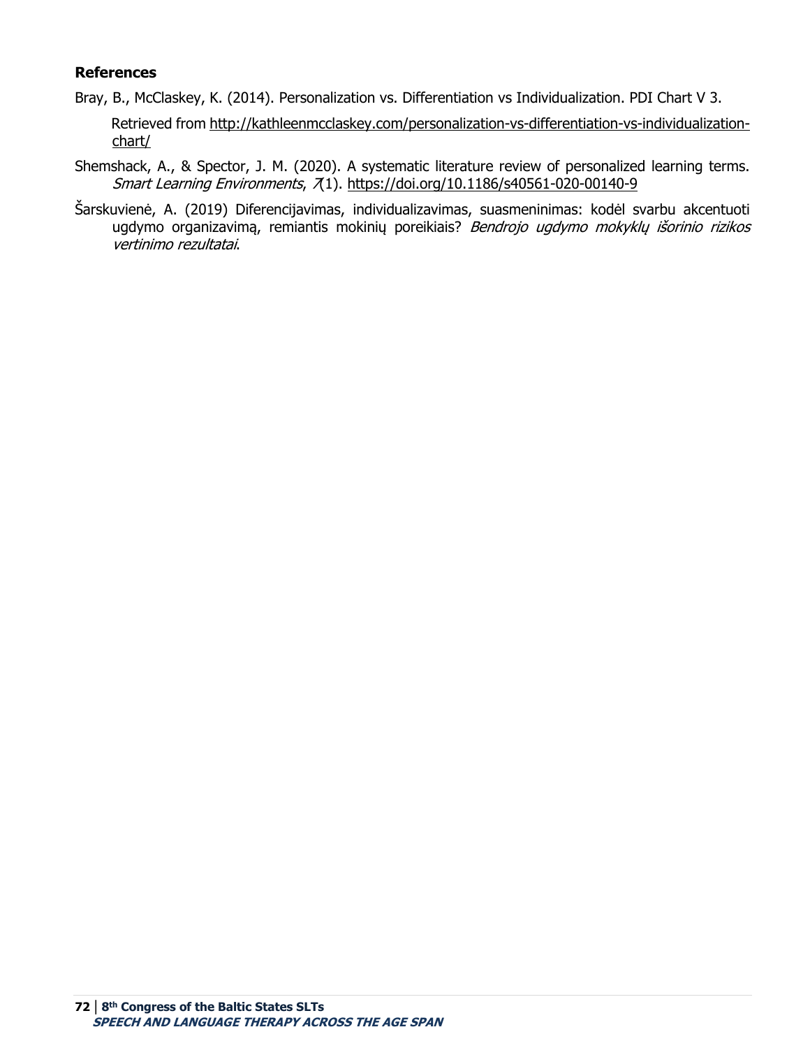**References**

Bray, B., McClaskey, K. (2014). Personalization vs. Differentiation vs Individualization. PDI Chart V 3. Retrieved from http://kathleenmcclaskey.com/personalization-vs-differentiation-vs-individualization-chart/

Shemshack, A., & Spector, J. M. (2020). A systematic literature review of personalized learning terms. *Smart Learning Environments*, *7*(1). https://doi.org/10.1186/s40561-020-00140-9

Šarskuvienė, A. (2019) Diferencijavimas, individualizavimas, suasmeninimas: kodėl svarbu akcentuoti ugdymo organizavimą, remiantis mokinių poreikiais? *Bendrojo ugdymo mokyklų išorinio rizikos vertinimo rezultatai*.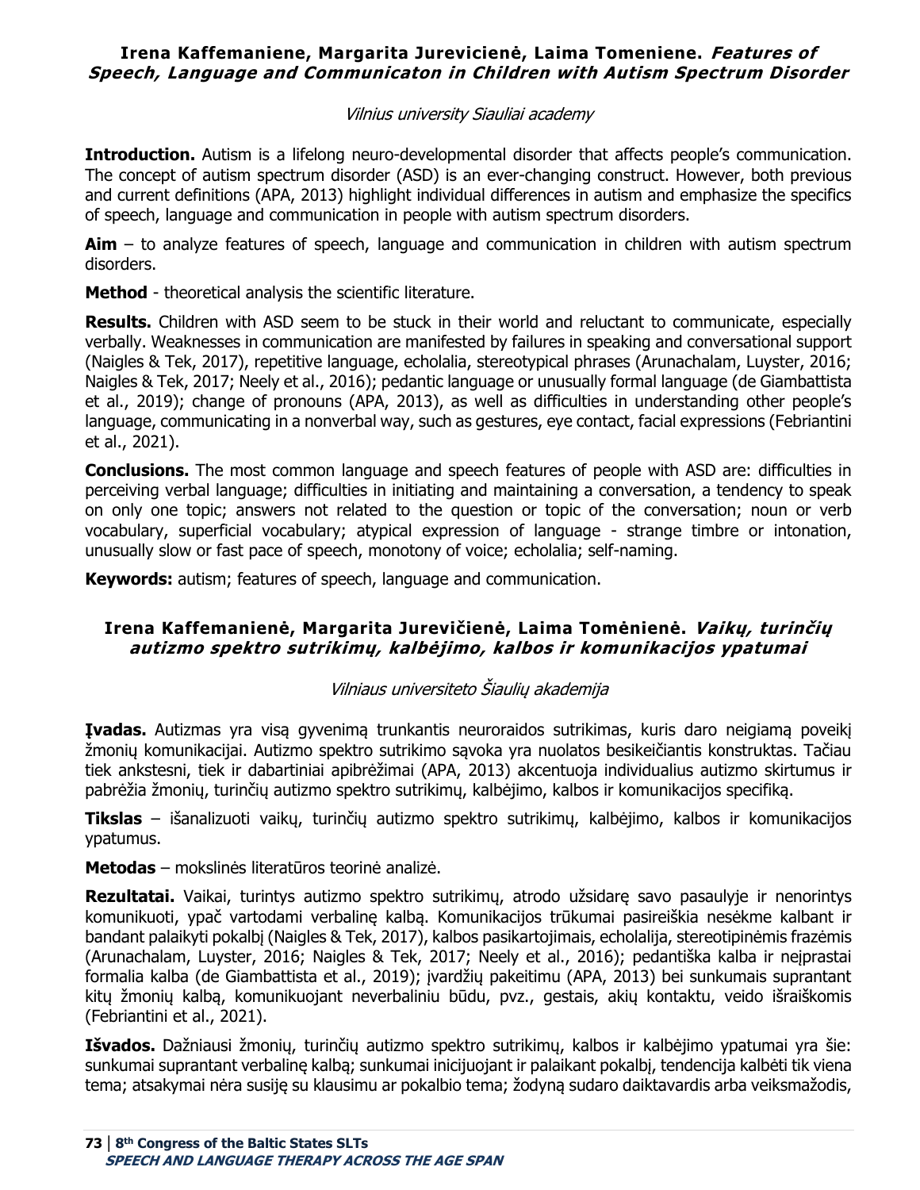**Irena Kaffemaniene, Margarita Jurevicienė, Laima Tomeniene. *Features of Speech, Language and Communicaton in Children with Autism Spectrum Disorder***

*Vilnius university Siauliai academy*

**Introduction.** Autism is a lifelong neuro-developmental disorder that affects people's communication. The concept of autism spectrum disorder (ASD) is an ever-changing construct. However, both previous and current definitions (APA, 2013) highlight individual differences in autism and emphasize the specifics of speech, language and communication in people with autism spectrum disorders.

**Aim** – to analyze features of speech, language and communication in children with autism spectrum disorders.

**Method** - theoretical analysis the scientific literature.

**Results.** Children with ASD seem to be stuck in their world and reluctant to communicate, especially verbally. Weaknesses in communication are manifested by failures in speaking and conversational support (Naigles & Tek, 2017), repetitive language, echolalia, stereotypical phrases (Arunachalam, Luyster, 2016; Naigles & Tek, 2017; Neely et al., 2016); pedantic language or unusually formal language (de Giambattista et al., 2019); change of pronouns (APA, 2013), as well as difficulties in understanding other people's language, communicating in a nonverbal way, such as gestures, eye contact, facial expressions (Febriantini et al., 2021).

**Conclusions.** The most common language and speech features of people with ASD are: difficulties in perceiving verbal language; difficulties in initiating and maintaining a conversation, a tendency to speak on only one topic; answers not related to the question or topic of the conversation; noun or verb vocabulary, superficial vocabulary; atypical expression of language - strange timbre or intonation, unusually slow or fast pace of speech, monotony of voice; echolalia; self-naming.

**Keywords:** autism; features of speech, language and communication.

**Irena Kaffemanienė, Margarita Jurevičienė, Laima Tomėnienė. *Vaikų, turinčių autizmo spektro sutrikimų, kalbėjimo, kalbos ir komunikacijos ypatumai***

*Vilniaus universiteto Šiaulių akademija*

**Įvadas.** Autizmas yra visą gyvenimą trunkantis neuroraidos sutrikimas, kuris daro neigiamą poveikį žmonių komunikacijai. Autizmo spektro sutrikimo sąvoka yra nuolatos besikeičiantis konstruktas. Tačiau tiek ankstesni, tiek ir dabartiniai apibrėžimai (APA, 2013) akcentuoja individualius autizmo skirtumus ir pabrėžia žmonių, turinčių autizmo spektro sutrikimų, kalbėjimo, kalbos ir komunikacijos specifiką.

**Tikslas** – išanalizuoti vaikų, turinčių autizmo spektro sutrikimų, kalbėjimo, kalbos ir komunikacijos ypatumus.

**Metodas** – mokslinės literatūros teorinė analizė.

**Rezultatai.** Vaikai, turintys autizmo spektro sutrikimų, atrodo užsidarę savo pasaulyje ir nenorintys komunikuoti, ypač vartodami verbalinę kalbą. Komunikacijos trūkumai pasireiškia nesėkme kalbant ir bandant palaikyti pokalbį (Naigles & Tek, 2017), kalbos pasikartojimais, echolalija, stereotipinėmis frazėmis (Arunachalam, Luyster, 2016; Naigles & Tek, 2017; Neely et al., 2016); pedantiška kalba ir neįprastai formalia kalba (de Giambattista et al., 2019); įvardžių pakeitimu (APA, 2013) bei sunkumais suprantant kitų žmonių kalbą, komunikuojant neverbaliniu būdu, pvz., gestais, akių kontaktu, veido išraiškomis (Febriantini et al., 2021).

**Išvados.** Dažniausi žmonių, turinčių autizmo spektro sutrikimų, kalbos ir kalbėjimo ypatumai yra šie: sunkumai suprantant verbalinę kalbą; sunkumai inicijuojant ir palaikant pokalbį, tendencija kalbėti tik viena tema; atsakymai nėra susiję su klausimu ar pokalbio tema; žodyną sudaro daiktavardis arba veiksmažodis,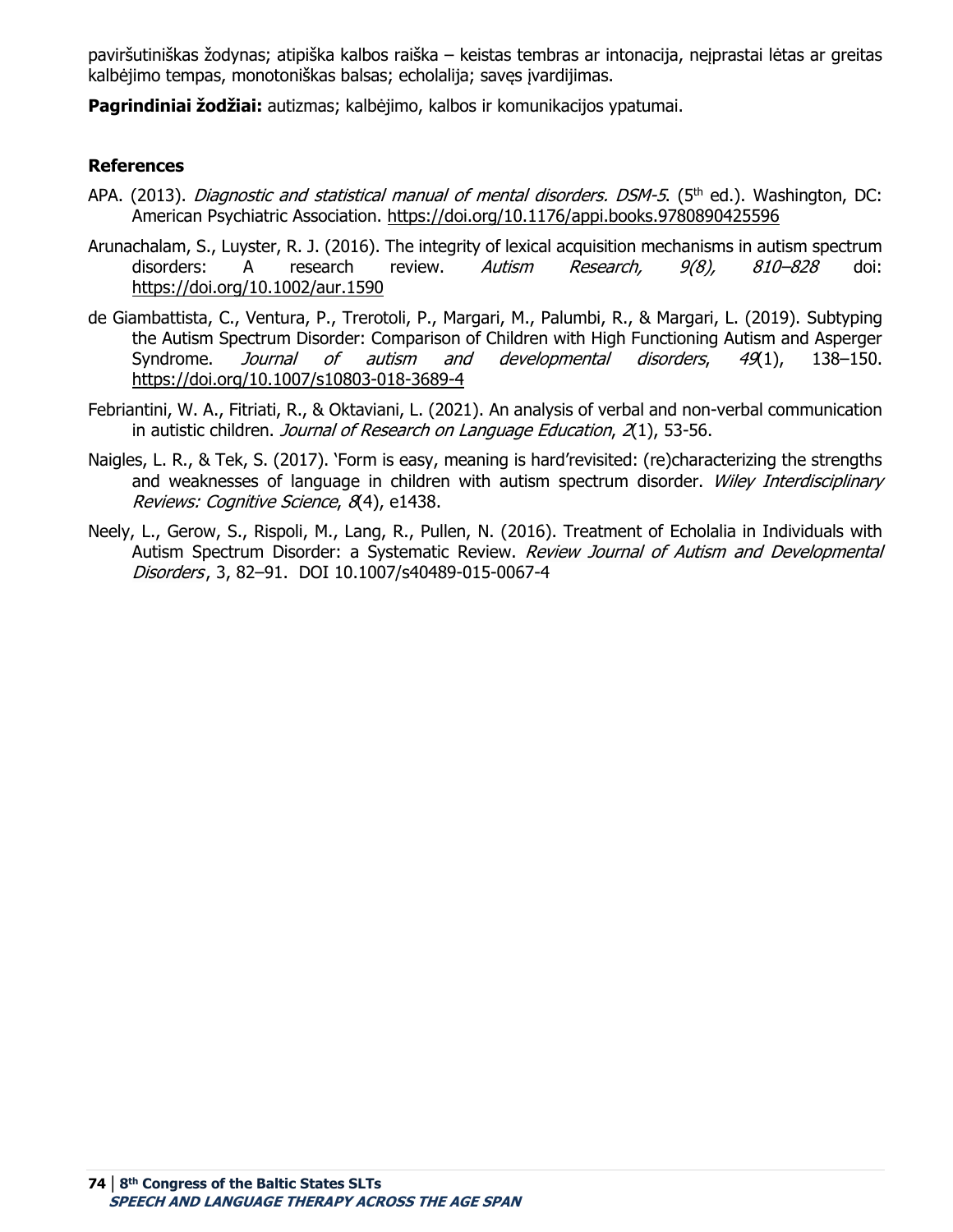paviršutiniškas žodynas; atipiška kalbos raiška – keistas tembras ar intonacija, neįprastai lėtas ar greitas kalbėjimo tempas, monotoniškas balsas; echolalija; savęs įvardijimas.

**Pagrindiniai žodžiai:** autizmas; kalbėjimo, kalbos ir komunikacijos ypatumai.

## References

APA. (2013). *Diagnostic and statistical manual of mental disorders. DSM-5*. (5th ed.). Washington, DC: American Psychiatric Association. https://doi.org/10.1176/appi.books.9780890425596

Arunachalam, S., Luyster, R. J. (2016). The integrity of lexical acquisition mechanisms in autism spectrum disorders: A research review. *Autism Research, 9(8), 810–828* doi: https://doi.org/10.1002/aur.1590

de Giambattista, C., Ventura, P., Trerotoli, P., Margari, M., Palumbi, R., & Margari, L. (2019). Subtyping the Autism Spectrum Disorder: Comparison of Children with High Functioning Autism and Asperger Syndrome. *Journal of autism and developmental disorders*, *49*(1), 138–150. https://doi.org/10.1007/s10803-018-3689-4

Febriantini, W. A., Fitriati, R., & Oktaviani, L. (2021). An analysis of verbal and non-verbal communication in autistic children. *Journal of Research on Language Education*, *2*(1), 53-56.

Naigles, L. R., & Tek, S. (2017). 'Form is easy, meaning is hard'revisited: (re)characterizing the strengths and weaknesses of language in children with autism spectrum disorder. *Wiley Interdisciplinary Reviews: Cognitive Science*, *8*(4), e1438.

Neely, L., Gerow, S., Rispoli, M., Lang, R., Pullen, N. (2016). Treatment of Echolalia in Individuals with Autism Spectrum Disorder: a Systematic Review. *Review Journal of Autism and Developmental Disorders*, 3, 82–91. DOI 10.1007/s40489-015-0067-4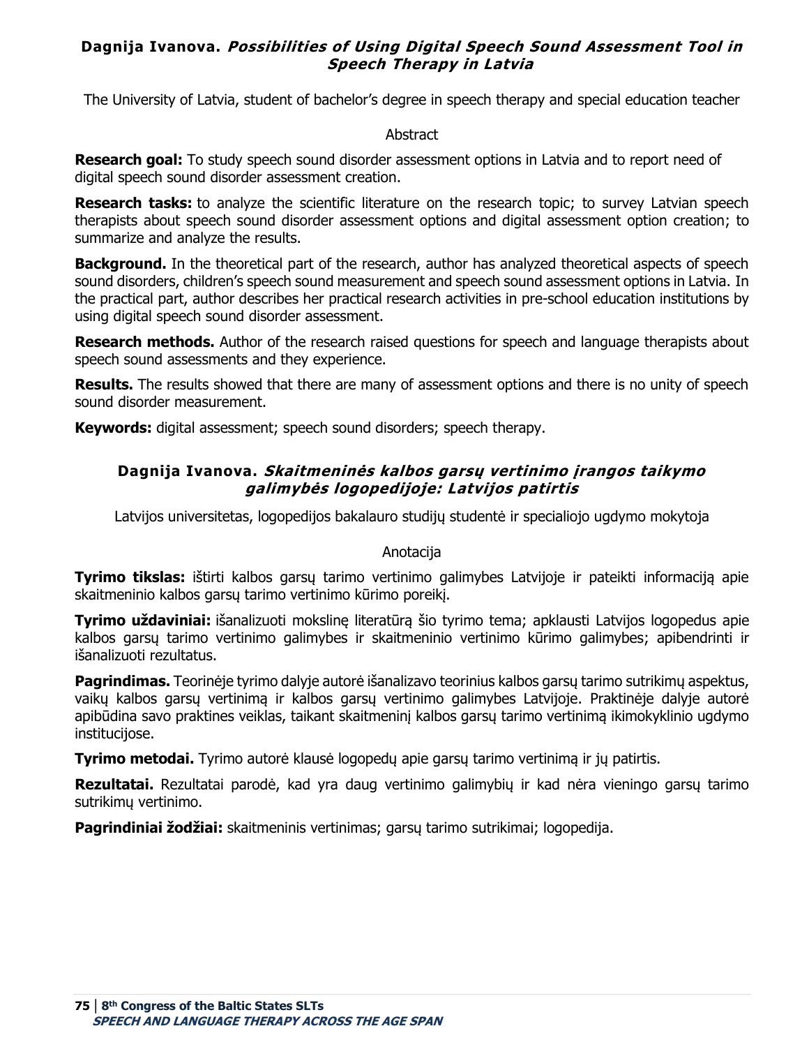## Dagnija Ivanova. *Possibilities of Using Digital Speech Sound Assessment Tool in Speech Therapy in Latvia*

The University of Latvia, student of bachelor's degree in speech therapy and special education teacher

Abstract

**Research goal:** To study speech sound disorder assessment options in Latvia and to report need of digital speech sound disorder assessment creation.

**Research tasks:** to analyze the scientific literature on the research topic; to survey Latvian speech therapists about speech sound disorder assessment options and digital assessment option creation; to summarize and analyze the results.

**Background.** In the theoretical part of the research, author has analyzed theoretical aspects of speech sound disorders, children's speech sound measurement and speech sound assessment options in Latvia. In the practical part, author describes her practical research activities in pre-school education institutions by using digital speech sound disorder assessment.

**Research methods.** Author of the research raised questions for speech and language therapists about speech sound assessments and they experience.

**Results.** The results showed that there are many of assessment options and there is no unity of speech sound disorder measurement.

**Keywords:** digital assessment; speech sound disorders; speech therapy.

## Dagnija Ivanova. *Skaitmeninės kalbos garsų vertinimo įrangos taikymo galimybės logopedijoje: Latvijos patirtis*

Latvijos universitetas, logopedijos bakalauro studijų studentė ir specialiojo ugdymo mokytoja

Anotacija

**Tyrimo tikslas:** ištirti kalbos garsų tarimo vertinimo galimybes Latvijoje ir pateikti informaciją apie skaitmeninio kalbos garsų tarimo vertinimo kūrimo poreikį.

**Tyrimo uždaviniai:** išanalizuoti mokslinę literatūrą šio tyrimo tema; apklausti Latvijos logopedus apie kalbos garsų tarimo vertinimo galimybes ir skaitmeninio vertinimo kūrimo galimybes; apibendrinti ir išanalizuoti rezultatus.

**Pagrindimas.** Teorinėje tyrimo dalyje autorė išanalizavo teorinius kalbos garsų tarimo sutrikimų aspektus, vaikų kalbos garsų vertinimą ir kalbos garsų vertinimo galimybes Latvijoje. Praktinėje dalyje autorė apibūdina savo praktines veiklas, taikant skaitmeninį kalbos garsų tarimo vertinimą ikimokyklinio ugdymo institucijose.

**Tyrimo metodai.** Tyrimo autorė klausė logopedų apie garsų tarimo vertinimą ir jų patirtis.

**Rezultatai.** Rezultatai parodė, kad yra daug vertinimo galimybių ir kad nėra vieningo garsų tarimo sutrikimų vertinimo.

**Pagrindiniai žodžiai:** skaitmeninis vertinimas; garsų tarimo sutrikimai; logopedija.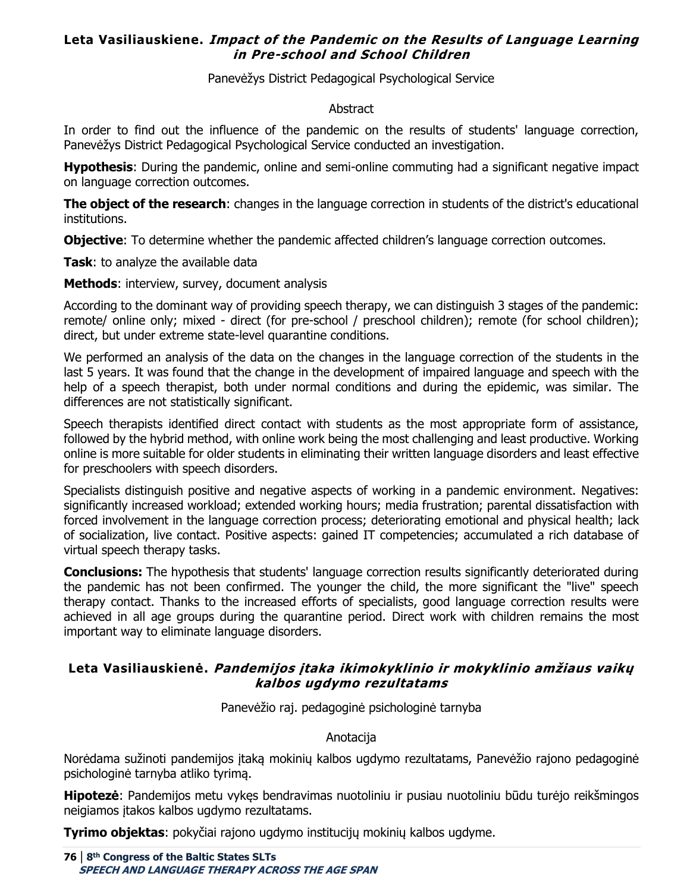## Leta Vasiliauskiene. *Impact of the Pandemic on the Results of Language Learning in Pre-school and School Children*

Panevėžys District Pedagogical Psychological Service

Abstract

In order to find out the influence of the pandemic on the results of students' language correction, Panevėžys District Pedagogical Psychological Service conducted an investigation.

**Hypothesis**: During the pandemic, online and semi-online commuting had a significant negative impact on language correction outcomes.

**The object of the research**: changes in the language correction in students of the district's educational institutions.

**Objective**: To determine whether the pandemic affected children's language correction outcomes.

**Task**: to analyze the available data

**Methods**: interview, survey, document analysis

According to the dominant way of providing speech therapy, we can distinguish 3 stages of the pandemic: remote/ online only; mixed - direct (for pre-school / preschool children); remote (for school children); direct, but under extreme state-level quarantine conditions.

We performed an analysis of the data on the changes in the language correction of the students in the last 5 years. It was found that the change in the development of impaired language and speech with the help of a speech therapist, both under normal conditions and during the epidemic, was similar. The differences are not statistically significant.

Speech therapists identified direct contact with students as the most appropriate form of assistance, followed by the hybrid method, with online work being the most challenging and least productive. Working online is more suitable for older students in eliminating their written language disorders and least effective for preschoolers with speech disorders.

Specialists distinguish positive and negative aspects of working in a pandemic environment. Negatives: significantly increased workload; extended working hours; media frustration; parental dissatisfaction with forced involvement in the language correction process; deteriorating emotional and physical health; lack of socialization, live contact. Positive aspects: gained IT competencies; accumulated a rich database of virtual speech therapy tasks.

**Conclusions:** The hypothesis that students' language correction results significantly deteriorated during the pandemic has not been confirmed. The younger the child, the more significant the "live" speech therapy contact. Thanks to the increased efforts of specialists, good language correction results were achieved in all age groups during the quarantine period. Direct work with children remains the most important way to eliminate language disorders.

## Leta Vasiliauskienė. *Pandemijos įtaka ikimokyklinio ir mokyklinio amžiaus vaikų kalbos ugdymo rezultatams*

Panevėžio raj. pedagoginė psichologinė tarnyba

Anotacija

Norėdama sužinoti pandemijos įtaką mokinių kalbos ugdymo rezultatams, Panevėžio rajono pedagoginė psichologinė tarnyba atliko tyrimą.

**Hipotezė**: Pandemijos metu vykęs bendravimas nuotoliniu ir pusiau nuotoliniu būdu turėjo reikšmingos neigiamos įtakos kalbos ugdymo rezultatams.

**Tyrimo objektas**: pokyčiai rajono ugdymo institucijų mokinių kalbos ugdyme.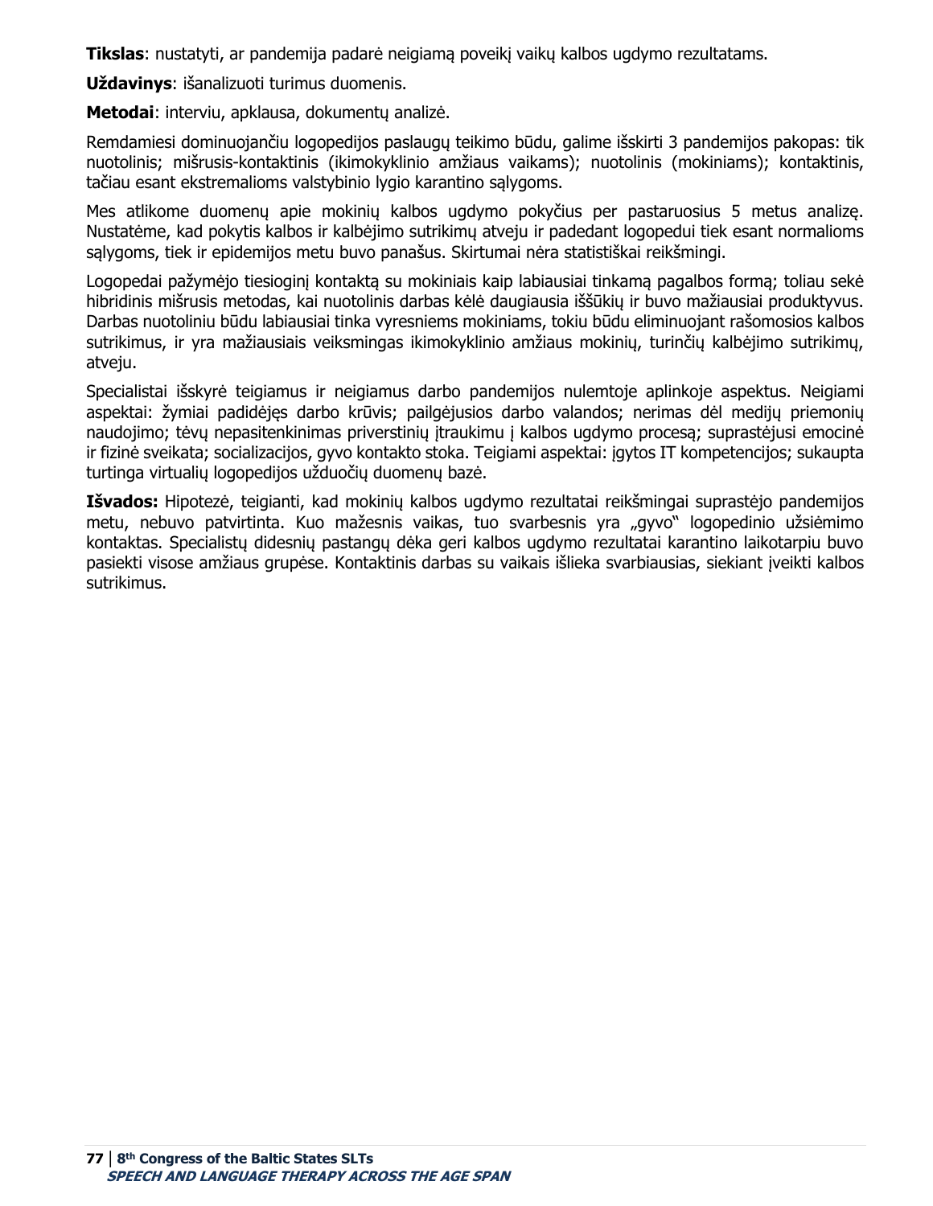**Tikslas**: nustatyti, ar pandemija padarė neigiamą poveikį vaikų kalbos ugdymo rezultatams.

**Uždavinys**: išanalizuoti turimus duomenis.

**Metodai**: interviu, apklausa, dokumentų analizė.

Remdamiesi dominuojančiu logopedijos paslaugų teikimo būdu, galime išskirti 3 pandemijos pakopas: tik nuotolinis; mišrusis-kontaktinis (ikimokyklinio amžiaus vaikams); nuotolinis (mokiniams); kontaktinis, tačiau esant ekstremalioms valstybinio lygio karantino sąlygoms.

Mes atlikome duomenų apie mokinių kalbos ugdymo pokyčius per pastaruosius 5 metus analizę. Nustatėme, kad pokytis kalbos ir kalbėjimo sutrikimų atveju ir padedant logopedui tiek esant normalioms sąlygoms, tiek ir epidemijos metu buvo panašus. Skirtumai nėra statistiškai reikšmingi.

Logopedai pažymėjo tiesioginį kontaktą su mokiniais kaip labiausiai tinkamą pagalbos formą; toliau sekė hibridinis mišrusis metodas, kai nuotolinis darbas kėlė daugiausia iššūkių ir buvo mažiausiai produktyvus. Darbas nuotoliniu būdu labiausiai tinka vyresniems mokiniams, tokiu būdu eliminuojant rašomosios kalbos sutrikimus, ir yra mažiausiais veiksmingas ikimokyklinio amžiaus mokinių, turinčių kalbėjimo sutrikimų, atveju.

Specialistai išskyrė teigiamus ir neigiamus darbo pandemijos nulemtoje aplinkoje aspektus. Neigiami aspektai: žymiai padidėjęs darbo krūvis; pailgėjusios darbo valandos; nerimas dėl medijų priemonių naudojimo; tėvų nepasitenkinimas priverstinių įtraukimu į kalbos ugdymo procesą; suprastėjusi emocinė ir fizinė sveikata; socializacijos, gyvo kontakto stoka. Teigiami aspektai: įgytos IT kompetencijos; sukaupta turtinga virtualių logopedijos užduočių duomenų bazė.

**Išvados:** Hipotezė, teigianti, kad mokinių kalbos ugdymo rezultatai reikšmingai suprastėjo pandemijos metu, nebuvo patvirtinta. Kuo mažesnis vaikas, tuo svarbesnis yra „gyvo" logopedinio užsiėmimo kontaktas. Specialistų didesnių pastangų dėka geri kalbos ugdymo rezultatai karantino laikotarpiu buvo pasiekti visose amžiaus grupėse. Kontaktinis darbas su vaikais išlieka svarbiausias, siekiant įveikti kalbos sutrikimus.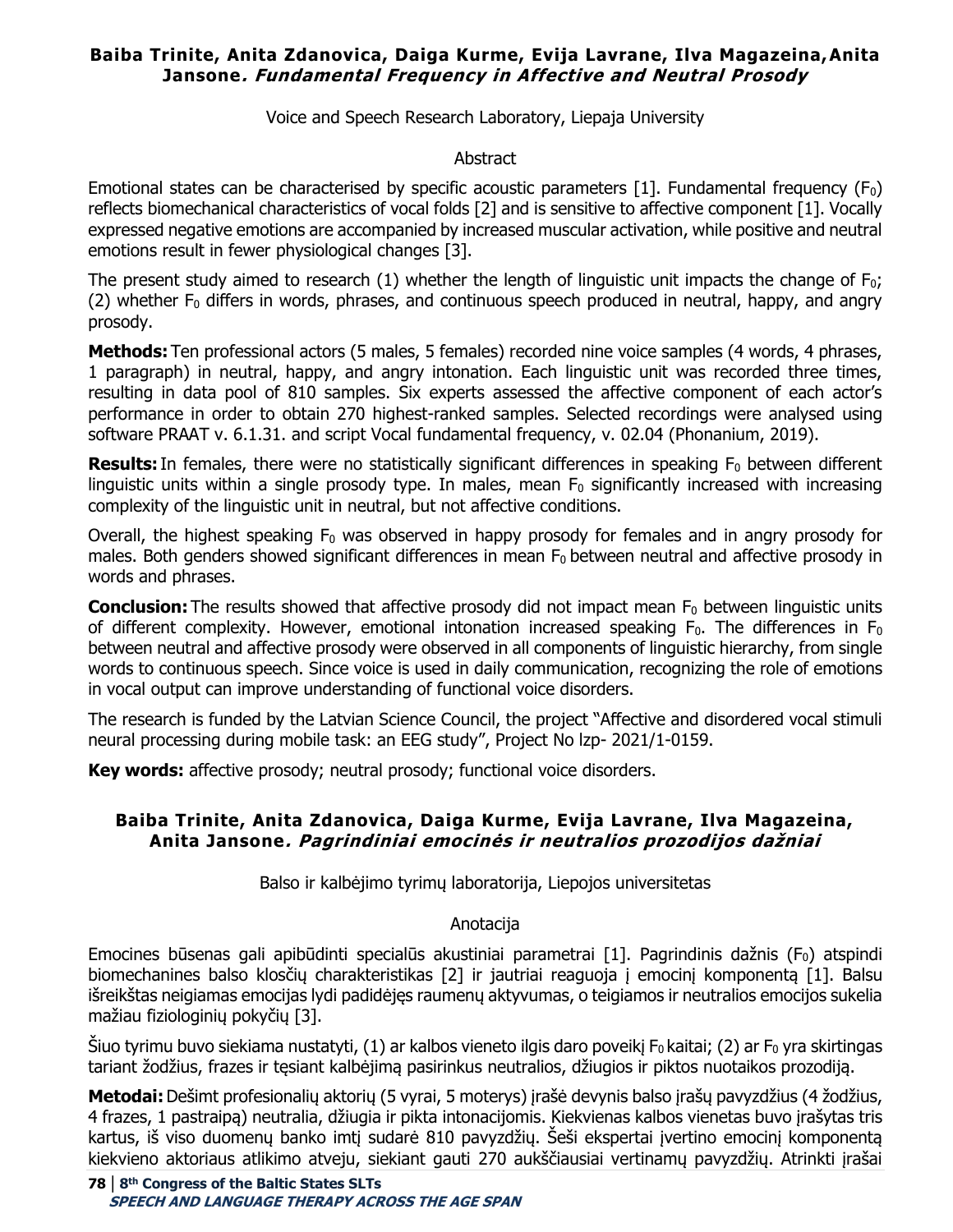**Baiba Trinite, Anita Zdanovica, Daiga Kurme, Evija Lavrane, Ilva Magazeina, Anita Jansone*. Fundamental Frequency in Affective and Neutral Prosody***

Voice and Speech Research Laboratory, Liepaja University

Abstract

Emotional states can be characterised by specific acoustic parameters [1]. Fundamental frequency ($F_0$) reflects biomechanical characteristics of vocal folds [2] and is sensitive to affective component [1]. Vocally expressed negative emotions are accompanied by increased muscular activation, while positive and neutral emotions result in fewer physiological changes [3].

The present study aimed to research (1) whether the length of linguistic unit impacts the change of $F_0$; (2) whether $F_0$ differs in words, phrases, and continuous speech produced in neutral, happy, and angry prosody.

**Methods:** Ten professional actors (5 males, 5 females) recorded nine voice samples (4 words, 4 phrases, 1 paragraph) in neutral, happy, and angry intonation. Each linguistic unit was recorded three times, resulting in data pool of 810 samples. Six experts assessed the affective component of each actor's performance in order to obtain 270 highest-ranked samples. Selected recordings were analysed using software PRAAT v. 6.1.31. and script Vocal fundamental frequency, v. 02.04 (Phonanium, 2019).

**Results:** In females, there were no statistically significant differences in speaking $F_0$ between different linguistic units within a single prosody type. In males, mean $F_0$ significantly increased with increasing complexity of the linguistic unit in neutral, but not affective conditions.

Overall, the highest speaking $F_0$ was observed in happy prosody for females and in angry prosody for males. Both genders showed significant differences in mean $F_0$ between neutral and affective prosody in words and phrases.

**Conclusion:** The results showed that affective prosody did not impact mean $F_0$ between linguistic units of different complexity. However, emotional intonation increased speaking $F_0$. The differences in $F_0$ between neutral and affective prosody were observed in all components of linguistic hierarchy, from single words to continuous speech. Since voice is used in daily communication, recognizing the role of emotions in vocal output can improve understanding of functional voice disorders.

The research is funded by the Latvian Science Council, the project "Affective and disordered vocal stimuli neural processing during mobile task: an EEG study", Project No lzp- 2021/1-0159.

**Key words:** affective prosody; neutral prosody; functional voice disorders.

**Baiba Trinite, Anita Zdanovica, Daiga Kurme, Evija Lavrane, Ilva Magazeina, Anita Jansone*. Pagrindiniai emocinės ir neutralios prozodijos dažniai***

Balso ir kalbėjimo tyrimų laboratorija, Liepojos universitetas

Anotacija

Emocines būsenas gali apibūdinti specialūs akustiniai parametrai [1]. Pagrindinis dažnis ($F_0$) atspindi biomechanines balso klosčių charakteristikas [2] ir jautriai reaguoja į emocinį komponentą [1]. Balsu išreikštas neigiamas emocijas lydi padidėjęs raumenų aktyvumas, o teigiamos ir neutralios emocijos sukelia mažiau fiziologinių pokyčių [3].

Šiuo tyrimu buvo siekiama nustatyti, (1) ar kalbos vieneto ilgis daro poveikį $F_0$ kaitai; (2) ar $F_0$ yra skirtingas tariant žodžius, frazes ir tęsiant kalbėjimą pasirinkus neutralios, džiugios ir piktos nuotaikos prozodiją.

**Metodai:** Dešimt profesionalių aktorių (5 vyrai, 5 moterys) įrašė devynis balso įrašų pavyzdžius (4 žodžius, 4 frazes, 1 pastraipą) neutralia, džiugia ir pikta intonacijomis. Kiekvienas kalbos vienetas buvo įrašytas tris kartus, iš viso duomenų banko imtį sudarė 810 pavyzdžių. Šeši ekspertai įvertino emocinį komponentą kiekvieno aktoriaus atlikimo atveju, siekiant gauti 270 aukščiausiai vertinamų pavyzdžių. Atrinkti įrašai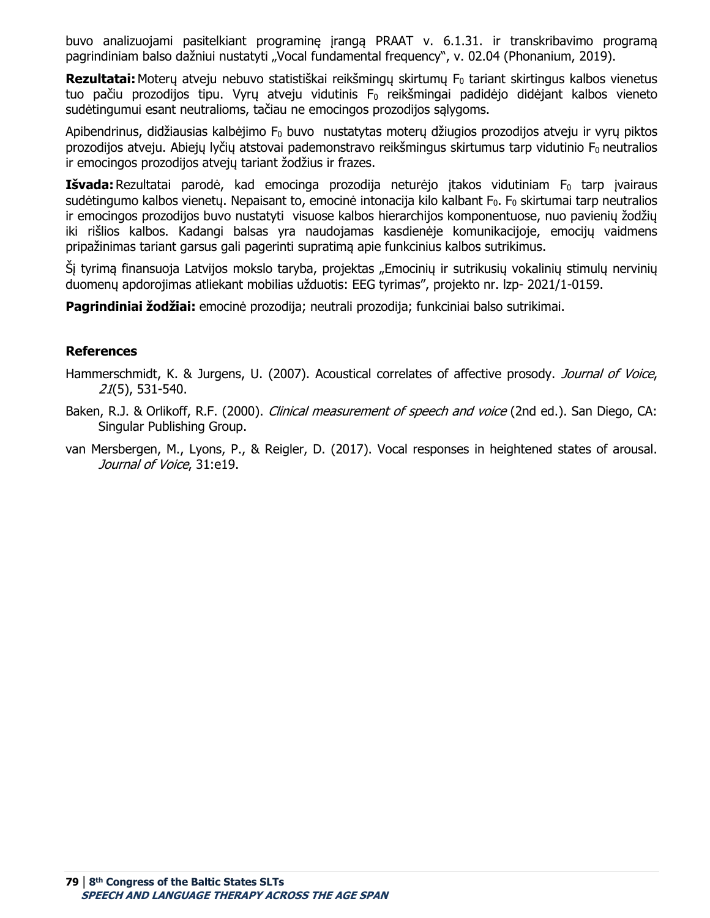buvo analizuojami pasitelkiant programinę įrangą PRAAT v. 6.1.31. ir transkribavimo programą pagrindiniam balso dažniui nustatyti „Vocal fundamental frequency", v. 02.04 (Phonanium, 2019).

**Rezultatai:** Moterų atveju nebuvo statistiškai reikšmingų skirtumų $F_0$ tariant skirtingus kalbos vienetus tuo pačiu prozodijos tipu. Vyrų atveju vidutinis $F_0$ reikšmingai padidėjo didėjant kalbos vieneto sudėtingumui esant neutralioms, tačiau ne emocingos prozodijos sąlygoms.

Apibendrinus, didžiausias kalbėjimo $F_0$ buvo nustatytas moterų džiugios prozodijos atveju ir vyrų piktos prozodijos atveju. Abiejų lyčių atstovai pademonstravo reikšmingus skirtumus tarp vidutinio $F_0$ neutralios ir emocingos prozodijos atvejų tariant žodžius ir frazes.

**Išvada:** Rezultatai parodė, kad emocinga prozodija neturėjo įtakos vidutiniam $F_0$ tarp įvairaus sudėtingumo kalbos vienetų. Nepaisant to, emocinė intonacija kilo kalbant $F_0$. $F_0$ skirtumai tarp neutralios ir emocingos prozodijos buvo nustatyti visuose kalbos hierarchijos komponentuose, nuo pavienių žodžių iki rišlios kalbos. Kadangi balsas yra naudojamas kasdienėje komunikacijoje, emocijų vaidmens pripažinimas tariant garsus gali pagerinti supratimą apie funkcinius kalbos sutrikimus.

Šį tyrimą finansuoja Latvijos mokslo taryba, projektas „Emocinių ir sutrikusių vokalinių stimulų nervinių duomenų apdorojimas atliekant mobilias užduotis: EEG tyrimas", projekto nr. lzp- 2021/1-0159.

**Pagrindiniai žodžiai:** emocinė prozodija; neutrali prozodija; funkciniai balso sutrikimai.

## References

Hammerschmidt, K. & Jurgens, U. (2007). Acoustical correlates of affective prosody. *Journal of Voice*, *21*(5), 531-540.

Baken, R.J. & Orlikoff, R.F. (2000). *Clinical measurement of speech and voice* (2nd ed.). San Diego, CA: Singular Publishing Group.

van Mersbergen, M., Lyons, P., & Reigler, D. (2017). Vocal responses in heightened states of arousal. *Journal of Voice*, 31:e19.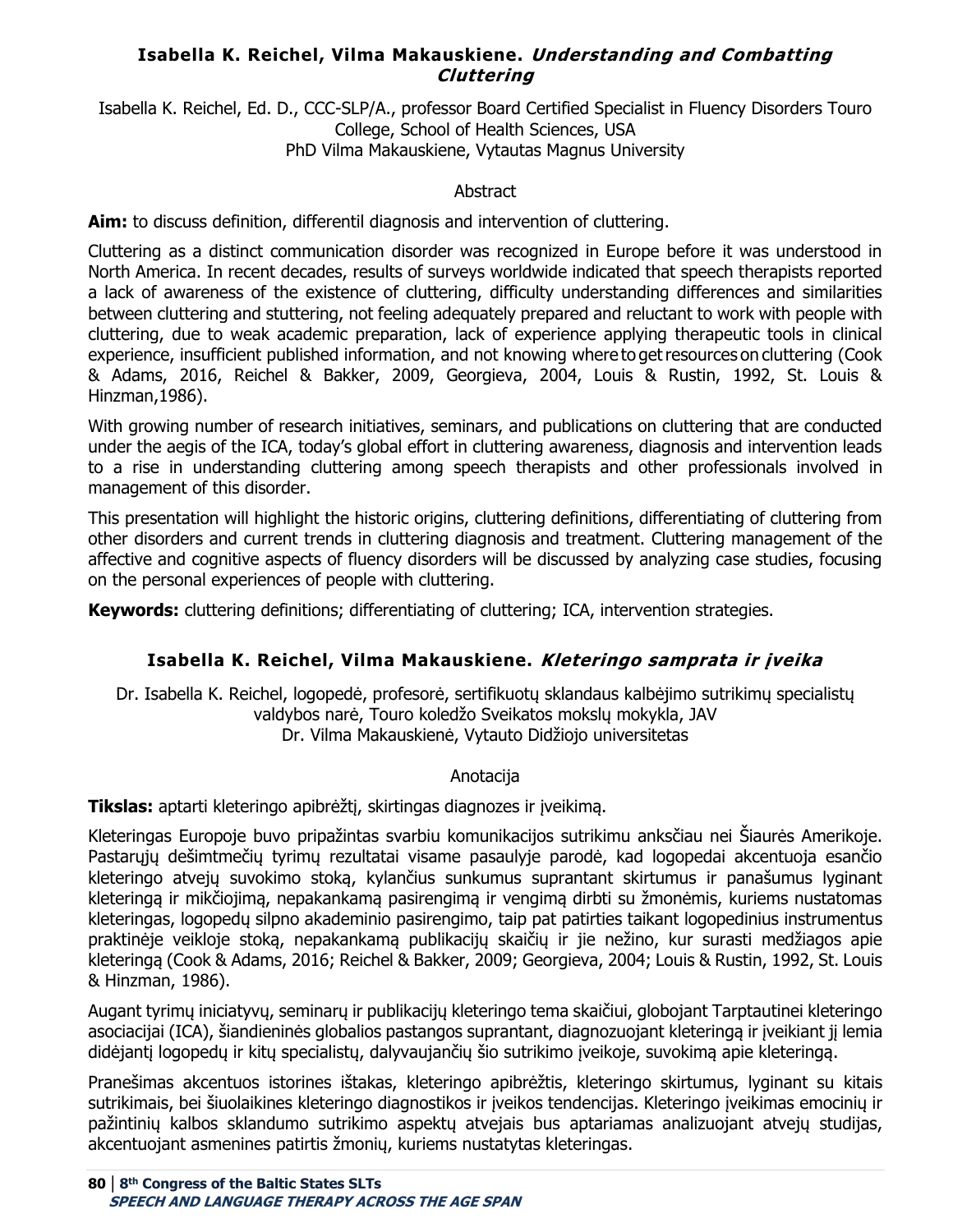### **Isabella K. Reichel, Vilma Makauskiene.** ***Understanding and Combatting Cluttering***

Isabella K. Reichel, Ed. D., CCC-SLP/A., professor Board Certified Specialist in Fluency Disorders Touro College, School of Health Sciences, USA
PhD Vilma Makauskiene, Vytautas Magnus University

Abstract

**Aim:** to discuss definition, differentil diagnosis and intervention of cluttering.

Cluttering as a distinct communication disorder was recognized in Europe before it was understood in North America. In recent decades, results of surveys worldwide indicated that speech therapists reported a lack of awareness of the existence of cluttering, difficulty understanding differences and similarities between cluttering and stuttering, not feeling adequately prepared and reluctant to work with people with cluttering, due to weak academic preparation, lack of experience applying therapeutic tools in clinical experience, insufficient published information, and not knowing where to get resources on cluttering (Cook & Adams, 2016, Reichel & Bakker, 2009, Georgieva, 2004, Louis & Rustin, 1992, St. Louis & Hinzman,1986).

With growing number of research initiatives, seminars, and publications on cluttering that are conducted under the aegis of the ICA, today's global effort in cluttering awareness, diagnosis and intervention leads to a rise in understanding cluttering among speech therapists and other professionals involved in management of this disorder.

This presentation will highlight the historic origins, cluttering definitions, differentiating of cluttering from other disorders and current trends in cluttering diagnosis and treatment. Cluttering management of the affective and cognitive aspects of fluency disorders will be discussed by analyzing case studies, focusing on the personal experiences of people with cluttering.

**Keywords:** cluttering definitions; differentiating of cluttering; ICA, intervention strategies.

### **Isabella K. Reichel, Vilma Makauskiene.** ***Kleteringo samprata ir įveika***

Dr. Isabella K. Reichel, logopedė, profesorė, sertifikuotų sklandaus kalbėjimo sutrikimų specialistų valdybos narė, Touro koledžo Sveikatos mokslų mokykla, JAV
Dr. Vilma Makauskienė, Vytauto Didžiojo universitetas

Anotacija

**Tikslas:** aptarti kleteringo apibrėžtį, skirtingas diagnozes ir įveikimą.

Kleteringas Europoje buvo pripažintas svarbiu komunikacijos sutrikimu anksčiau nei Šiaurės Amerikoje. Pastarųjų dešimtmečių tyrimų rezultatai visame pasaulyje parodė, kad logopedai akcentuoja esančio kleteringo atvejų suvokimo stoką, kylančius sunkumus suprantant skirtumus ir panašumus lyginant kleteringą ir mikčiojimą, nepakankamą pasirengimą ir vengimą dirbti su žmonėmis, kuriems nustatomas kleteringas, logopedų silpno akademinio pasirengimo, taip pat patirties taikant logopedinius instrumentus praktinėje veikloje stoką, nepakankamą publikacijų skaičių ir jie nežino, kur surasti medžiagos apie kleteringą (Cook & Adams, 2016; Reichel & Bakker, 2009; Georgieva, 2004; Louis & Rustin, 1992, St. Louis & Hinzman, 1986).

Augant tyrimų iniciatyvų, seminarų ir publikacijų kleteringo tema skaičiui, globojant Tarptautinei kleteringo asociacijai (ICA), šiandieninės globalios pastangos suprantant, diagnozuojant kleteringą ir įveikiant jį lemia didėjantį logopedų ir kitų specialistų, dalyvaujančių šio sutrikimo įveikoje, suvokimą apie kleteringą.

Pranešimas akcentuos istorines ištakas, kleteringo apibrėžtis, kleteringo skirtumus, lyginant su kitais sutrikimais, bei šiuolaikines kleteringo diagnostikos ir įveikos tendencijas. Kleteringo įveikimas emocinių ir pažintinių kalbos sklandumo sutrikimo aspektų atvejais bus aptariamas analizuojant atvejų studijas, akcentuojant asmenines patirtis žmonių, kuriems nustatytas kleteringas.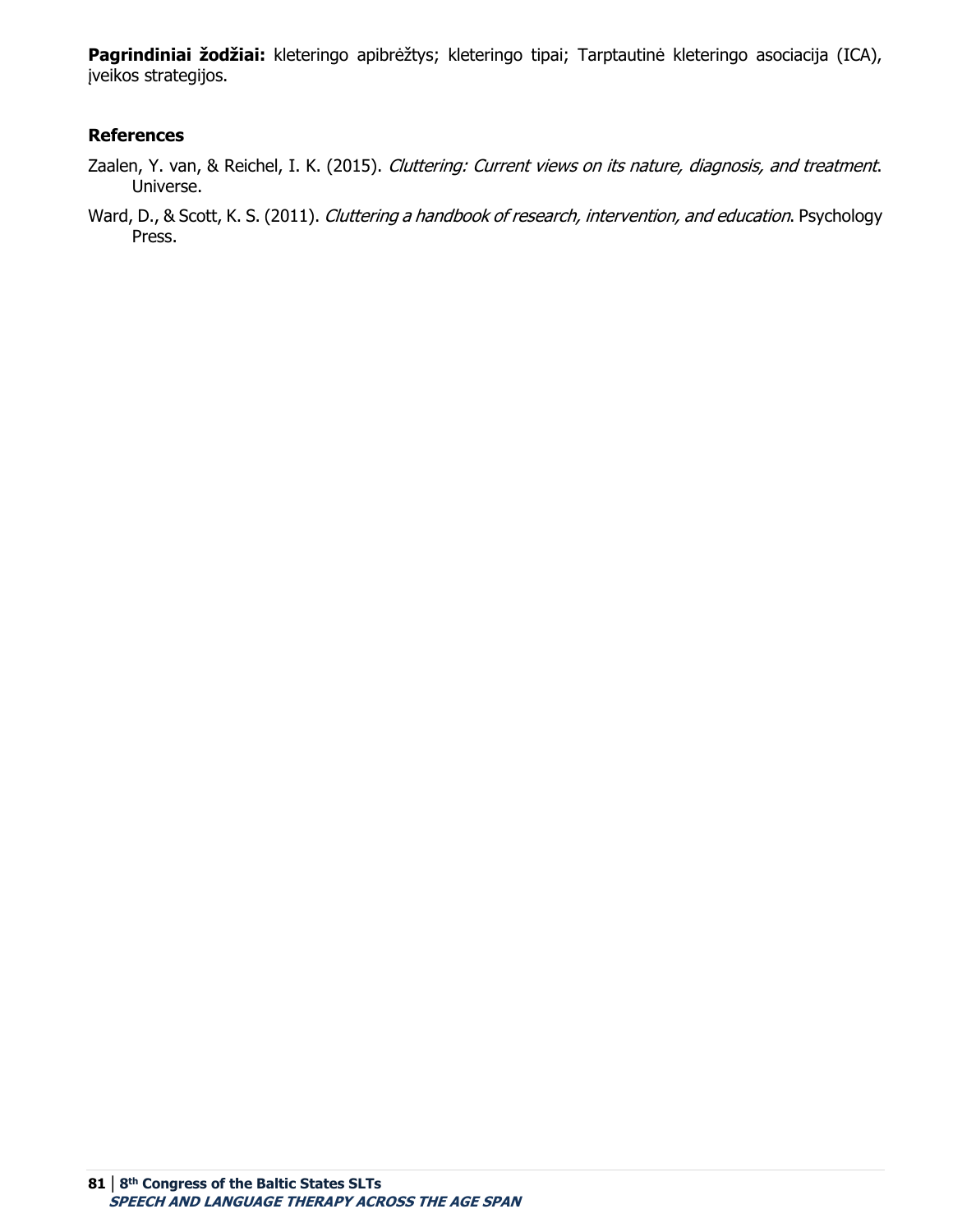**Pagrindiniai žodžiai:** kleteringo apibrėžtys; kleteringo tipai; Tarptautinė kleteringo asociacija (ICA), įveikos strategijos.

### References

Zaalen, Y. van, & Reichel, I. K. (2015). *Cluttering: Current views on its nature, diagnosis, and treatment*. Universe.

Ward, D., & Scott, K. S. (2011). *Cluttering a handbook of research, intervention, and education*. Psychology Press.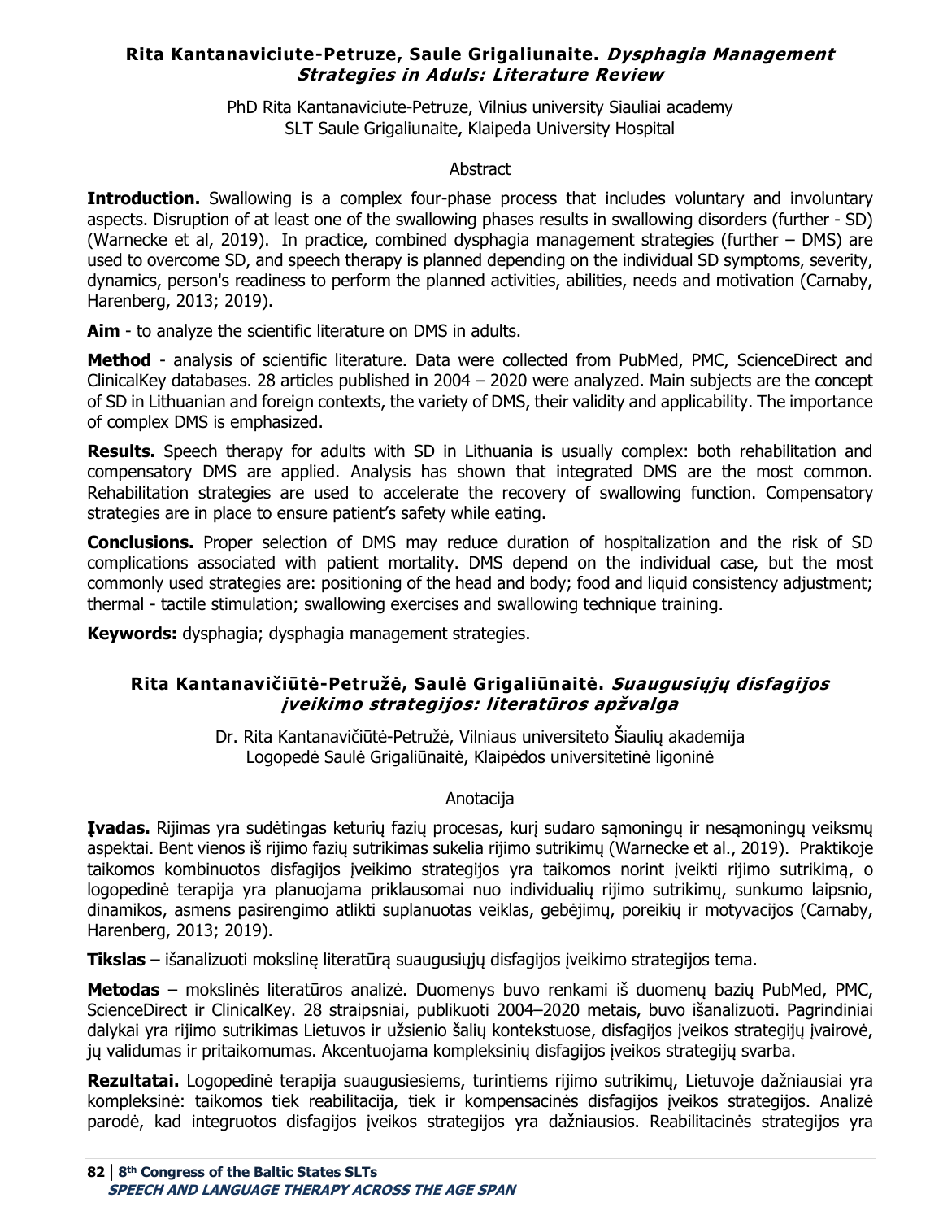## Rita Kantanaviciute-Petruze, Saule Grigaliunaite. *Dysphagia Management Strategies in Aduls: Literature Review*

PhD Rita Kantanaviciute-Petruze, Vilnius university Siauliai academy
SLT Saule Grigaliunaite, Klaipeda University Hospital

### Abstract

**Introduction.** Swallowing is a complex four-phase process that includes voluntary and involuntary aspects. Disruption of at least one of the swallowing phases results in swallowing disorders (further - SD) (Warnecke et al, 2019). In practice, combined dysphagia management strategies (further – DMS) are used to overcome SD, and speech therapy is planned depending on the individual SD symptoms, severity, dynamics, person's readiness to perform the planned activities, abilities, needs and motivation (Carnaby, Harenberg, 2013; 2019).

**Aim** - to analyze the scientific literature on DMS in adults.

**Method** - analysis of scientific literature. Data were collected from PubMed, PMC, ScienceDirect and ClinicalKey databases. 28 articles published in 2004 – 2020 were analyzed. Main subjects are the concept of SD in Lithuanian and foreign contexts, the variety of DMS, their validity and applicability. The importance of complex DMS is emphasized.

**Results.** Speech therapy for adults with SD in Lithuania is usually complex: both rehabilitation and compensatory DMS are applied. Analysis has shown that integrated DMS are the most common. Rehabilitation strategies are used to accelerate the recovery of swallowing function. Compensatory strategies are in place to ensure patient's safety while eating.

**Conclusions.** Proper selection of DMS may reduce duration of hospitalization and the risk of SD complications associated with patient mortality. DMS depend on the individual case, but the most commonly used strategies are: positioning of the head and body; food and liquid consistency adjustment; thermal - tactile stimulation; swallowing exercises and swallowing technique training.

**Keywords:** dysphagia; dysphagia management strategies.

## Rita Kantanavičiūtė-Petružė, Saulė Grigaliūnaitė. *Suaugusiųjų disfagijos įveikimo strategijos: literatūros apžvalga*

Dr. Rita Kantanavičiūtė-Petružė, Vilniaus universiteto Šiaulių akademija
Logopedė Saulė Grigaliūnaitė, Klaipėdos universitetinė ligoninė

### Anotacija

**Įvadas.** Rijimas yra sudėtingas keturių fazių procesas, kurį sudaro sąmoningų ir nesąmoningų veiksmų aspektai. Bent vienos iš rijimo fazių sutrikimas sukelia rijimo sutrikimų (Warnecke et al., 2019). Praktikoje taikomos kombinuotos disfagijos įveikimo strategijos yra taikomos norint įveikti rijimo sutrikimą, o logopedinė terapija yra planuojama priklausomai nuo individualių rijimo sutrikimų, sunkumo laipsnio, dinamikos, asmens pasirengimo atlikti suplanuotas veiklas, gebėjimų, poreikių ir motyvacijos (Carnaby, Harenberg, 2013; 2019).

**Tikslas** – išanalizuoti mokslinę literatūrą suaugusiųjų disfagijos įveikimo strategijos tema.

**Metodas** – mokslinės literatūros analizė. Duomenys buvo renkami iš duomenų bazių PubMed, PMC, ScienceDirect ir ClinicalKey. 28 straipsniai, publikuoti 2004–2020 metais, buvo išanalizuoti. Pagrindiniai dalykai yra rijimo sutrikimas Lietuvos ir užsienio šalių kontekstuose, disfagijos įveikos strategijų įvairovė, jų validumas ir pritaikomumas. Akcentuojama kompleksinių disfagijos įveikos strategijų svarba.

**Rezultatai.** Logopedinė terapija suaugusiesiems, turintiems rijimo sutrikimų, Lietuvoje dažniausiai yra kompleksinė: taikomos tiek reabilitacija, tiek ir kompensacinės disfagijos įveikos strategijos. Analizė parodė, kad integruotos disfagijos įveikos strategijos yra dažniausios. Reabilitacinės strategijos yra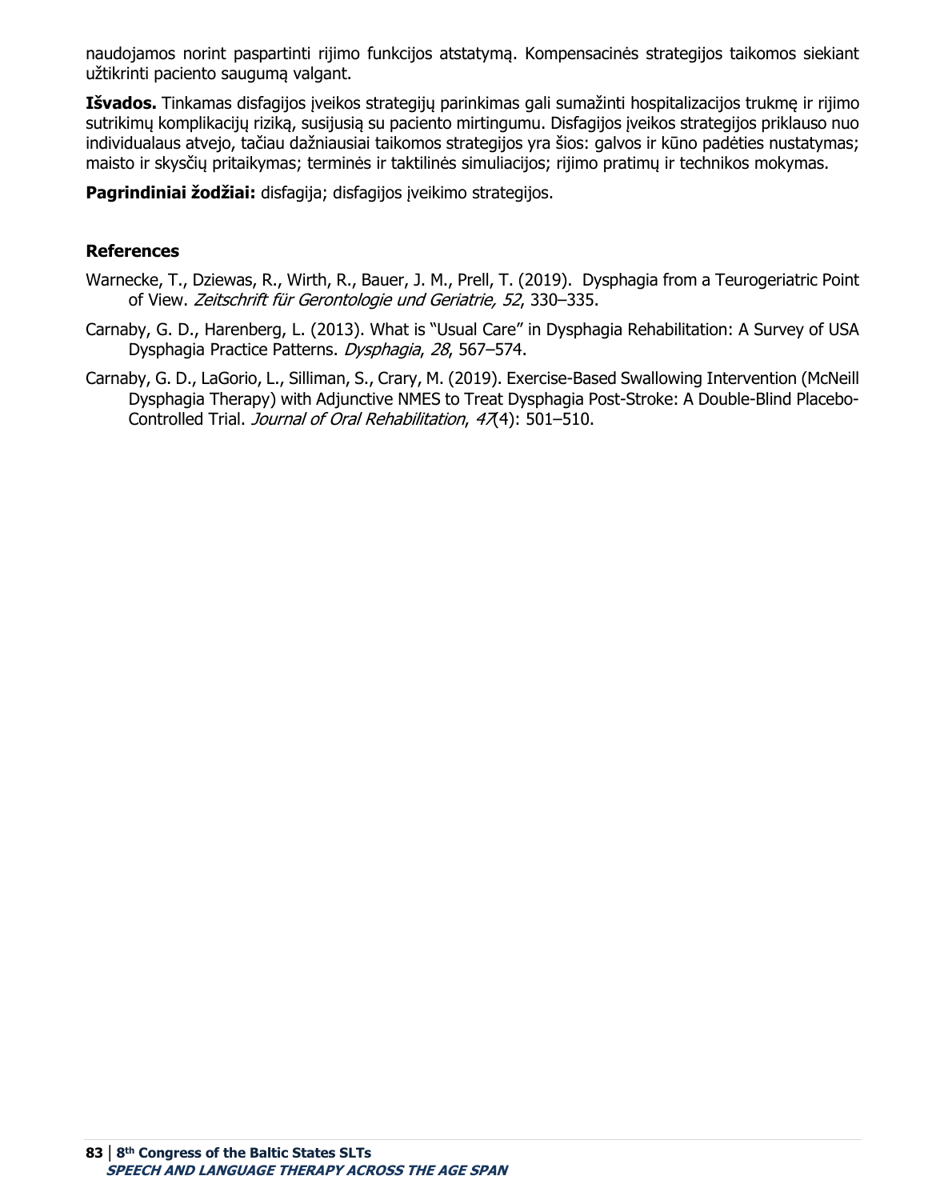naudojamos norint paspartinti rijimo funkcijos atstatymą. Kompensacinės strategijos taikomos siekiant užtikrinti paciento saugumą valgant.

**Išvados.** Tinkamas disfagijos įveikos strategijų parinkimas gali sumažinti hospitalizacijos trukmę ir rijimo sutrikimų komplikacijų riziką, susijusią su paciento mirtingumu. Disfagijos įveikos strategijos priklauso nuo individualaus atvejo, tačiau dažniausiai taikomos strategijos yra šios: galvos ir kūno padėties nustatymas; maisto ir skysčių pritaikymas; terminės ir taktilinės simuliacijos; rijimo pratimų ir technikos mokymas.

**Pagrindiniai žodžiai:** disfagija; disfagijos įveikimo strategijos.

### References

Warnecke, T., Dziewas, R., Wirth, R., Bauer, J. M., Prell, T. (2019). Dysphagia from a Teurogeriatric Point of View. *Zeitschrift für Gerontologie und Geriatrie, 52*, 330–335.

Carnaby, G. D., Harenberg, L. (2013). What is "Usual Care" in Dysphagia Rehabilitation: A Survey of USA Dysphagia Practice Patterns. *Dysphagia*, *28*, 567–574.

Carnaby, G. D., LaGorio, L., Silliman, S., Crary, M. (2019). Exercise-Based Swallowing Intervention (McNeill Dysphagia Therapy) with Adjunctive NMES to Treat Dysphagia Post-Stroke: A Double-Blind Placebo-Controlled Trial. *Journal of Oral Rehabilitation*, *47*(4): 501–510.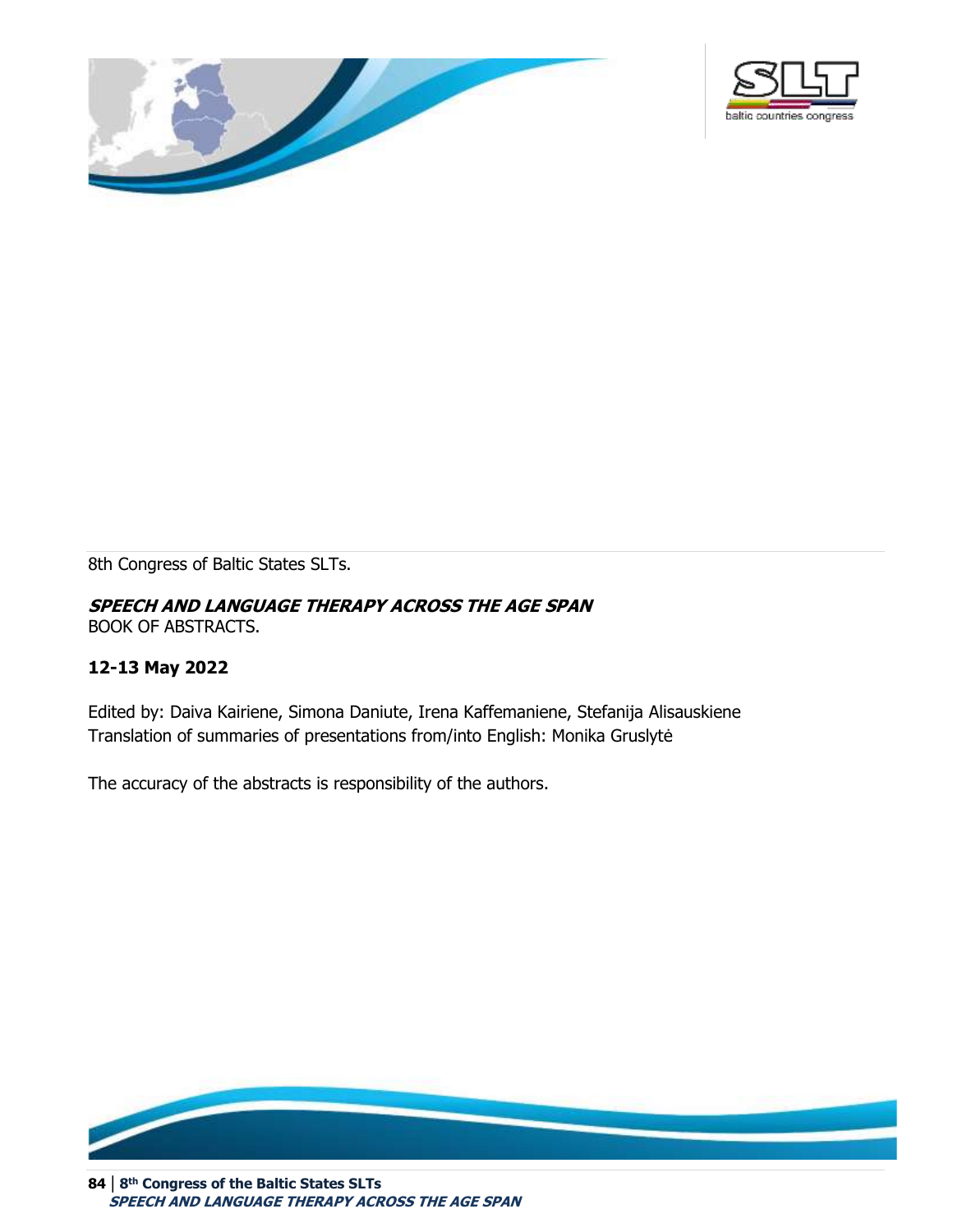8th Congress of Baltic States SLTs.

***SPEECH AND LANGUAGE THERAPY ACROSS THE AGE SPAN***
BOOK OF ABSTRACTS.

**12-13 May 2022**

Edited by: Daiva Kairiene, Simona Daniute, Irena Kaffemaniene, Stefanija Alisauskiene
Translation of summaries of presentations from/into English: Monika Gruslytė

The accuracy of the abstracts is responsibility of the authors.